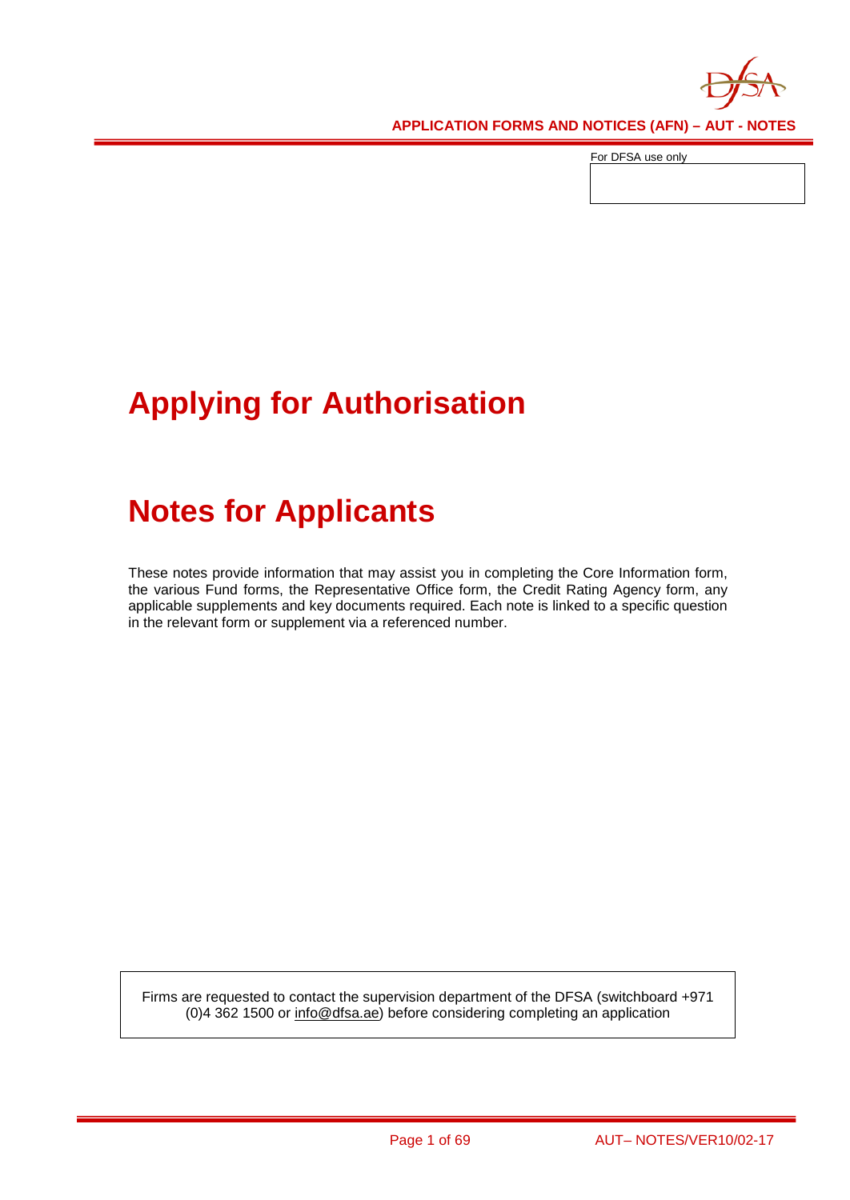For DFSA use only

# Applying for Authorisation

# Notes for Applicants

These notes provide information that may assist you in completing the Core Information form, the various Fund forms, the Representative Office form, the Credit Rating Agency form, any applicable supplements and key documents required. Each note is linked to a specific question in the relevant form or supplement via a referenced number.

Firms are requested to contact the supervision department of the DFSA (switchboard +971 (0)4 362 1500 or info@dfsa.ae) before considering completing an application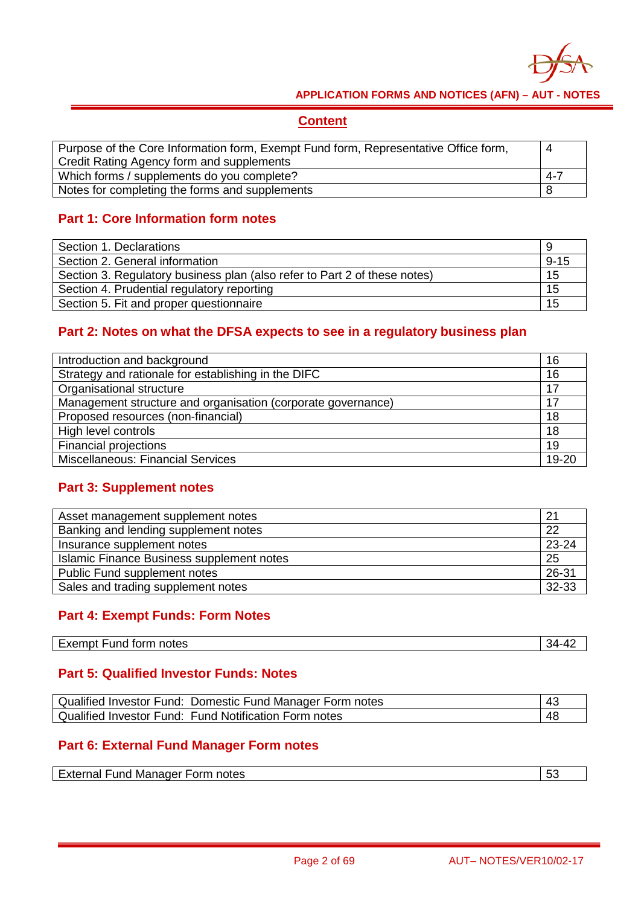## Content

| | |
|---|---|
| Purpose of the Core Information form, Exempt Fund form, Representative Office form, Credit Rating Agency form and supplements | 4 |
| Which forms / supplements do you complete? | 4-7 |
| Notes for completing the forms and supplements | 8 |

### Part 1: Core Information form notes

| | |
|---|---|
| Section 1. Declarations | 9 |
| Section 2. General information | 9-15 |
| Section 3. Regulatory business plan (also refer to Part 2 of these notes) | 15 |
| Section 4. Prudential regulatory reporting | 15 |
| Section 5. Fit and proper questionnaire | 15 |

### Part 2: Notes on what the DFSA expects to see in a regulatory business plan

| | |
|---|---|
| Introduction and background | 16 |
| Strategy and rationale for establishing in the DIFC | 16 |
| Organisational structure | 17 |
| Management structure and organisation (corporate governance) | 17 |
| Proposed resources (non-financial) | 18 |
| High level controls | 18 |
| Financial projections | 19 |
| Miscellaneous: Financial Services | 19-20 |

### Part 3: Supplement notes

| | |
|---|---|
| Asset management supplement notes | 21 |
| Banking and lending supplement notes | 22 |
| Insurance supplement notes | 23-24 |
| Islamic Finance Business supplement notes | 25 |
| Public Fund supplement notes | 26-31 |
| Sales and trading supplement notes | 32-33 |

### Part 4: Exempt Funds: Form Notes

| | |
|---|---|
| Exempt Fund form notes | 34-42 |

### Part 5: Qualified Investor Funds: Notes

| | |
|---|---|
| Qualified Investor Fund: Domestic Fund Manager Form notes | 43 |
| Qualified Investor Fund: Fund Notification Form notes | 48 |

### Part 6: External Fund Manager Form notes

| | |
|---|---|
| External Fund Manager Form notes | 53 |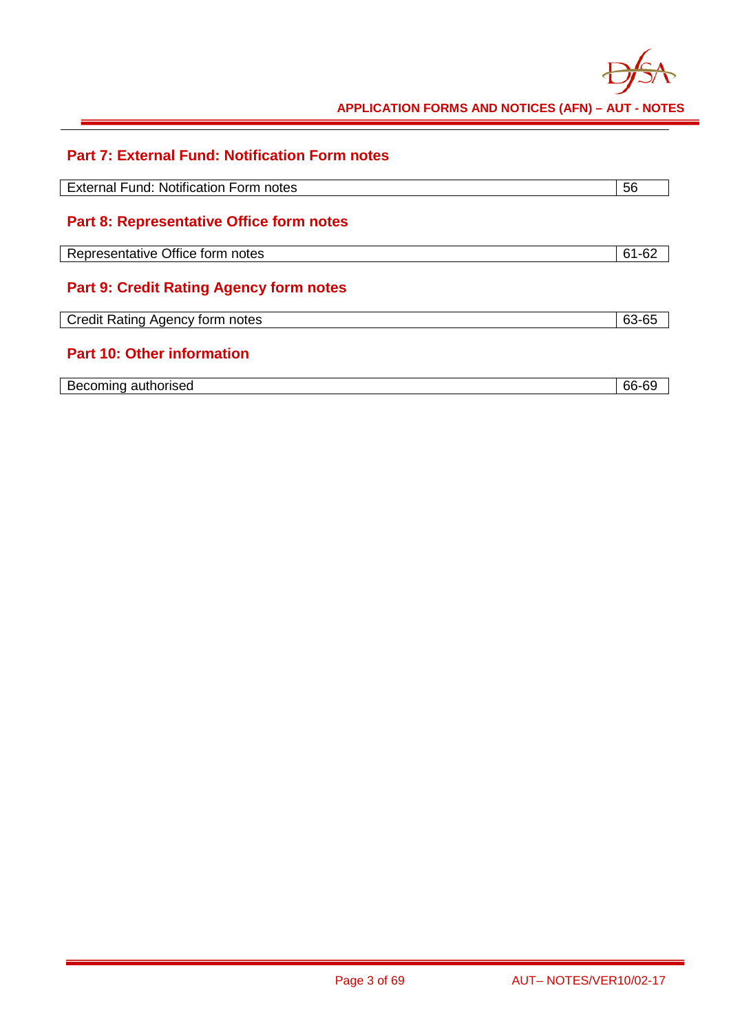## Part 7: External Fund: Notification Form notes

| External Fund: Notification Form notes | 56 |
|---|---|

## Part 8: Representative Office form notes

| Representative Office form notes | 61-62 |
|---|---|

## Part 9: Credit Rating Agency form notes

| Credit Rating Agency form notes | 63-65 |
|---|---|

## Part 10: Other information

| Becoming authorised | 66-69 |
|---|---|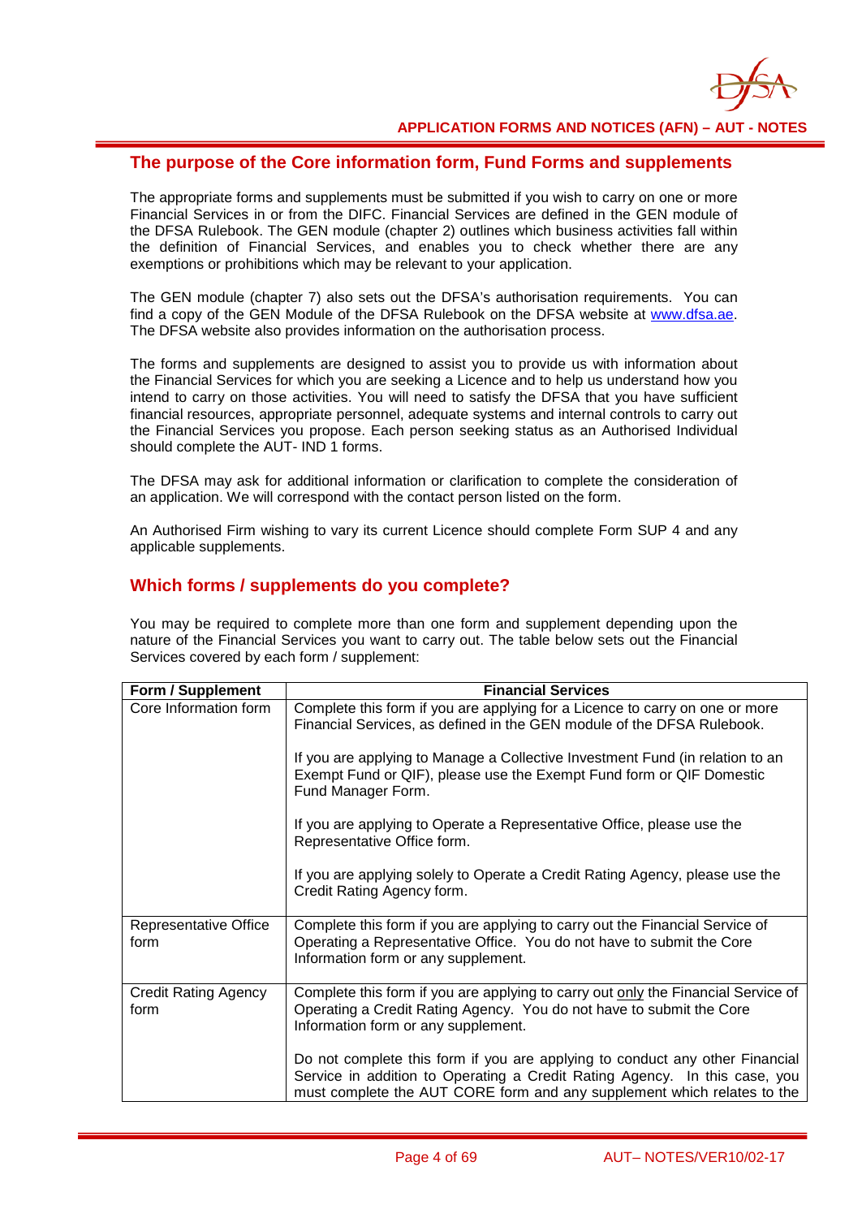## The purpose of the Core information form, Fund Forms and supplements

The appropriate forms and supplements must be submitted if you wish to carry on one or more Financial Services in or from the DIFC. Financial Services are defined in the GEN module of the DFSA Rulebook. The GEN module (chapter 2) outlines which business activities fall within the definition of Financial Services, and enables you to check whether there are any exemptions or prohibitions which may be relevant to your application.

The GEN module (chapter 7) also sets out the DFSA's authorisation requirements. You can find a copy of the GEN Module of the DFSA Rulebook on the DFSA website at www.dfsa.ae. The DFSA website also provides information on the authorisation process.

The forms and supplements are designed to assist you to provide us with information about the Financial Services for which you are seeking a Licence and to help us understand how you intend to carry on those activities. You will need to satisfy the DFSA that you have sufficient financial resources, appropriate personnel, adequate systems and internal controls to carry out the Financial Services you propose. Each person seeking status as an Authorised Individual should complete the AUT- IND 1 forms.

The DFSA may ask for additional information or clarification to complete the consideration of an application. We will correspond with the contact person listed on the form.

An Authorised Firm wishing to vary its current Licence should complete Form SUP 4 and any applicable supplements.

## Which forms / supplements do you complete?

You may be required to complete more than one form and supplement depending upon the nature of the Financial Services you want to carry out. The table below sets out the Financial Services covered by each form / supplement:

| Form / Supplement | Financial Services |
|---|---|
| Core Information form | Complete this form if you are applying for a Licence to carry on one or more Financial Services, as defined in the GEN module of the DFSA Rulebook.<br><br>If you are applying to Manage a Collective Investment Fund (in relation to an Exempt Fund or QIF), please use the Exempt Fund form or QIF Domestic Fund Manager Form.<br><br>If you are applying to Operate a Representative Office, please use the Representative Office form.<br><br>If you are applying solely to Operate a Credit Rating Agency, please use the Credit Rating Agency form. |
| Representative Office form | Complete this form if you are applying to carry out the Financial Service of Operating a Representative Office. You do not have to submit the Core Information form or any supplement. |
| Credit Rating Agency form | Complete this form if you are applying to carry out only the Financial Service of Operating a Credit Rating Agency. You do not have to submit the Core Information form or any supplement.<br><br>Do not complete this form if you are applying to conduct any other Financial Service in addition to Operating a Credit Rating Agency. In this case, you must complete the AUT CORE form and any supplement which relates to the |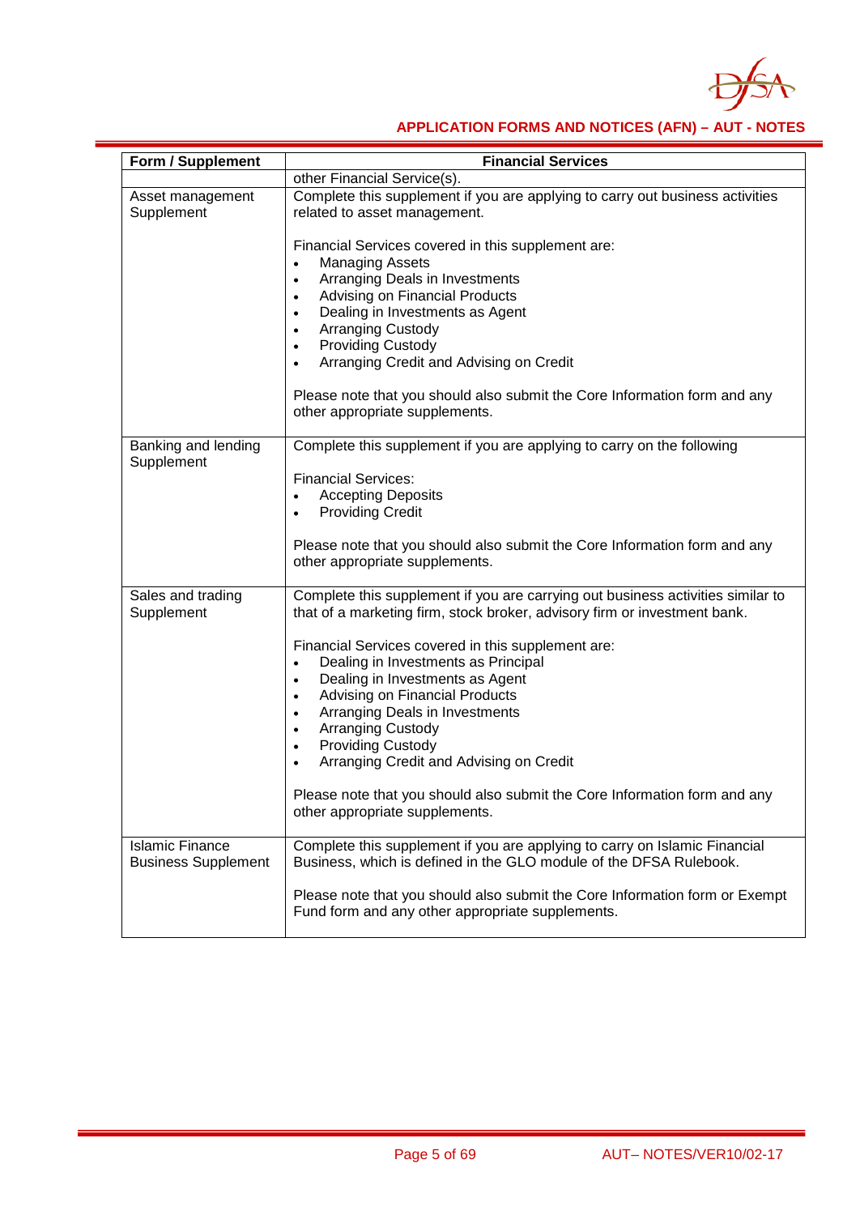| Form / Supplement | Financial Services |
|---|---|
| | other Financial Service(s). |
| Asset management Supplement | Complete this supplement if you are applying to carry out business activities related to asset management.<br><br>Financial Services covered in this supplement are:<br>• Managing Assets<br>• Arranging Deals in Investments<br>• Advising on Financial Products<br>• Dealing in Investments as Agent<br>• Arranging Custody<br>• Providing Custody<br>• Arranging Credit and Advising on Credit<br><br>Please note that you should also submit the Core Information form and any other appropriate supplements. |
| Banking and lending Supplement | Complete this supplement if you are applying to carry on the following<br><br>Financial Services:<br>• Accepting Deposits<br>• Providing Credit<br><br>Please note that you should also submit the Core Information form and any other appropriate supplements. |
| Sales and trading Supplement | Complete this supplement if you are carrying out business activities similar to that of a marketing firm, stock broker, advisory firm or investment bank.<br><br>Financial Services covered in this supplement are:<br>• Dealing in Investments as Principal<br>• Dealing in Investments as Agent<br>• Advising on Financial Products<br>• Arranging Deals in Investments<br>• Arranging Custody<br>• Providing Custody<br>• Arranging Credit and Advising on Credit<br><br>Please note that you should also submit the Core Information form and any other appropriate supplements. |
| Islamic Finance Business Supplement | Complete this supplement if you are applying to carry on Islamic Financial Business, which is defined in the GLO module of the DFSA Rulebook.<br><br>Please note that you should also submit the Core Information form or Exempt Fund form and any other appropriate supplements. |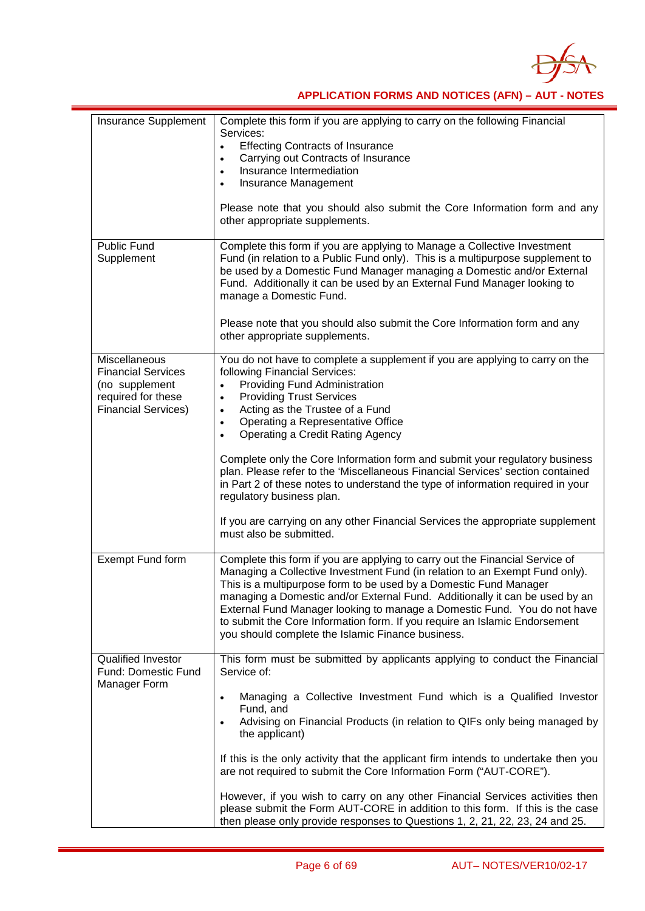| | |
|---|---|
| Insurance Supplement | Complete this form if you are applying to carry on the following Financial Services:<br>• Effecting Contracts of Insurance<br>• Carrying out Contracts of Insurance<br>• Insurance Intermediation<br>• Insurance Management<br><br>Please note that you should also submit the Core Information form and any other appropriate supplements. |
| Public Fund Supplement | Complete this form if you are applying to Manage a Collective Investment Fund (in relation to a Public Fund only). This is a multipurpose supplement to be used by a Domestic Fund Manager managing a Domestic and/or External Fund. Additionally it can be used by an External Fund Manager looking to manage a Domestic Fund.<br><br>Please note that you should also submit the Core Information form and any other appropriate supplements. |
| Miscellaneous Financial Services (no supplement required for these Financial Services) | You do not have to complete a supplement if you are applying to carry on the following Financial Services:<br>• Providing Fund Administration<br>• Providing Trust Services<br>• Acting as the Trustee of a Fund<br>• Operating a Representative Office<br>• Operating a Credit Rating Agency<br><br>Complete only the Core Information form and submit your regulatory business plan. Please refer to the 'Miscellaneous Financial Services' section contained in Part 2 of these notes to understand the type of information required in your regulatory business plan.<br><br>If you are carrying on any other Financial Services the appropriate supplement must also be submitted. |
| Exempt Fund form | Complete this form if you are applying to carry out the Financial Service of Managing a Collective Investment Fund (in relation to an Exempt Fund only). This is a multipurpose form to be used by a Domestic Fund Manager managing a Domestic and/or External Fund. Additionally it can be used by an External Fund Manager looking to manage a Domestic Fund. You do not have to submit the Core Information form. If you require an Islamic Endorsement you should complete the Islamic Finance business. |
| Qualified Investor Fund: Domestic Fund Manager Form | This form must be submitted by applicants applying to conduct the Financial Service of:<br><br>• Managing a Collective Investment Fund which is a Qualified Investor Fund, and<br>• Advising on Financial Products (in relation to QIFs only being managed by the applicant)<br><br>If this is the only activity that the applicant firm intends to undertake then you are not required to submit the Core Information Form ("AUT-CORE").<br><br>However, if you wish to carry on any other Financial Services activities then please submit the Form AUT-CORE in addition to this form. If this is the case then please only provide responses to Questions 1, 2, 21, 22, 23, 24 and 25. |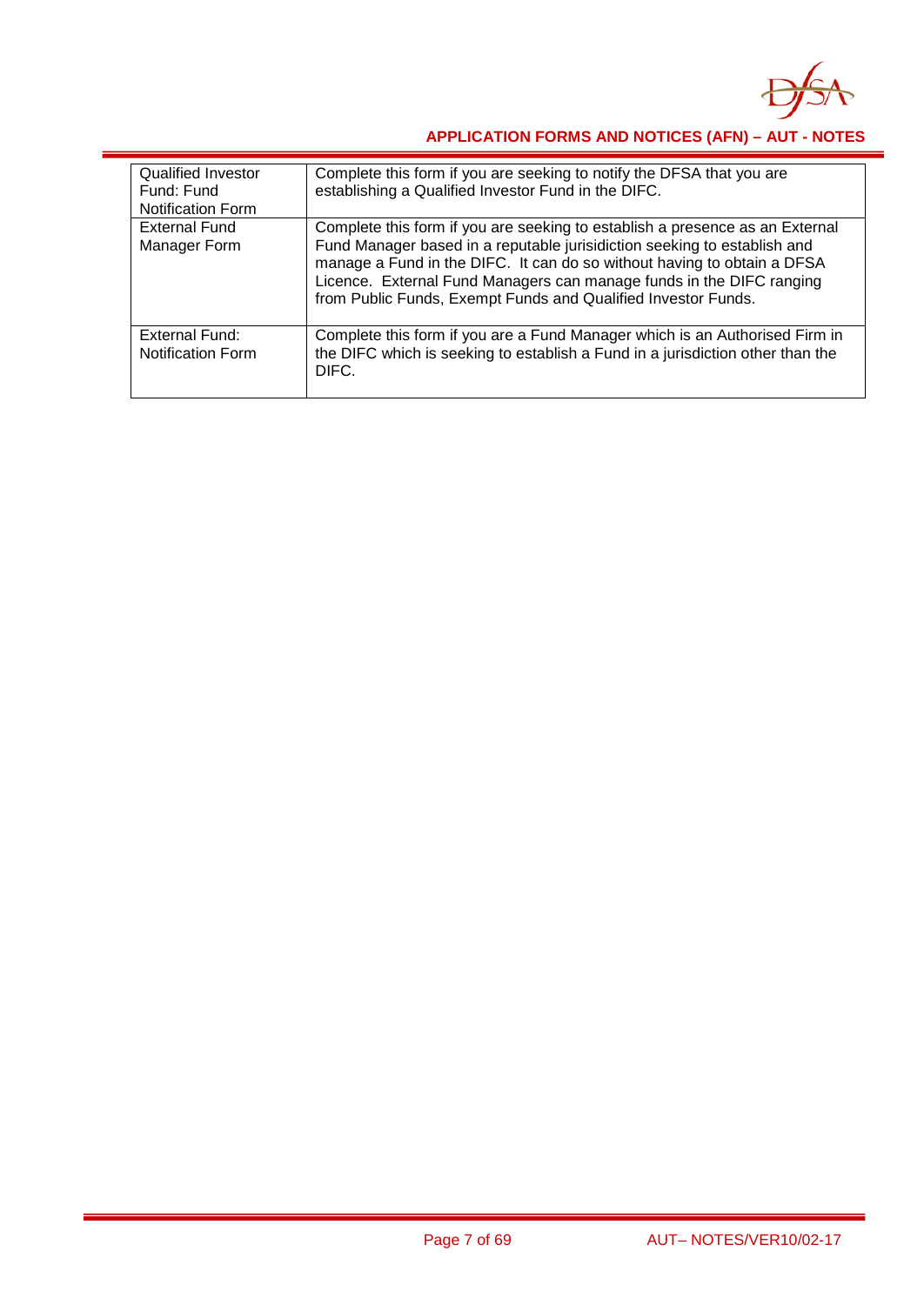| | |
|---|---|
| Qualified Investor Fund: Fund Notification Form | Complete this form if you are seeking to notify the DFSA that you are establishing a Qualified Investor Fund in the DIFC. |
| External Fund Manager Form | Complete this form if you are seeking to establish a presence as an External Fund Manager based in a reputable jurisidiction seeking to establish and manage a Fund in the DIFC. It can do so without having to obtain a DFSA Licence. External Fund Managers can manage funds in the DIFC ranging from Public Funds, Exempt Funds and Qualified Investor Funds. |
| External Fund: Notification Form | Complete this form if you are a Fund Manager which is an Authorised Firm in the DIFC which is seeking to establish a Fund in a jurisdiction other than the DIFC. |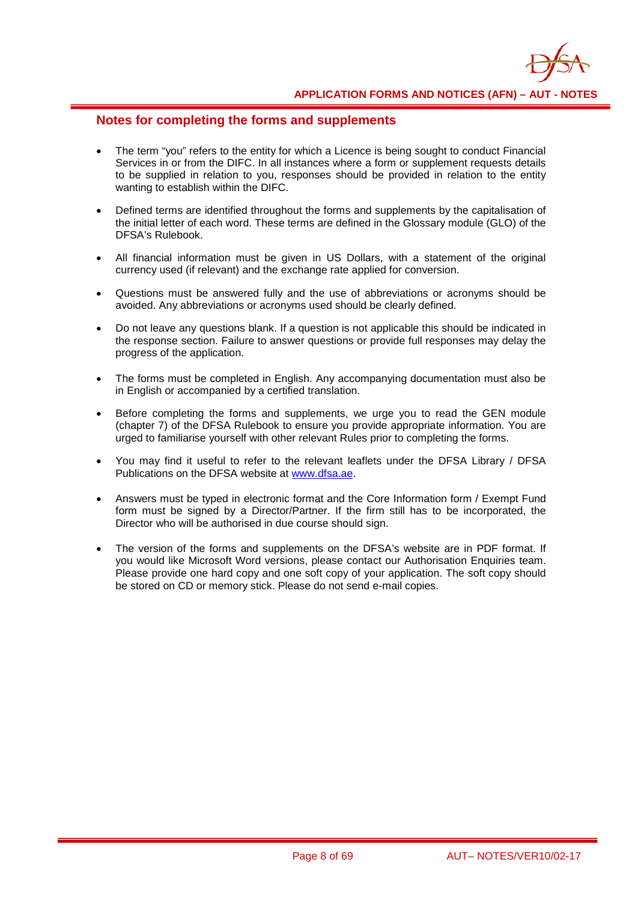## Notes for completing the forms and supplements

- The term “you” refers to the entity for which a Licence is being sought to conduct Financial Services in or from the DIFC. In all instances where a form or supplement requests details to be supplied in relation to you, responses should be provided in relation to the entity wanting to establish within the DIFC.
- Defined terms are identified throughout the forms and supplements by the capitalisation of the initial letter of each word. These terms are defined in the Glossary module (GLO) of the DFSA’s Rulebook.
- All financial information must be given in US Dollars, with a statement of the original currency used (if relevant) and the exchange rate applied for conversion.
- Questions must be answered fully and the use of abbreviations or acronyms should be avoided. Any abbreviations or acronyms used should be clearly defined.
- Do not leave any questions blank. If a question is not applicable this should be indicated in the response section. Failure to answer questions or provide full responses may delay the progress of the application.
- The forms must be completed in English. Any accompanying documentation must also be in English or accompanied by a certified translation.
- Before completing the forms and supplements, we urge you to read the GEN module (chapter 7) of the DFSA Rulebook to ensure you provide appropriate information. You are urged to familiarise yourself with other relevant Rules prior to completing the forms.
- You may find it useful to refer to the relevant leaflets under the DFSA Library / DFSA Publications on the DFSA website at [www.dfsa.ae](www.dfsa.ae).
- Answers must be typed in electronic format and the Core Information form / Exempt Fund form must be signed by a Director/Partner. If the firm still has to be incorporated, the Director who will be authorised in due course should sign.
- The version of the forms and supplements on the DFSA’s website are in PDF format. If you would like Microsoft Word versions, please contact our Authorisation Enquiries team. Please provide one hard copy and one soft copy of your application. The soft copy should be stored on CD or memory stick. Please do not send e-mail copies.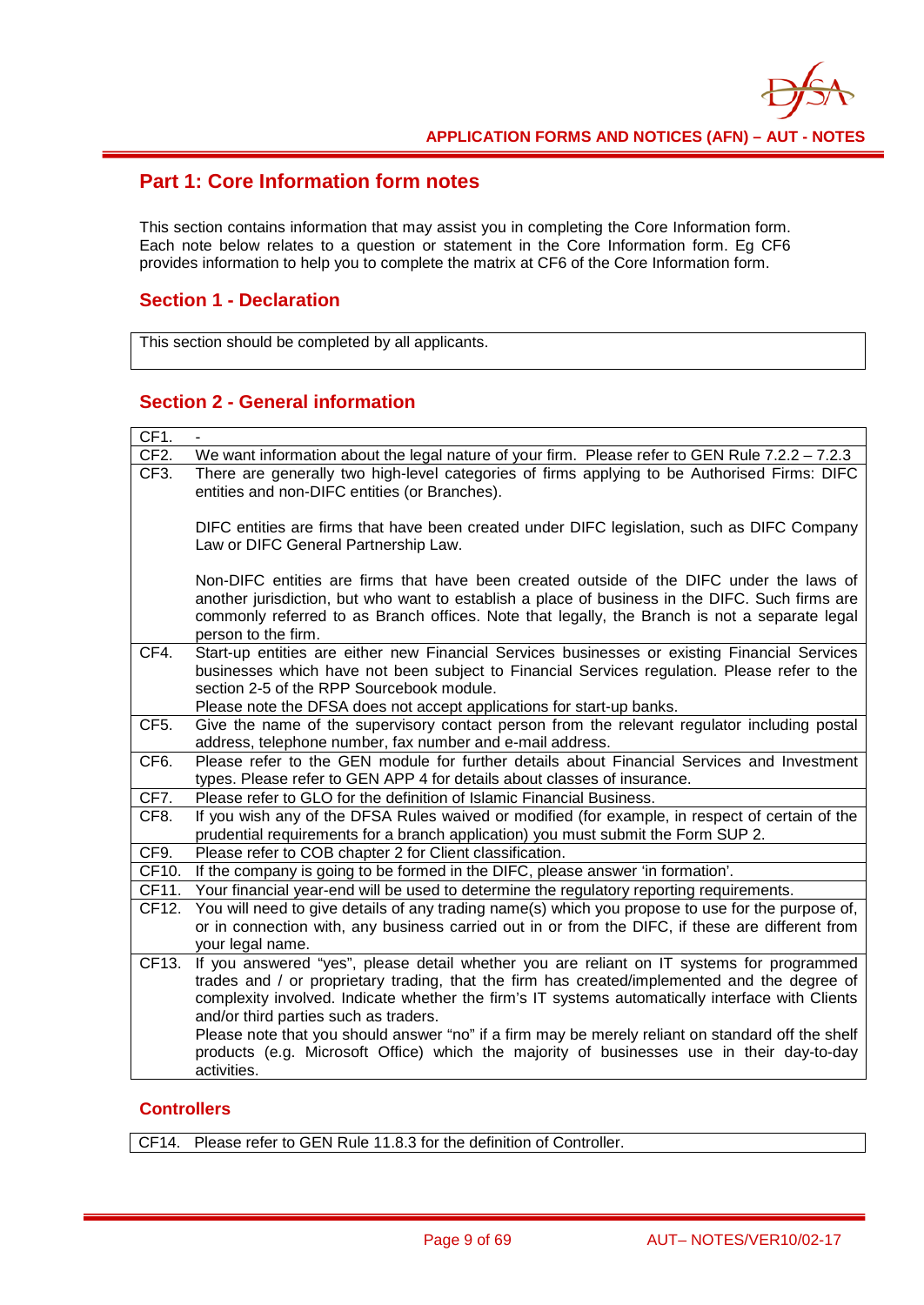## Part 1: Core Information form notes

This section contains information that may assist you in completing the Core Information form. Each note below relates to a question or statement in the Core Information form. Eg CF6 provides information to help you to complete the matrix at CF6 of the Core Information form.

### Section 1 - Declaration

| This section should be completed by all applicants. |
|---|

### Section 2 - General information

| | |
|---|---|
| CF1. | - |
| CF2. | We want information about the legal nature of your firm. Please refer to GEN Rule 7.2.2 – 7.2.3 |
| CF3. | There are generally two high-level categories of firms applying to be Authorised Firms: DIFC entities and non-DIFC entities (or Branches).<br><br>DIFC entities are firms that have been created under DIFC legislation, such as DIFC Company Law or DIFC General Partnership Law.<br><br>Non-DIFC entities are firms that have been created outside of the DIFC under the laws of another jurisdiction, but who want to establish a place of business in the DIFC. Such firms are commonly referred to as Branch offices. Note that legally, the Branch is not a separate legal person to the firm. |
| CF4. | Start-up entities are either new Financial Services businesses or existing Financial Services businesses which have not been subject to Financial Services regulation. Please refer to the section 2-5 of the RPP Sourcebook module.<br>Please note the DFSA does not accept applications for start-up banks. |
| CF5. | Give the name of the supervisory contact person from the relevant regulator including postal address, telephone number, fax number and e-mail address. |
| CF6. | Please refer to the GEN module for further details about Financial Services and Investment types. Please refer to GEN APP 4 for details about classes of insurance. |
| CF7. | Please refer to GLO for the definition of Islamic Financial Business. |
| CF8. | If you wish any of the DFSA Rules waived or modified (for example, in respect of certain of the prudential requirements for a branch application) you must submit the Form SUP 2. |
| CF9. | Please refer to COB chapter 2 for Client classification. |
| CF10. | If the company is going to be formed in the DIFC, please answer 'in formation'. |
| CF11. | Your financial year-end will be used to determine the regulatory reporting requirements. |
| CF12. | You will need to give details of any trading name(s) which you propose to use for the purpose of, or in connection with, any business carried out in or from the DIFC, if these are different from your legal name. |
| CF13. | If you answered "yes", please detail whether you are reliant on IT systems for programmed trades and / or proprietary trading, that the firm has created/implemented and the degree of complexity involved. Indicate whether the firm's IT systems automatically interface with Clients and/or third parties such as traders.<br>Please note that you should answer "no" if a firm may be merely reliant on standard off the shelf products (e.g. Microsoft Office) which the majority of businesses use in their day-to-day activities. |

### Controllers

| | |
|---|---|
| CF14. | Please refer to GEN Rule 11.8.3 for the definition of Controller. |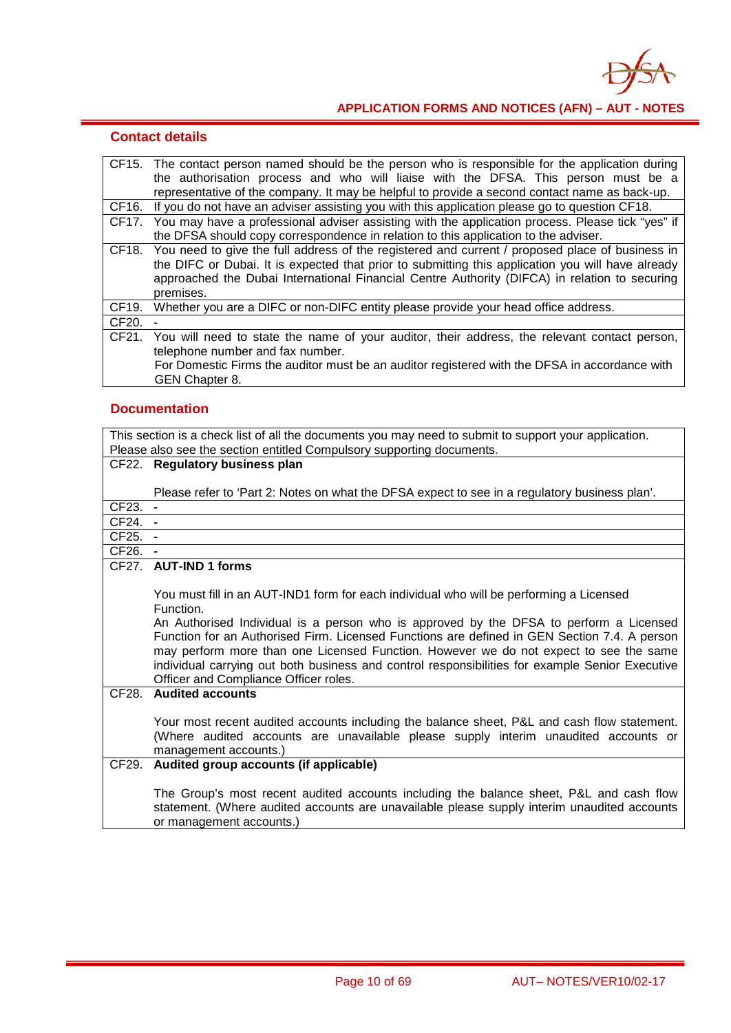## Contact details

| | |
|---|---|
| CF15. | The contact person named should be the person who is responsible for the application during the authorisation process and who will liaise with the DFSA. This person must be a representative of the company. It may be helpful to provide a second contact name as back-up. |
| CF16. | If you do not have an adviser assisting you with this application please go to question CF18. |
| CF17. | You may have a professional adviser assisting with the application process. Please tick "yes" if the DFSA should copy correspondence in relation to this application to the adviser. |
| CF18. | You need to give the full address of the registered and current / proposed place of business in the DIFC or Dubai. It is expected that prior to submitting this application you will have already approached the Dubai International Financial Centre Authority (DIFCA) in relation to securing premises. |
| CF19. | Whether you are a DIFC or non-DIFC entity please provide your head office address. |
| CF20. | - |
| CF21. | You will need to state the name of your auditor, their address, the relevant contact person, telephone number and fax number.<br>For Domestic Firms the auditor must be an auditor registered with the DFSA in accordance with GEN Chapter 8. |

## Documentation

| | |
|---|---|
| This section is a check list of all the documents you may need to submit to support your application. Please also see the section entitled Compulsory supporting documents. | |
| CF22. | **Regulatory business plan**<br><br>Please refer to 'Part 2: Notes on what the DFSA expect to see in a regulatory business plan'. |
| CF23. | **-** |
| CF24. | **-** |
| CF25. | - |
| CF26. | **-** |
| CF27. | **AUT-IND 1 forms**<br><br>You must fill in an AUT-IND1 form for each individual who will be performing a Licensed Function.<br>An Authorised Individual is a person who is approved by the DFSA to perform a Licensed Function for an Authorised Firm. Licensed Functions are defined in GEN Section 7.4. A person may perform more than one Licensed Function. However we do not expect to see the same individual carrying out both business and control responsibilities for example Senior Executive Officer and Compliance Officer roles. |
| CF28. | **Audited accounts**<br><br>Your most recent audited accounts including the balance sheet, P&L and cash flow statement. (Where audited accounts are unavailable please supply interim unaudited accounts or management accounts.) |
| CF29. | **Audited group accounts (if applicable)**<br><br>The Group's most recent audited accounts including the balance sheet, P&L and cash flow statement. (Where audited accounts are unavailable please supply interim unaudited accounts or management accounts.) |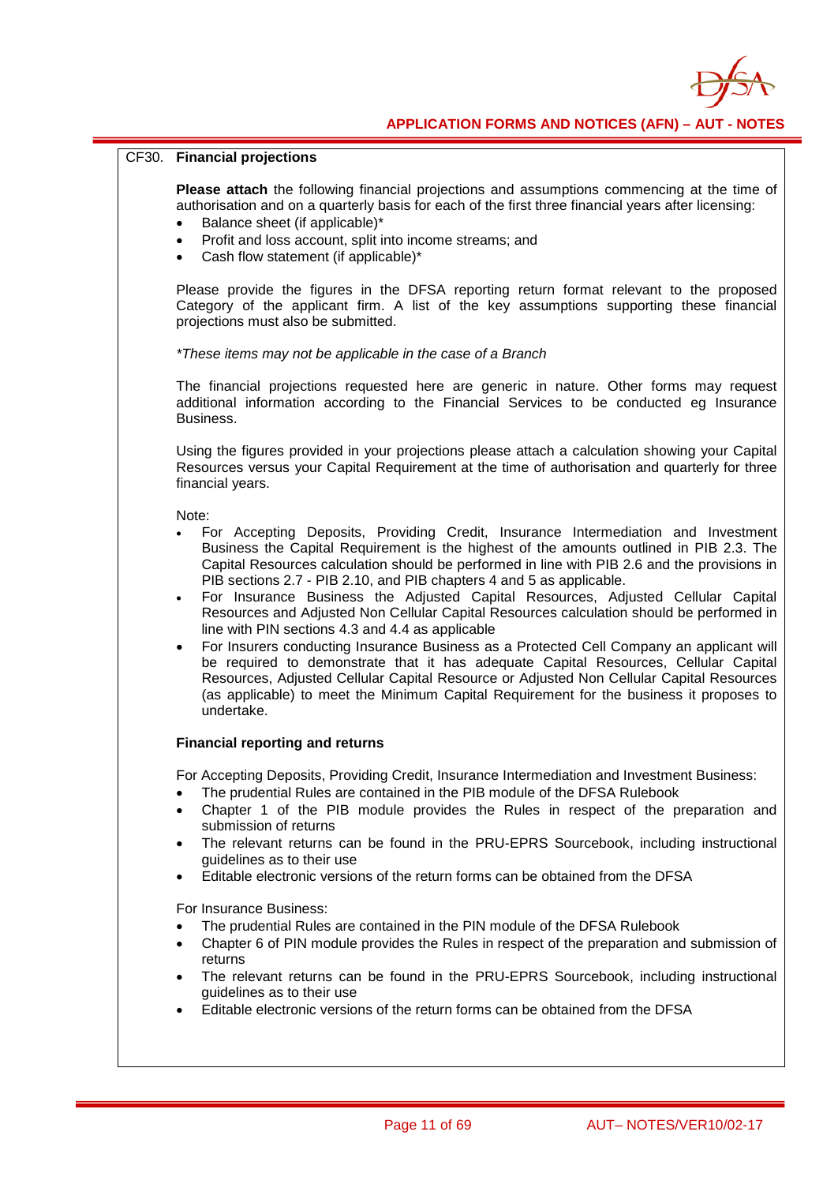## CF30. Financial projections

**Please attach** the following financial projections and assumptions commencing at the time of authorisation and on a quarterly basis for each of the first three financial years after licensing:

- Balance sheet (if applicable)*
- Profit and loss account, split into income streams; and
- Cash flow statement (if applicable)*

Please provide the figures in the DFSA reporting return format relevant to the proposed Category of the applicant firm. A list of the key assumptions supporting these financial projections must also be submitted.

*\*These items may not be applicable in the case of a Branch*

The financial projections requested here are generic in nature. Other forms may request additional information according to the Financial Services to be conducted eg Insurance Business.

Using the figures provided in your projections please attach a calculation showing your Capital Resources versus your Capital Requirement at the time of authorisation and quarterly for three financial years.

Note:

- For Accepting Deposits, Providing Credit, Insurance Intermediation and Investment Business the Capital Requirement is the highest of the amounts outlined in PIB 2.3. The Capital Resources calculation should be performed in line with PIB 2.6 and the provisions in PIB sections 2.7 - PIB 2.10, and PIB chapters 4 and 5 as applicable.
- For Insurance Business the Adjusted Capital Resources, Adjusted Cellular Capital Resources and Adjusted Non Cellular Capital Resources calculation should be performed in line with PIN sections 4.3 and 4.4 as applicable
- For Insurers conducting Insurance Business as a Protected Cell Company an applicant will be required to demonstrate that it has adequate Capital Resources, Cellular Capital Resources, Adjusted Cellular Capital Resource or Adjusted Non Cellular Capital Resources (as applicable) to meet the Minimum Capital Requirement for the business it proposes to undertake.

### Financial reporting and returns

For Accepting Deposits, Providing Credit, Insurance Intermediation and Investment Business:

- The prudential Rules are contained in the PIB module of the DFSA Rulebook
- Chapter 1 of the PIB module provides the Rules in respect of the preparation and submission of returns
- The relevant returns can be found in the PRU-EPRS Sourcebook, including instructional guidelines as to their use
- Editable electronic versions of the return forms can be obtained from the DFSA

For Insurance Business:

- The prudential Rules are contained in the PIN module of the DFSA Rulebook
- Chapter 6 of PIN module provides the Rules in respect of the preparation and submission of returns
- The relevant returns can be found in the PRU-EPRS Sourcebook, including instructional guidelines as to their use
- Editable electronic versions of the return forms can be obtained from the DFSA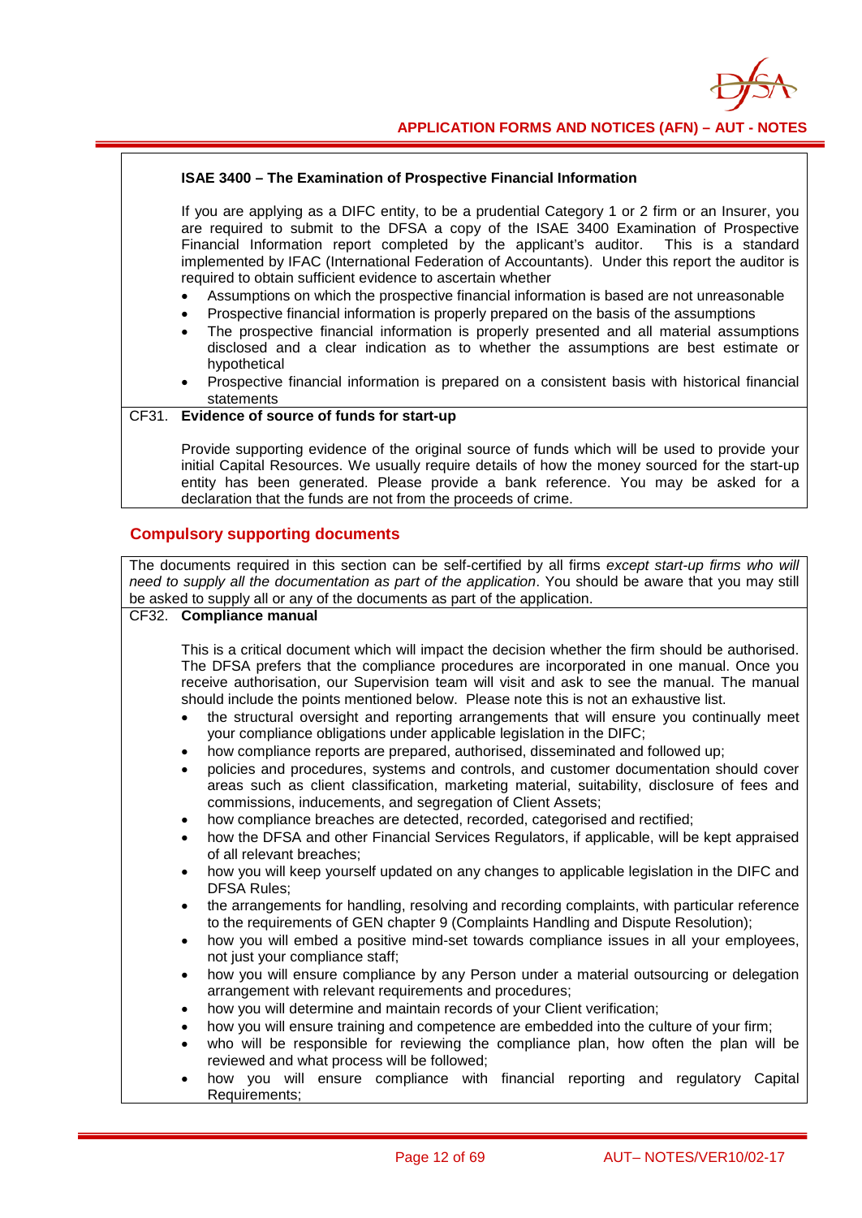**ISAE 3400 – The Examination of Prospective Financial Information**

If you are applying as a DIFC entity, to be a prudential Category 1 or 2 firm or an Insurer, you are required to submit to the DFSA a copy of the ISAE 3400 Examination of Prospective Financial Information report completed by the applicant's auditor. This is a standard implemented by IFAC (International Federation of Accountants). Under this report the auditor is required to obtain sufficient evidence to ascertain whether

- Assumptions on which the prospective financial information is based are not unreasonable
- Prospective financial information is properly prepared on the basis of the assumptions
- The prospective financial information is properly presented and all material assumptions disclosed and a clear indication as to whether the assumptions are best estimate or hypothetical
- Prospective financial information is prepared on a consistent basis with historical financial statements

CF31. **Evidence of source of funds for start-up**

Provide supporting evidence of the original source of funds which will be used to provide your initial Capital Resources. We usually require details of how the money sourced for the start-up entity has been generated. Please provide a bank reference. You may be asked for a declaration that the funds are not from the proceeds of crime.

## Compulsory supporting documents

The documents required in this section can be self-certified by all firms *except start-up firms who will need to supply all the documentation as part of the application*. You should be aware that you may still be asked to supply all or any of the documents as part of the application.

CF32. **Compliance manual**

This is a critical document which will impact the decision whether the firm should be authorised. The DFSA prefers that the compliance procedures are incorporated in one manual. Once you receive authorisation, our Supervision team will visit and ask to see the manual. The manual should include the points mentioned below. Please note this is not an exhaustive list.

- the structural oversight and reporting arrangements that will ensure you continually meet your compliance obligations under applicable legislation in the DIFC;
- how compliance reports are prepared, authorised, disseminated and followed up;
- policies and procedures, systems and controls, and customer documentation should cover areas such as client classification, marketing material, suitability, disclosure of fees and commissions, inducements, and segregation of Client Assets;
- how compliance breaches are detected, recorded, categorised and rectified;
- how the DFSA and other Financial Services Regulators, if applicable, will be kept appraised of all relevant breaches;
- how you will keep yourself updated on any changes to applicable legislation in the DIFC and DFSA Rules;
- the arrangements for handling, resolving and recording complaints, with particular reference to the requirements of GEN chapter 9 (Complaints Handling and Dispute Resolution);
- how you will embed a positive mind-set towards compliance issues in all your employees, not just your compliance staff;
- how you will ensure compliance by any Person under a material outsourcing or delegation arrangement with relevant requirements and procedures;
- how you will determine and maintain records of your Client verification;
- how you will ensure training and competence are embedded into the culture of your firm;
- who will be responsible for reviewing the compliance plan, how often the plan will be reviewed and what process will be followed;
- how you will ensure compliance with financial reporting and regulatory Capital Requirements;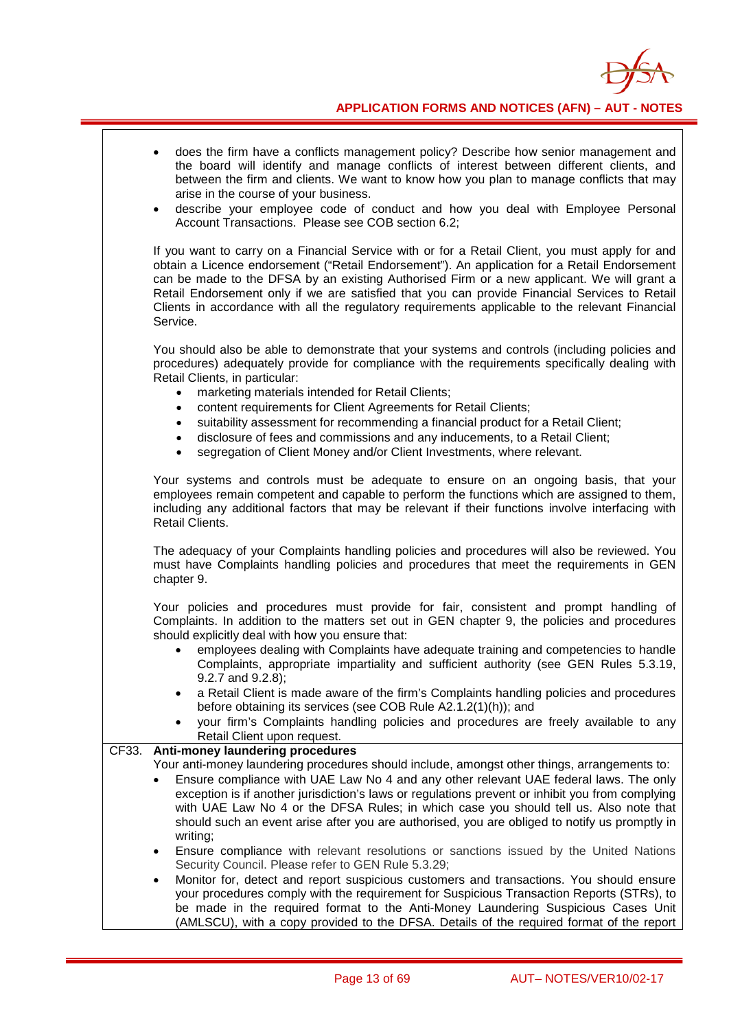- does the firm have a conflicts management policy? Describe how senior management and the board will identify and manage conflicts of interest between different clients, and between the firm and clients. We want to know how you plan to manage conflicts that may arise in the course of your business.
- describe your employee code of conduct and how you deal with Employee Personal Account Transactions. Please see COB section 6.2;

If you want to carry on a Financial Service with or for a Retail Client, you must apply for and obtain a Licence endorsement ("Retail Endorsement"). An application for a Retail Endorsement can be made to the DFSA by an existing Authorised Firm or a new applicant. We will grant a Retail Endorsement only if we are satisfied that you can provide Financial Services to Retail Clients in accordance with all the regulatory requirements applicable to the relevant Financial Service.

You should also be able to demonstrate that your systems and controls (including policies and procedures) adequately provide for compliance with the requirements specifically dealing with Retail Clients, in particular:

- marketing materials intended for Retail Clients;
- content requirements for Client Agreements for Retail Clients;
- suitability assessment for recommending a financial product for a Retail Client;
- disclosure of fees and commissions and any inducements, to a Retail Client;
- segregation of Client Money and/or Client Investments, where relevant.

Your systems and controls must be adequate to ensure on an ongoing basis, that your employees remain competent and capable to perform the functions which are assigned to them, including any additional factors that may be relevant if their functions involve interfacing with Retail Clients.

The adequacy of your Complaints handling policies and procedures will also be reviewed. You must have Complaints handling policies and procedures that meet the requirements in GEN chapter 9.

Your policies and procedures must provide for fair, consistent and prompt handling of Complaints. In addition to the matters set out in GEN chapter 9, the policies and procedures should explicitly deal with how you ensure that:

- employees dealing with Complaints have adequate training and competencies to handle Complaints, appropriate impartiality and sufficient authority (see GEN Rules 5.3.19, 9.2.7 and 9.2.8);
- a Retail Client is made aware of the firm's Complaints handling policies and procedures before obtaining its services (see COB Rule A2.1.2(1)(h)); and
- your firm's Complaints handling policies and procedures are freely available to any Retail Client upon request.

**CF33. Anti-money laundering procedures**

Your anti-money laundering procedures should include, amongst other things, arrangements to:

- Ensure compliance with UAE Law No 4 and any other relevant UAE federal laws. The only exception is if another jurisdiction's laws or regulations prevent or inhibit you from complying with UAE Law No 4 or the DFSA Rules; in which case you should tell us. Also note that should such an event arise after you are authorised, you are obliged to notify us promptly in writing;
- Ensure compliance with relevant resolutions or sanctions issued by the United Nations Security Council. Please refer to GEN Rule 5.3.29;
- Monitor for, detect and report suspicious customers and transactions. You should ensure your procedures comply with the requirement for Suspicious Transaction Reports (STRs), to be made in the required format to the Anti-Money Laundering Suspicious Cases Unit (AMLSCU), with a copy provided to the DFSA. Details of the required format of the report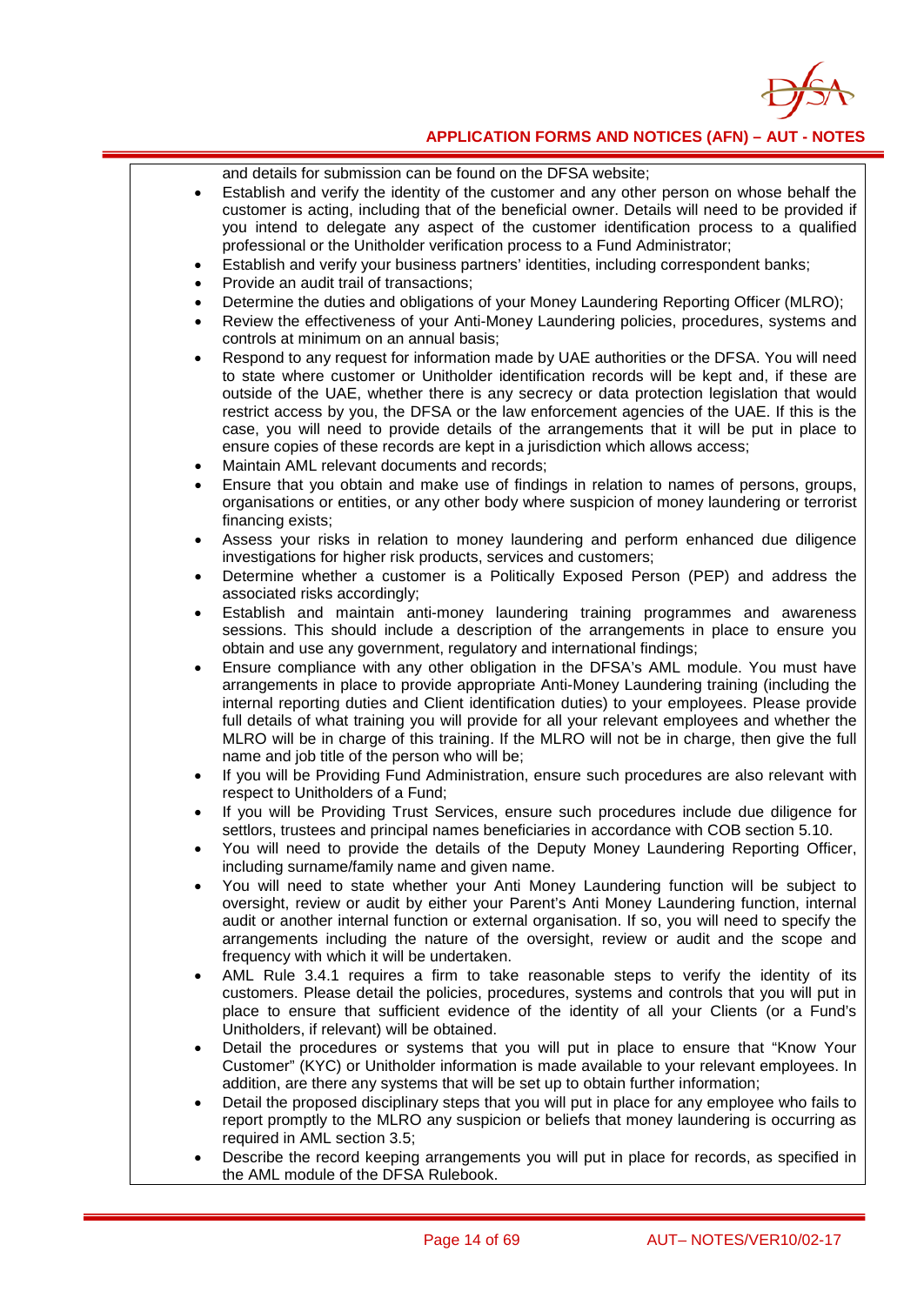and details for submission can be found on the DFSA website;

- Establish and verify the identity of the customer and any other person on whose behalf the customer is acting, including that of the beneficial owner. Details will need to be provided if you intend to delegate any aspect of the customer identification process to a qualified professional or the Unitholder verification process to a Fund Administrator;
- Establish and verify your business partners' identities, including correspondent banks;
- Provide an audit trail of transactions;
- Determine the duties and obligations of your Money Laundering Reporting Officer (MLRO);
- Review the effectiveness of your Anti-Money Laundering policies, procedures, systems and controls at minimum on an annual basis;
- Respond to any request for information made by UAE authorities or the DFSA. You will need to state where customer or Unitholder identification records will be kept and, if these are outside of the UAE, whether there is any secrecy or data protection legislation that would restrict access by you, the DFSA or the law enforcement agencies of the UAE. If this is the case, you will need to provide details of the arrangements that it will be put in place to ensure copies of these records are kept in a jurisdiction which allows access;
- Maintain AML relevant documents and records;
- Ensure that you obtain and make use of findings in relation to names of persons, groups, organisations or entities, or any other body where suspicion of money laundering or terrorist financing exists;
- Assess your risks in relation to money laundering and perform enhanced due diligence investigations for higher risk products, services and customers;
- Determine whether a customer is a Politically Exposed Person (PEP) and address the associated risks accordingly;
- Establish and maintain anti-money laundering training programmes and awareness sessions. This should include a description of the arrangements in place to ensure you obtain and use any government, regulatory and international findings;
- Ensure compliance with any other obligation in the DFSA's AML module. You must have arrangements in place to provide appropriate Anti-Money Laundering training (including the internal reporting duties and Client identification duties) to your employees. Please provide full details of what training you will provide for all your relevant employees and whether the MLRO will be in charge of this training. If the MLRO will not be in charge, then give the full name and job title of the person who will be;
- If you will be Providing Fund Administration, ensure such procedures are also relevant with respect to Unitholders of a Fund;
- If you will be Providing Trust Services, ensure such procedures include due diligence for settlors, trustees and principal names beneficiaries in accordance with COB section 5.10.
- You will need to provide the details of the Deputy Money Laundering Reporting Officer, including surname/family name and given name.
- You will need to state whether your Anti Money Laundering function will be subject to oversight, review or audit by either your Parent's Anti Money Laundering function, internal audit or another internal function or external organisation. If so, you will need to specify the arrangements including the nature of the oversight, review or audit and the scope and frequency with which it will be undertaken.
- AML Rule 3.4.1 requires a firm to take reasonable steps to verify the identity of its customers. Please detail the policies, procedures, systems and controls that you will put in place to ensure that sufficient evidence of the identity of all your Clients (or a Fund's Unitholders, if relevant) will be obtained.
- Detail the procedures or systems that you will put in place to ensure that "Know Your Customer" (KYC) or Unitholder information is made available to your relevant employees. In addition, are there any systems that will be set up to obtain further information;
- Detail the proposed disciplinary steps that you will put in place for any employee who fails to report promptly to the MLRO any suspicion or beliefs that money laundering is occurring as required in AML section 3.5;
- Describe the record keeping arrangements you will put in place for records, as specified in the AML module of the DFSA Rulebook.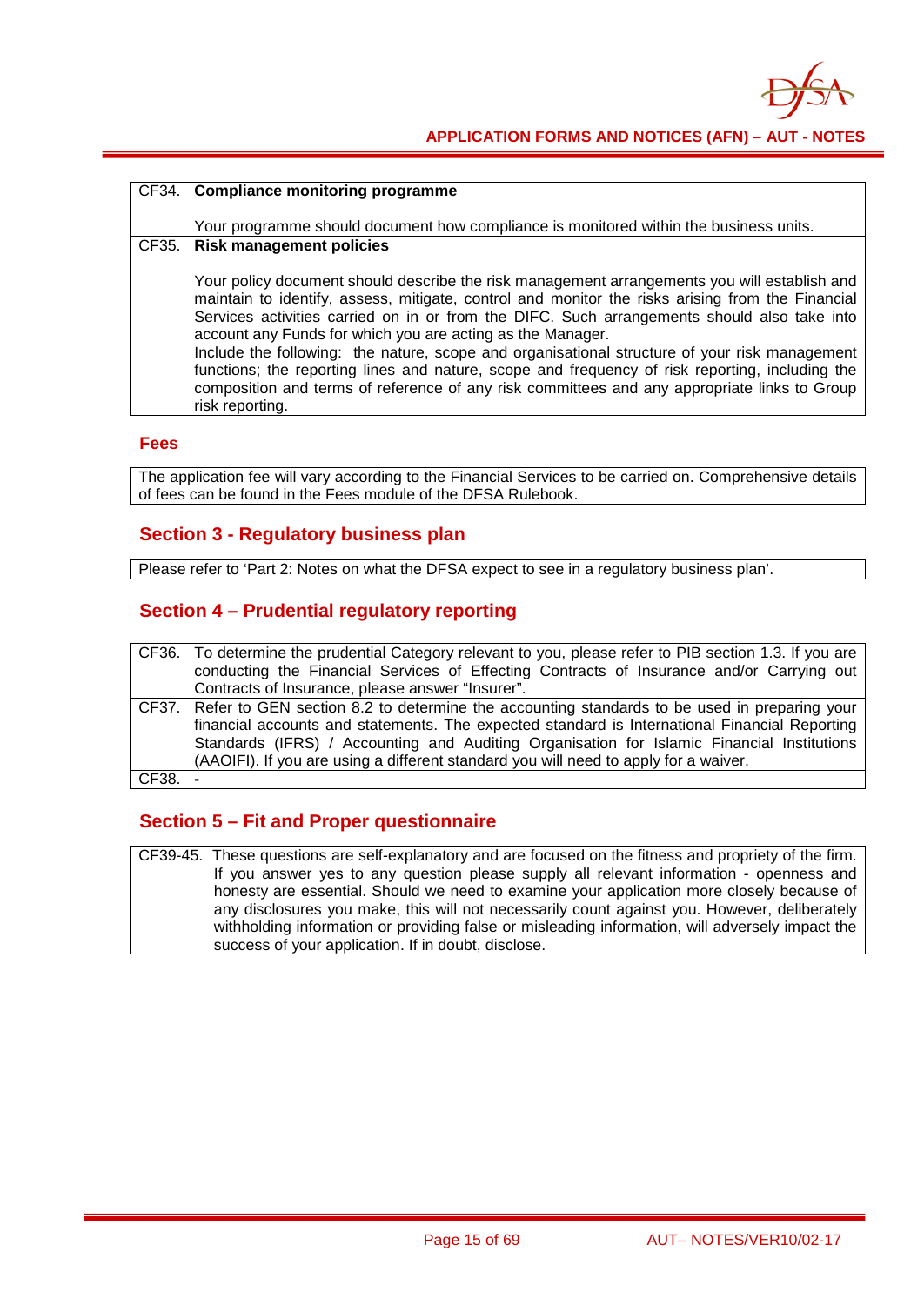| | |
|---|---|
| CF34. | **Compliance monitoring programme**<br><br>Your programme should document how compliance is monitored within the business units. |
| CF35. | **Risk management policies**<br><br>Your policy document should describe the risk management arrangements you will establish and maintain to identify, assess, mitigate, control and monitor the risks arising from the Financial Services activities carried on in or from the DIFC. Such arrangements should also take into account any Funds for which you are acting as the Manager.<br>Include the following: the nature, scope and organisational structure of your risk management functions; the reporting lines and nature, scope and frequency of risk reporting, including the composition and terms of reference of any risk committees and any appropriate links to Group risk reporting. |

### Fees

The application fee will vary according to the Financial Services to be carried on. Comprehensive details of fees can be found in the Fees module of the DFSA Rulebook.

## Section 3 - Regulatory business plan

Please refer to 'Part 2: Notes on what the DFSA expect to see in a regulatory business plan'.

## Section 4 – Prudential regulatory reporting

| | |
|---|---|
| CF36. | To determine the prudential Category relevant to you, please refer to PIB section 1.3. If you are conducting the Financial Services of Effecting Contracts of Insurance and/or Carrying out Contracts of Insurance, please answer "Insurer". |
| CF37. | Refer to GEN section 8.2 to determine the accounting standards to be used in preparing your financial accounts and statements. The expected standard is International Financial Reporting Standards (IFRS) / Accounting and Auditing Organisation for Islamic Financial Institutions (AAOIFI). If you are using a different standard you will need to apply for a waiver. |
| CF38. | - |

## Section 5 – Fit and Proper questionnaire

| | |
|---|---|
| CF39-45. | These questions are self-explanatory and are focused on the fitness and propriety of the firm. If you answer yes to any question please supply all relevant information - openness and honesty are essential. Should we need to examine your application more closely because of any disclosures you make, this will not necessarily count against you. However, deliberately withholding information or providing false or misleading information, will adversely impact the success of your application. If in doubt, disclose. |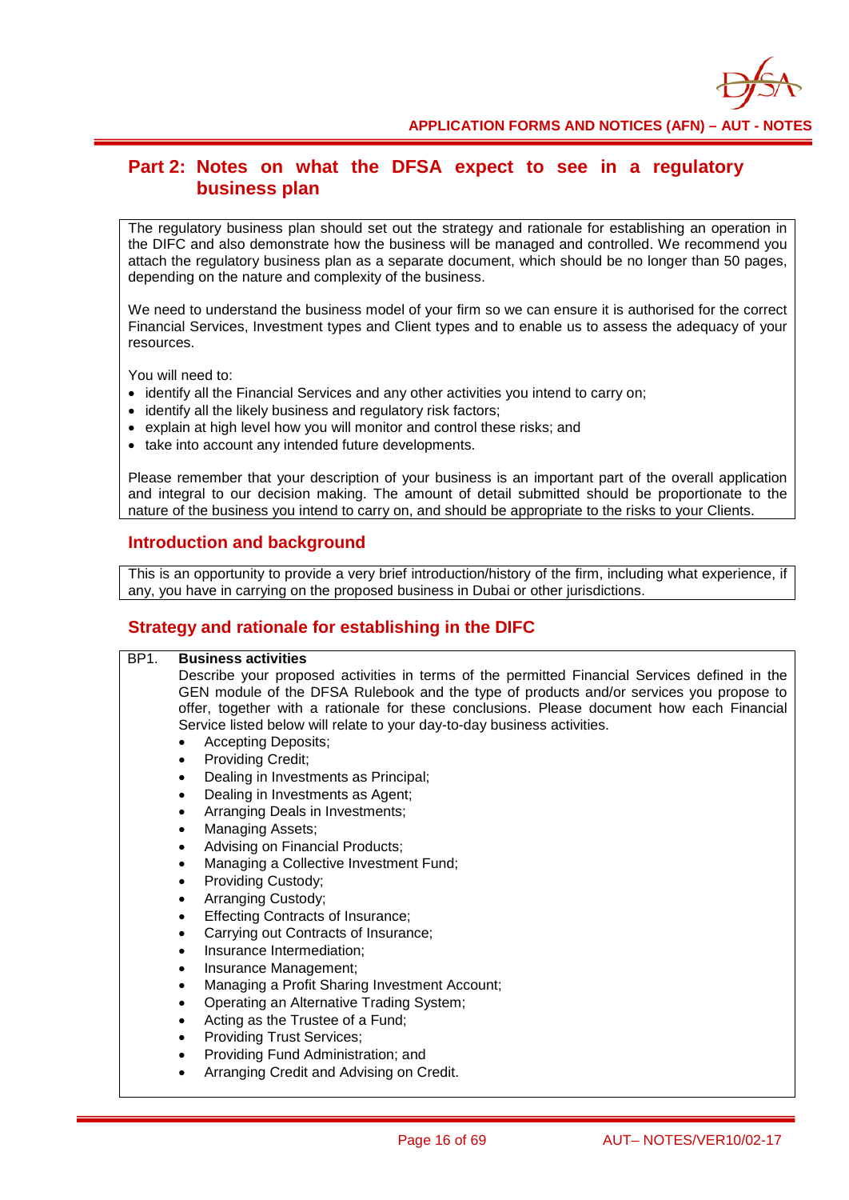## Part 2: Notes on what the DFSA expect to see in a regulatory business plan

The regulatory business plan should set out the strategy and rationale for establishing an operation in the DIFC and also demonstrate how the business will be managed and controlled. We recommend you attach the regulatory business plan as a separate document, which should be no longer than 50 pages, depending on the nature and complexity of the business.

We need to understand the business model of your firm so we can ensure it is authorised for the correct Financial Services, Investment types and Client types and to enable us to assess the adequacy of your resources.

You will need to:

- identify all the Financial Services and any other activities you intend to carry on;
- identify all the likely business and regulatory risk factors;
- explain at high level how you will monitor and control these risks; and
- take into account any intended future developments.

Please remember that your description of your business is an important part of the overall application and integral to our decision making. The amount of detail submitted should be proportionate to the nature of the business you intend to carry on, and should be appropriate to the risks to your Clients.

### Introduction and background

This is an opportunity to provide a very brief introduction/history of the firm, including what experience, if any, you have in carrying on the proposed business in Dubai or other jurisdictions.

### Strategy and rationale for establishing in the DIFC

BP1. **Business activities**

Describe your proposed activities in terms of the permitted Financial Services defined in the GEN module of the DFSA Rulebook and the type of products and/or services you propose to offer, together with a rationale for these conclusions. Please document how each Financial Service listed below will relate to your day-to-day business activities.

- Accepting Deposits;
- Providing Credit;
- Dealing in Investments as Principal;
- Dealing in Investments as Agent;
- Arranging Deals in Investments;
- Managing Assets;
- Advising on Financial Products;
- Managing a Collective Investment Fund;
- Providing Custody;
- Arranging Custody;
- Effecting Contracts of Insurance;
- Carrying out Contracts of Insurance;
- Insurance Intermediation;
- Insurance Management;
- Managing a Profit Sharing Investment Account;
- Operating an Alternative Trading System;
- Acting as the Trustee of a Fund;
- Providing Trust Services;
- Providing Fund Administration; and
- Arranging Credit and Advising on Credit.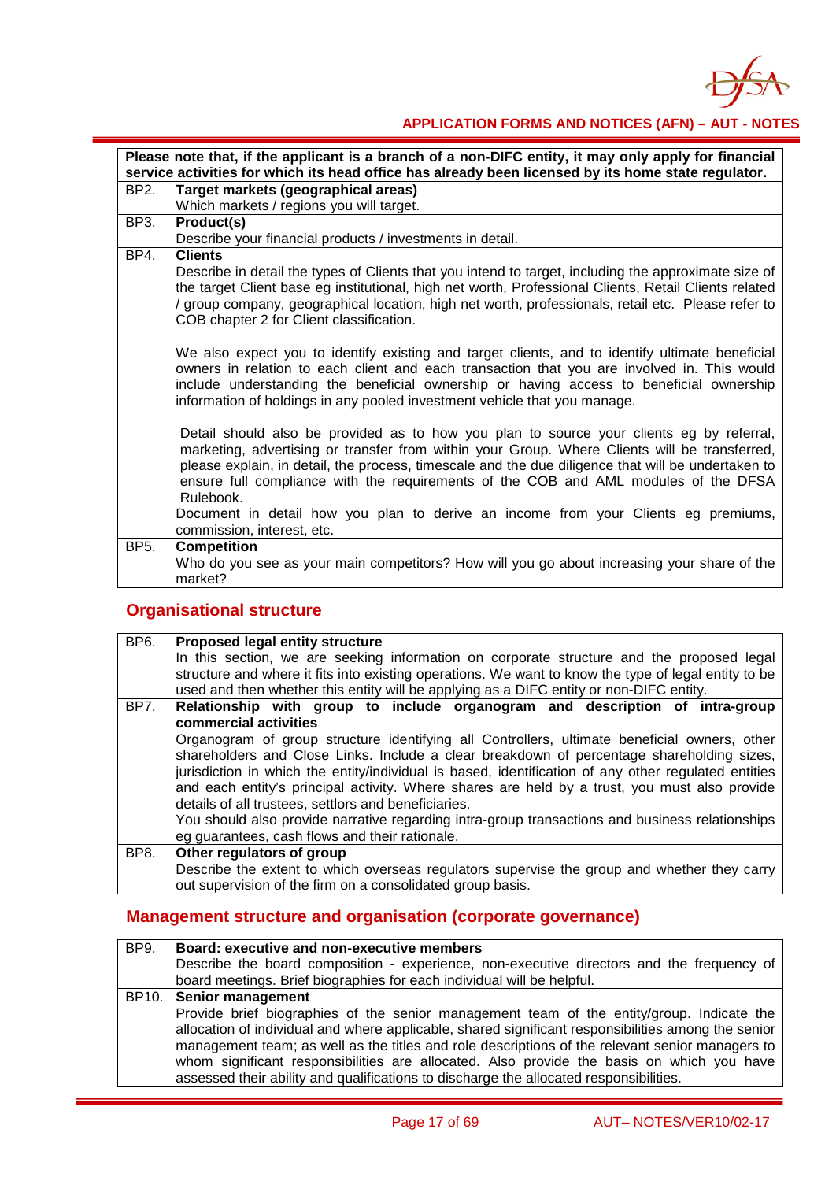**Please note that, if the applicant is a branch of a non-DIFC entity, it may only apply for financial service activities for which its head office has already been licensed by its home state regulator.**

| | |
|---|---|
| BP2. | **Target markets (geographical areas)**<br>Which markets / regions you will target. |
| BP3. | **Product(s)**<br>Describe your financial products / investments in detail. |
| BP4. | **Clients**<br>Describe in detail the types of Clients that you intend to target, including the approximate size of the target Client base eg institutional, high net worth, Professional Clients, Retail Clients related / group company, geographical location, high net worth, professionals, retail etc. Please refer to COB chapter 2 for Client classification.<br><br>We also expect you to identify existing and target clients, and to identify ultimate beneficial owners in relation to each client and each transaction that you are involved in. This would include understanding the beneficial ownership or having access to beneficial ownership information of holdings in any pooled investment vehicle that you manage.<br><br>Detail should also be provided as to how you plan to source your clients eg by referral, marketing, advertising or transfer from within your Group. Where Clients will be transferred, please explain, in detail, the process, timescale and the due diligence that will be undertaken to ensure full compliance with the requirements of the COB and AML modules of the DFSA Rulebook.<br>Document in detail how you plan to derive an income from your Clients eg premiums, commission, interest, etc. |
| BP5. | **Competition**<br>Who do you see as your main competitors? How will you go about increasing your share of the market? |

## Organisational structure

| | |
|---|---|
| BP6. | **Proposed legal entity structure**<br>In this section, we are seeking information on corporate structure and the proposed legal structure and where it fits into existing operations. We want to know the type of legal entity to be used and then whether this entity will be applying as a DIFC entity or non-DIFC entity. |
| BP7. | **Relationship with group to include organogram and description of intra-group commercial activities**<br>Organogram of group structure identifying all Controllers, ultimate beneficial owners, other shareholders and Close Links. Include a clear breakdown of percentage shareholding sizes, jurisdiction in which the entity/individual is based, identification of any other regulated entities and each entity's principal activity. Where shares are held by a trust, you must also provide details of all trustees, settlors and beneficiaries.<br>You should also provide narrative regarding intra-group transactions and business relationships eg guarantees, cash flows and their rationale. |
| BP8. | **Other regulators of group**<br>Describe the extent to which overseas regulators supervise the group and whether they carry out supervision of the firm on a consolidated group basis. |

## Management structure and organisation (corporate governance)

| | |
|---|---|
| BP9. | **Board: executive and non-executive members**<br>Describe the board composition - experience, non-executive directors and the frequency of board meetings. Brief biographies for each individual will be helpful. |
| BP10. | **Senior management**<br>Provide brief biographies of the senior management team of the entity/group. Indicate the allocation of individual and where applicable, shared significant responsibilities among the senior management team; as well as the titles and role descriptions of the relevant senior managers to whom significant responsibilities are allocated. Also provide the basis on which you have assessed their ability and qualifications to discharge the allocated responsibilities. |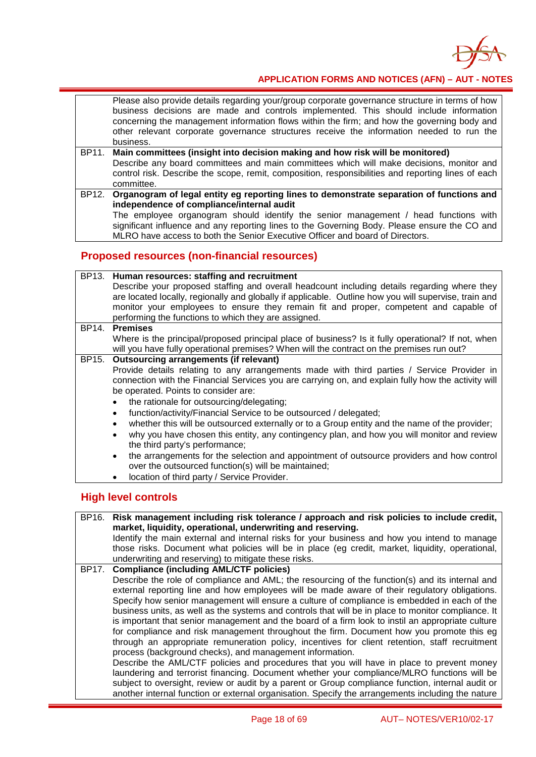| | |
|---|---|
| | Please also provide details regarding your/group corporate governance structure in terms of how business decisions are made and controls implemented. This should include information concerning the management information flows within the firm; and how the governing body and other relevant corporate governance structures receive the information needed to run the business. |
| BP11. | **Main committees (insight into decision making and how risk will be monitored)**<br>Describe any board committees and main committees which will make decisions, monitor and control risk. Describe the scope, remit, composition, responsibilities and reporting lines of each committee. |
| BP12. | **Organogram of legal entity eg reporting lines to demonstrate separation of functions and independence of compliance/internal audit**<br>The employee organogram should identify the senior management / head functions with significant influence and any reporting lines to the Governing Body. Please ensure the CO and MLRO have access to both the Senior Executive Officer and board of Directors. |

## Proposed resources (non-financial resources)

| | |
|---|---|
| BP13. | **Human resources: staffing and recruitment**<br>Describe your proposed staffing and overall headcount including details regarding where they are located locally, regionally and globally if applicable. Outline how you will supervise, train and monitor your employees to ensure they remain fit and proper, competent and capable of performing the functions to which they are assigned. |
| BP14. | **Premises**<br>Where is the principal/proposed principal place of business? Is it fully operational? If not, when will you have fully operational premises? When will the contract on the premises run out? |
| BP15. | **Outsourcing arrangements (if relevant)**<br>Provide details relating to any arrangements made with third parties / Service Provider in connection with the Financial Services you are carrying on, and explain fully how the activity will be operated. Points to consider are:<br>• the rationale for outsourcing/delegating;<br>• function/activity/Financial Service to be outsourced / delegated;<br>• whether this will be outsourced externally or to a Group entity and the name of the provider;<br>• why you have chosen this entity, any contingency plan, and how you will monitor and review the third party's performance;<br>• the arrangements for the selection and appointment of outsource providers and how control over the outsourced function(s) will be maintained;<br>• location of third party / Service Provider. |

## High level controls

| | |
|---|---|
| BP16. | **Risk management including risk tolerance / approach and risk policies to include credit, market, liquidity, operational, underwriting and reserving.**<br>Identify the main external and internal risks for your business and how you intend to manage those risks. Document what policies will be in place (eg credit, market, liquidity, operational, underwriting and reserving) to mitigate these risks. |
| BP17. | **Compliance (including AML/CTF policies)**<br>Describe the role of compliance and AML; the resourcing of the function(s) and its internal and external reporting line and how employees will be made aware of their regulatory obligations. Specify how senior management will ensure a culture of compliance is embedded in each of the business units, as well as the systems and controls that will be in place to monitor compliance. It is important that senior management and the board of a firm look to instil an appropriate culture for compliance and risk management throughout the firm. Document how you promote this eg through an appropriate remuneration policy, incentives for client retention, staff recruitment process (background checks), and management information.<br>Describe the AML/CTF policies and procedures that you will have in place to prevent money laundering and terrorist financing. Document whether your compliance/MLRO functions will be subject to oversight, review or audit by a parent or Group compliance function, internal audit or another internal function or external organisation. Specify the arrangements including the nature |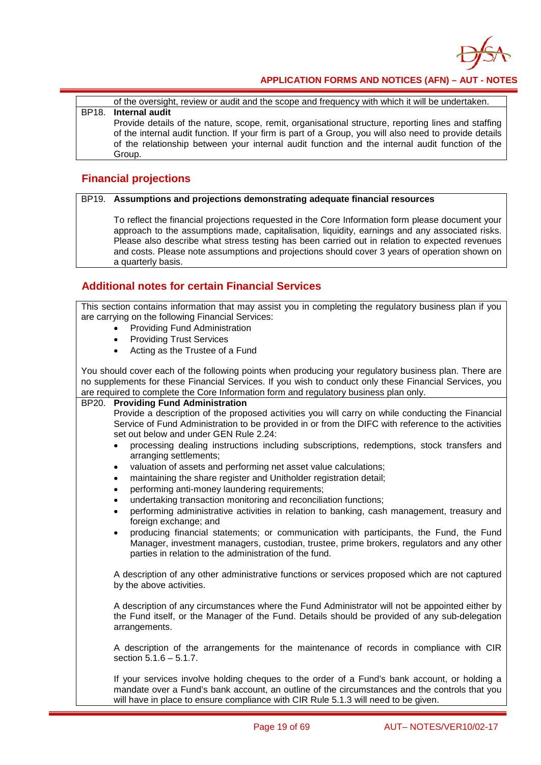of the oversight, review or audit and the scope and frequency with which it will be undertaken.

**BP18. Internal audit**

Provide details of the nature, scope, remit, organisational structure, reporting lines and staffing of the internal audit function. If your firm is part of a Group, you will also need to provide details of the relationship between your internal audit function and the internal audit function of the Group.

## Financial projections

**BP19. Assumptions and projections demonstrating adequate financial resources**

To reflect the financial projections requested in the Core Information form please document your approach to the assumptions made, capitalisation, liquidity, earnings and any associated risks. Please also describe what stress testing has been carried out in relation to expected revenues and costs. Please note assumptions and projections should cover 3 years of operation shown on a quarterly basis.

## Additional notes for certain Financial Services

This section contains information that may assist you in completing the regulatory business plan if you are carrying on the following Financial Services:

- Providing Fund Administration
- Providing Trust Services
- Acting as the Trustee of a Fund

You should cover each of the following points when producing your regulatory business plan. There are no supplements for these Financial Services. If you wish to conduct only these Financial Services, you are required to complete the Core Information form and regulatory business plan only.

**BP20. Providing Fund Administration**

Provide a description of the proposed activities you will carry on while conducting the Financial Service of Fund Administration to be provided in or from the DIFC with reference to the activities set out below and under GEN Rule 2.24:

- processing dealing instructions including subscriptions, redemptions, stock transfers and arranging settlements;
- valuation of assets and performing net asset value calculations;
- maintaining the share register and Unitholder registration detail;
- performing anti-money laundering requirements;
- undertaking transaction monitoring and reconciliation functions;
- performing administrative activities in relation to banking, cash management, treasury and foreign exchange; and
- producing financial statements; or communication with participants, the Fund, the Fund Manager, investment managers, custodian, trustee, prime brokers, regulators and any other parties in relation to the administration of the fund.

A description of any other administrative functions or services proposed which are not captured by the above activities.

A description of any circumstances where the Fund Administrator will not be appointed either by the Fund itself, or the Manager of the Fund. Details should be provided of any sub-delegation arrangements.

A description of the arrangements for the maintenance of records in compliance with CIR section 5.1.6 – 5.1.7.

If your services involve holding cheques to the order of a Fund's bank account, or holding a mandate over a Fund's bank account, an outline of the circumstances and the controls that you will have in place to ensure compliance with CIR Rule 5.1.3 will need to be given.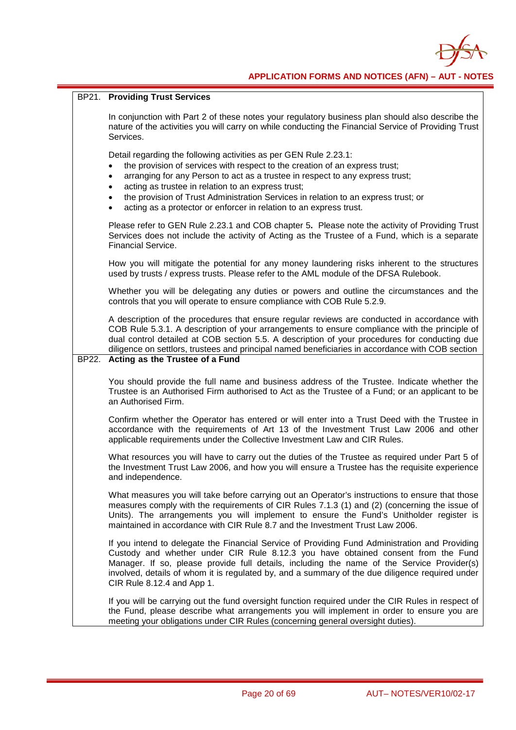## BP21. Providing Trust Services

In conjunction with Part 2 of these notes your regulatory business plan should also describe the nature of the activities you will carry on while conducting the Financial Service of Providing Trust Services.

Detail regarding the following activities as per GEN Rule 2.23.1:

- the provision of services with respect to the creation of an express trust;
- arranging for any Person to act as a trustee in respect to any express trust;
- acting as trustee in relation to an express trust;
- the provision of Trust Administration Services in relation to an express trust; or
- acting as a protector or enforcer in relation to an express trust.

Please refer to GEN Rule 2.23.1 and COB chapter 5**.** Please note the activity of Providing Trust Services does not include the activity of Acting as the Trustee of a Fund, which is a separate Financial Service.

How you will mitigate the potential for any money laundering risks inherent to the structures used by trusts / express trusts. Please refer to the AML module of the DFSA Rulebook.

Whether you will be delegating any duties or powers and outline the circumstances and the controls that you will operate to ensure compliance with COB Rule 5.2.9.

A description of the procedures that ensure regular reviews are conducted in accordance with COB Rule 5.3.1. A description of your arrangements to ensure compliance with the principle of dual control detailed at COB section 5.5. A description of your procedures for conducting due diligence on settlors, trustees and principal named beneficiaries in accordance with COB section

## BP22. Acting as the Trustee of a Fund

You should provide the full name and business address of the Trustee. Indicate whether the Trustee is an Authorised Firm authorised to Act as the Trustee of a Fund; or an applicant to be an Authorised Firm.

Confirm whether the Operator has entered or will enter into a Trust Deed with the Trustee in accordance with the requirements of Art 13 of the Investment Trust Law 2006 and other applicable requirements under the Collective Investment Law and CIR Rules.

What resources you will have to carry out the duties of the Trustee as required under Part 5 of the Investment Trust Law 2006, and how you will ensure a Trustee has the requisite experience and independence.

What measures you will take before carrying out an Operator's instructions to ensure that those measures comply with the requirements of CIR Rules 7.1.3 (1) and (2) (concerning the issue of Units). The arrangements you will implement to ensure the Fund's Unitholder register is maintained in accordance with CIR Rule 8.7 and the Investment Trust Law 2006.

If you intend to delegate the Financial Service of Providing Fund Administration and Providing Custody and whether under CIR Rule 8.12.3 you have obtained consent from the Fund Manager. If so, please provide full details, including the name of the Service Provider(s) involved, details of whom it is regulated by, and a summary of the due diligence required under CIR Rule 8.12.4 and App 1.

If you will be carrying out the fund oversight function required under the CIR Rules in respect of the Fund, please describe what arrangements you will implement in order to ensure you are meeting your obligations under CIR Rules (concerning general oversight duties).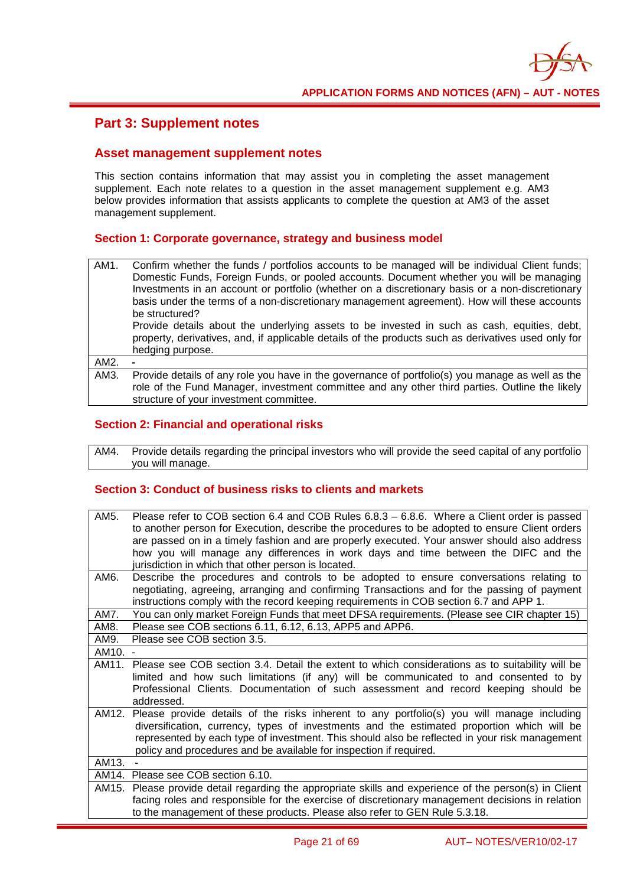## Part 3: Supplement notes

### Asset management supplement notes

This section contains information that may assist you in completing the asset management supplement. Each note relates to a question in the asset management supplement e.g. AM3 below provides information that assists applicants to complete the question at AM3 of the asset management supplement.

#### Section 1: Corporate governance, strategy and business model

| | |
|---|---|
| AM1. | Confirm whether the funds / portfolios accounts to be managed will be individual Client funds; Domestic Funds, Foreign Funds, or pooled accounts. Document whether you will be managing Investments in an account or portfolio (whether on a discretionary basis or a non-discretionary basis under the terms of a non-discretionary management agreement). How will these accounts be structured?<br>Provide details about the underlying assets to be invested in such as cash, equities, debt, property, derivatives, and, if applicable details of the products such as derivatives used only for hedging purpose. |
| AM2. | - |
| AM3. | Provide details of any role you have in the governance of portfolio(s) you manage as well as the role of the Fund Manager, investment committee and any other third parties. Outline the likely structure of your investment committee. |

#### Section 2: Financial and operational risks

| | |
|---|---|
| AM4. | Provide details regarding the principal investors who will provide the seed capital of any portfolio you will manage. |

#### Section 3: Conduct of business risks to clients and markets

| | |
|---|---|
| AM5. | Please refer to COB section 6.4 and COB Rules 6.8.3 – 6.8.6. Where a Client order is passed to another person for Execution, describe the procedures to be adopted to ensure Client orders are passed on in a timely fashion and are properly executed. Your answer should also address how you will manage any differences in work days and time between the DIFC and the jurisdiction in which that other person is located. |
| AM6. | Describe the procedures and controls to be adopted to ensure conversations relating to negotiating, agreeing, arranging and confirming Transactions and for the passing of payment instructions comply with the record keeping requirements in COB section 6.7 and APP 1. |
| AM7. | You can only market Foreign Funds that meet DFSA requirements. (Please see CIR chapter 15) |
| AM8. | Please see COB sections 6.11, 6.12, 6.13, APP5 and APP6. |
| AM9. | Please see COB section 3.5. |
| AM10. | - |
| AM11. | Please see COB section 3.4. Detail the extent to which considerations as to suitability will be limited and how such limitations (if any) will be communicated to and consented to by Professional Clients. Documentation of such assessment and record keeping should be addressed. |
| AM12. | Please provide details of the risks inherent to any portfolio(s) you will manage including diversification, currency, types of investments and the estimated proportion which will be represented by each type of investment. This should also be reflected in your risk management policy and procedures and be available for inspection if required. |
| AM13. | - |
| AM14. | Please see COB section 6.10. |
| AM15. | Please provide detail regarding the appropriate skills and experience of the person(s) in Client facing roles and responsible for the exercise of discretionary management decisions in relation to the management of these products. Please also refer to GEN Rule 5.3.18. |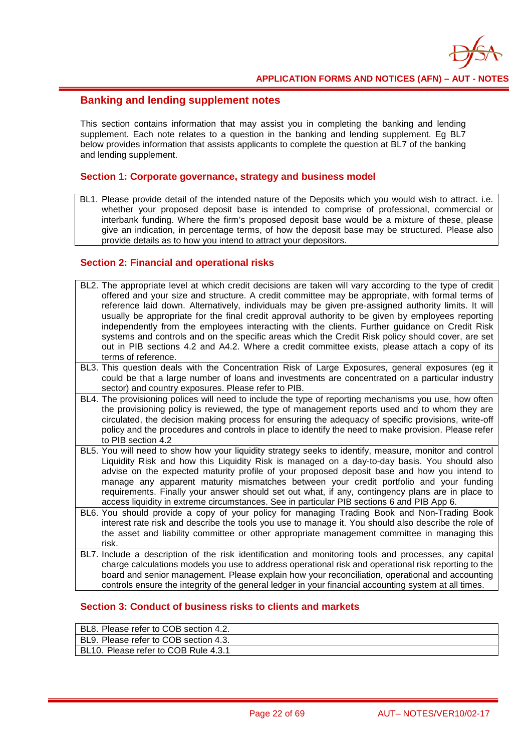## Banking and lending supplement notes

This section contains information that may assist you in completing the banking and lending supplement. Each note relates to a question in the banking and lending supplement. Eg BL7 below provides information that assists applicants to complete the question at BL7 of the banking and lending supplement.

### Section 1: Corporate governance, strategy and business model

| |
|---|
| BL1. Please provide detail of the intended nature of the Deposits which you would wish to attract. i.e. whether your proposed deposit base is intended to comprise of professional, commercial or interbank funding. Where the firm's proposed deposit base would be a mixture of these, please give an indication, in percentage terms, of how the deposit base may be structured. Please also provide details as to how you intend to attract your depositors. |

### Section 2: Financial and operational risks

| |
|---|
| BL2. The appropriate level at which credit decisions are taken will vary according to the type of credit offered and your size and structure. A credit committee may be appropriate, with formal terms of reference laid down. Alternatively, individuals may be given pre-assigned authority limits. It will usually be appropriate for the final credit approval authority to be given by employees reporting independently from the employees interacting with the clients. Further guidance on Credit Risk systems and controls and on the specific areas which the Credit Risk policy should cover, are set out in PIB sections 4.2 and A4.2. Where a credit committee exists, please attach a copy of its terms of reference. |
| BL3. This question deals with the Concentration Risk of Large Exposures, general exposures (eg it could be that a large number of loans and investments are concentrated on a particular industry sector) and country exposures. Please refer to PIB. |
| BL4. The provisioning polices will need to include the type of reporting mechanisms you use, how often the provisioning policy is reviewed, the type of management reports used and to whom they are circulated, the decision making process for ensuring the adequacy of specific provisions, write-off policy and the procedures and controls in place to identify the need to make provision. Please refer to PIB section 4.2 |
| BL5. You will need to show how your liquidity strategy seeks to identify, measure, monitor and control Liquidity Risk and how this Liquidity Risk is managed on a day-to-day basis. You should also advise on the expected maturity profile of your proposed deposit base and how you intend to manage any apparent maturity mismatches between your credit portfolio and your funding requirements. Finally your answer should set out what, if any, contingency plans are in place to access liquidity in extreme circumstances. See in particular PIB sections 6 and PIB App 6. |
| BL6. You should provide a copy of your policy for managing Trading Book and Non-Trading Book interest rate risk and describe the tools you use to manage it. You should also describe the role of the asset and liability committee or other appropriate management committee in managing this risk. |
| BL7. Include a description of the risk identification and monitoring tools and processes, any capital charge calculations models you use to address operational risk and operational risk reporting to the board and senior management. Please explain how your reconciliation, operational and accounting controls ensure the integrity of the general ledger in your financial accounting system at all times. |

### Section 3: Conduct of business risks to clients and markets

| |
|---|
| BL8. Please refer to COB section 4.2. |
| BL9. Please refer to COB section 4.3. |
| BL10. Please refer to COB Rule 4.3.1 |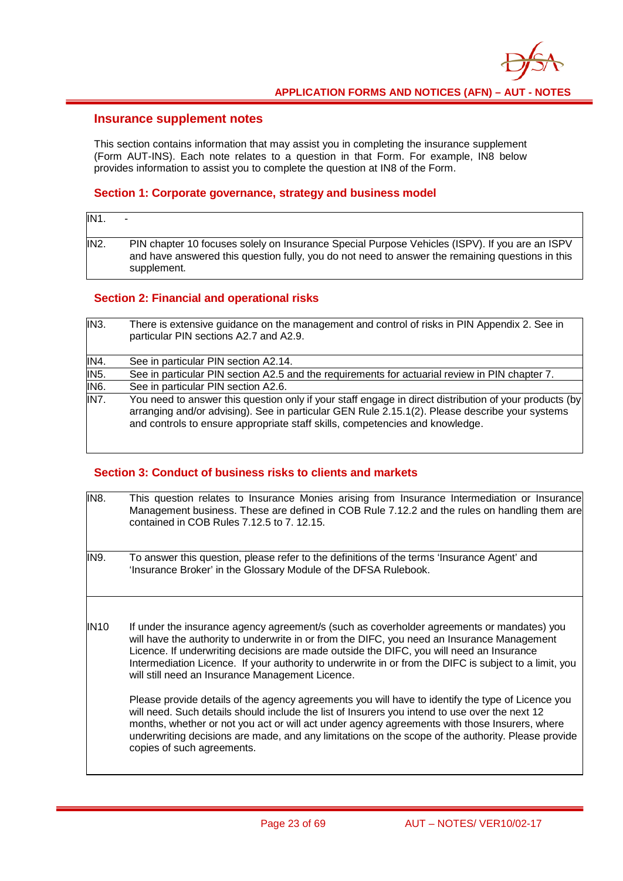## Insurance supplement notes

This section contains information that may assist you in completing the insurance supplement (Form AUT-INS). Each note relates to a question in that Form. For example, IN8 below provides information to assist you to complete the question at IN8 of the Form.

### Section 1: Corporate governance, strategy and business model

| | |
|---|---|
| IN1. | - |
| IN2. | PIN chapter 10 focuses solely on Insurance Special Purpose Vehicles (ISPV). If you are an ISPV and have answered this question fully, you do not need to answer the remaining questions in this supplement. |

### Section 2: Financial and operational risks

| | |
|---|---|
| IN3. | There is extensive guidance on the management and control of risks in PIN Appendix 2. See in particular PIN sections A2.7 and A2.9. |
| IN4. | See in particular PIN section A2.14. |
| IN5. | See in particular PIN section A2.5 and the requirements for actuarial review in PIN chapter 7. |
| IN6. | See in particular PIN section A2.6. |
| IN7. | You need to answer this question only if your staff engage in direct distribution of your products (by arranging and/or advising). See in particular GEN Rule 2.15.1(2). Please describe your systems and controls to ensure appropriate staff skills, competencies and knowledge. |

### Section 3: Conduct of business risks to clients and markets

| | |
|---|---|
| IN8. | This question relates to Insurance Monies arising from Insurance Intermediation or Insurance Management business. These are defined in COB Rule 7.12.2 and the rules on handling them are contained in COB Rules 7.12.5 to 7. 12.15. |
| IN9. | To answer this question, please refer to the definitions of the terms 'Insurance Agent' and 'Insurance Broker' in the Glossary Module of the DFSA Rulebook. |
| IN10 | If under the insurance agency agreement/s (such as coverholder agreements or mandates) you will have the authority to underwrite in or from the DIFC, you need an Insurance Management Licence. If underwriting decisions are made outside the DIFC, you will need an Insurance Intermediation Licence. If your authority to underwrite in or from the DIFC is subject to a limit, you will still need an Insurance Management Licence.<br><br>Please provide details of the agency agreements you will have to identify the type of Licence you will need. Such details should include the list of Insurers you intend to use over the next 12 months, whether or not you act or will act under agency agreements with those Insurers, where underwriting decisions are made, and any limitations on the scope of the authority. Please provide copies of such agreements. |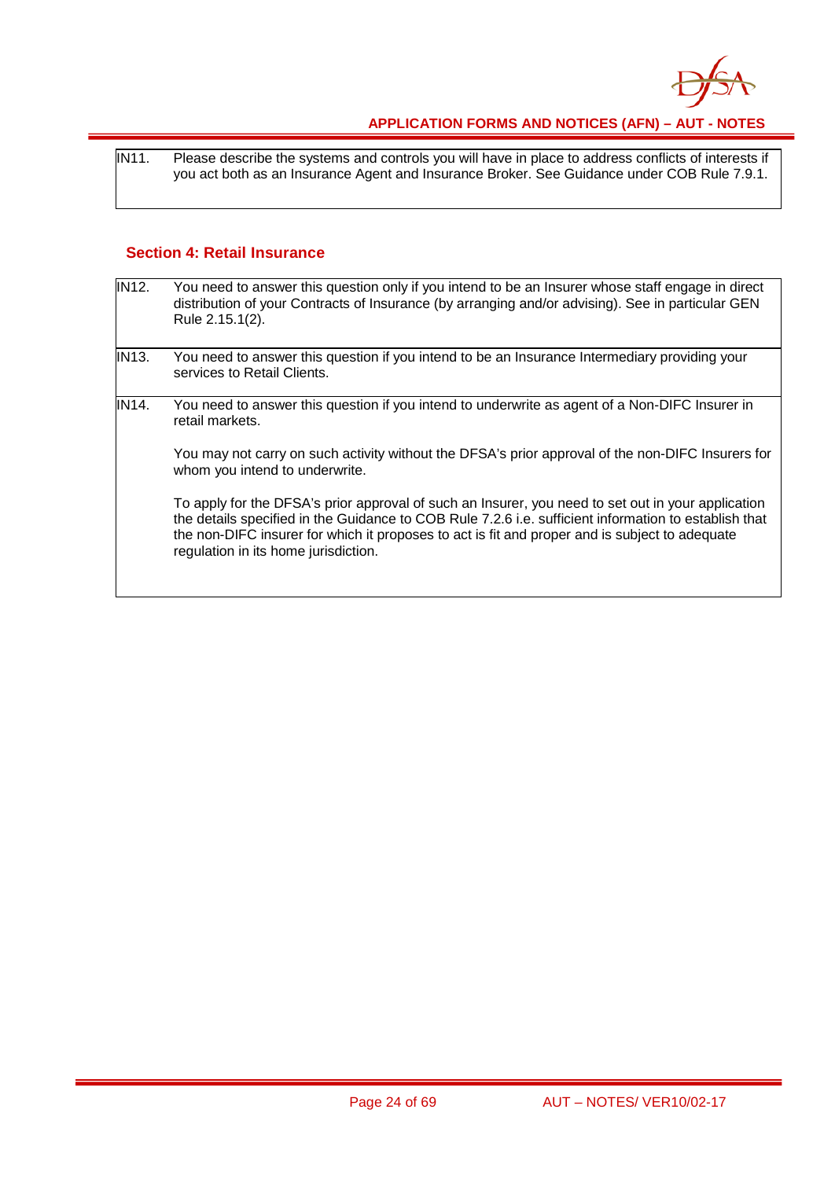| | |
|---|---|
| IN11. | Please describe the systems and controls you will have in place to address conflicts of interests if you act both as an Insurance Agent and Insurance Broker. See Guidance under COB Rule 7.9.1. |

## Section 4: Retail Insurance

| | |
|---|---|
| IN12. | You need to answer this question only if you intend to be an Insurer whose staff engage in direct distribution of your Contracts of Insurance (by arranging and/or advising). See in particular GEN Rule 2.15.1(2). |
| IN13. | You need to answer this question if you intend to be an Insurance Intermediary providing your services to Retail Clients. |
| IN14. | You need to answer this question if you intend to underwrite as agent of a Non-DIFC Insurer in retail markets.<br><br>You may not carry on such activity without the DFSA's prior approval of the non-DIFC Insurers for whom you intend to underwrite.<br><br>To apply for the DFSA's prior approval of such an Insurer, you need to set out in your application the details specified in the Guidance to COB Rule 7.2.6 i.e. sufficient information to establish that the non-DIFC insurer for which it proposes to act is fit and proper and is subject to adequate regulation in its home jurisdiction. |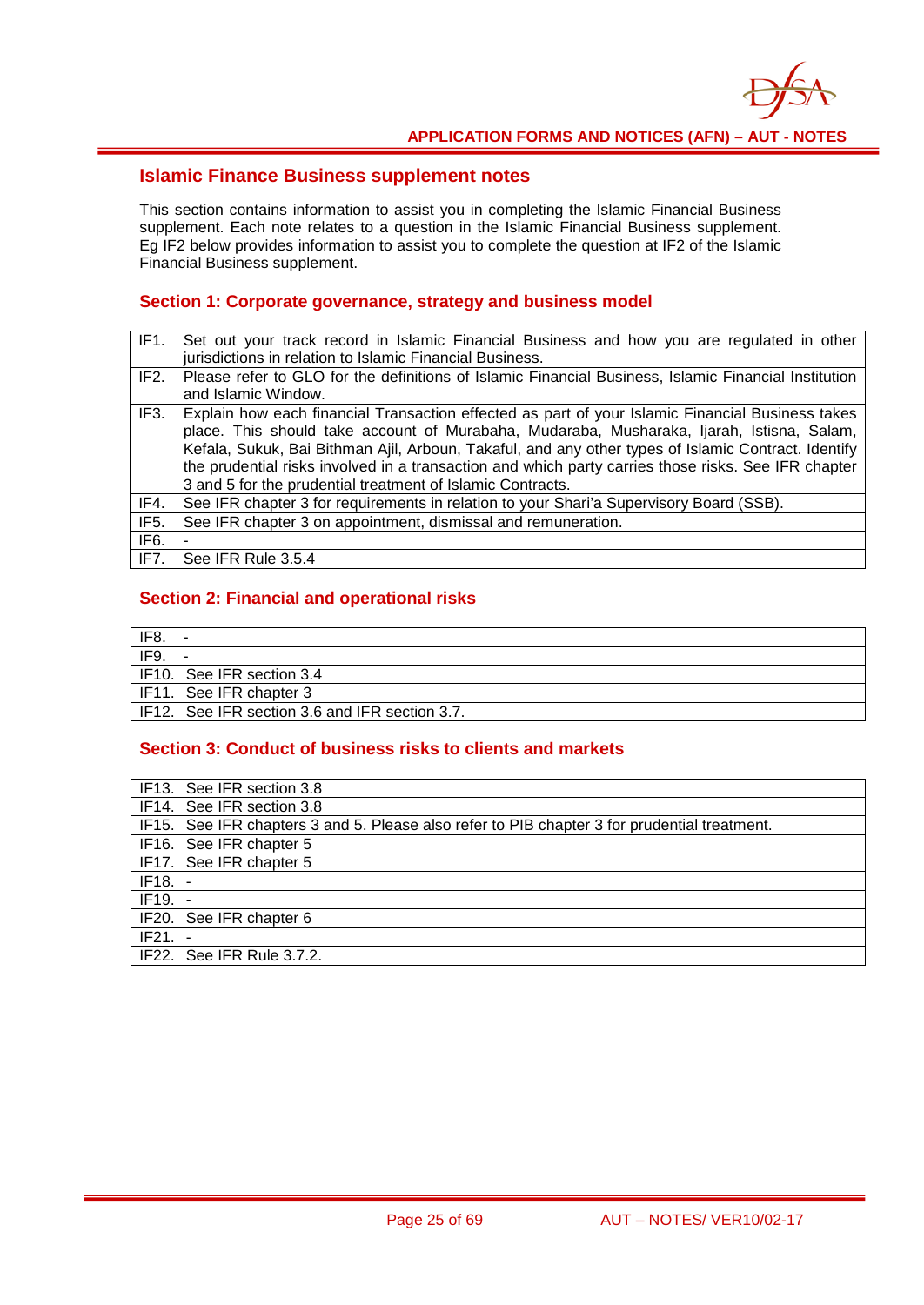## Islamic Finance Business supplement notes

This section contains information to assist you in completing the Islamic Financial Business supplement. Each note relates to a question in the Islamic Financial Business supplement. Eg IF2 below provides information to assist you to complete the question at IF2 of the Islamic Financial Business supplement.

### Section 1: Corporate governance, strategy and business model

| | |
|---|---|
| IF1. | Set out your track record in Islamic Financial Business and how you are regulated in other jurisdictions in relation to Islamic Financial Business. |
| IF2. | Please refer to GLO for the definitions of Islamic Financial Business, Islamic Financial Institution and Islamic Window. |
| IF3. | Explain how each financial Transaction effected as part of your Islamic Financial Business takes place. This should take account of Murabaha, Mudaraba, Musharaka, Ijarah, Istisna, Salam, Kefala, Sukuk, Bai Bithman Ajil, Arboun, Takaful, and any other types of Islamic Contract. Identify the prudential risks involved in a transaction and which party carries those risks. See IFR chapter 3 and 5 for the prudential treatment of Islamic Contracts. |
| IF4. | See IFR chapter 3 for requirements in relation to your Shari'a Supervisory Board (SSB). |
| IF5. | See IFR chapter 3 on appointment, dismissal and remuneration. |
| IF6. | - |
| IF7. | See IFR Rule 3.5.4 |

### Section 2: Financial and operational risks

| | |
|---|---|
| IF8. | - |
| IF9. | - |
| IF10. | See IFR section 3.4 |
| IF11. | See IFR chapter 3 |
| IF12. | See IFR section 3.6 and IFR section 3.7. |

### Section 3: Conduct of business risks to clients and markets

| | |
|---|---|
| IF13. | See IFR section 3.8 |
| IF14. | See IFR section 3.8 |
| IF15. | See IFR chapters 3 and 5. Please also refer to PIB chapter 3 for prudential treatment. |
| IF16. | See IFR chapter 5 |
| IF17. | See IFR chapter 5 |
| IF18. | - |
| IF19. | - |
| IF20. | See IFR chapter 6 |
| IF21. | - |
| IF22. | See IFR Rule 3.7.2. |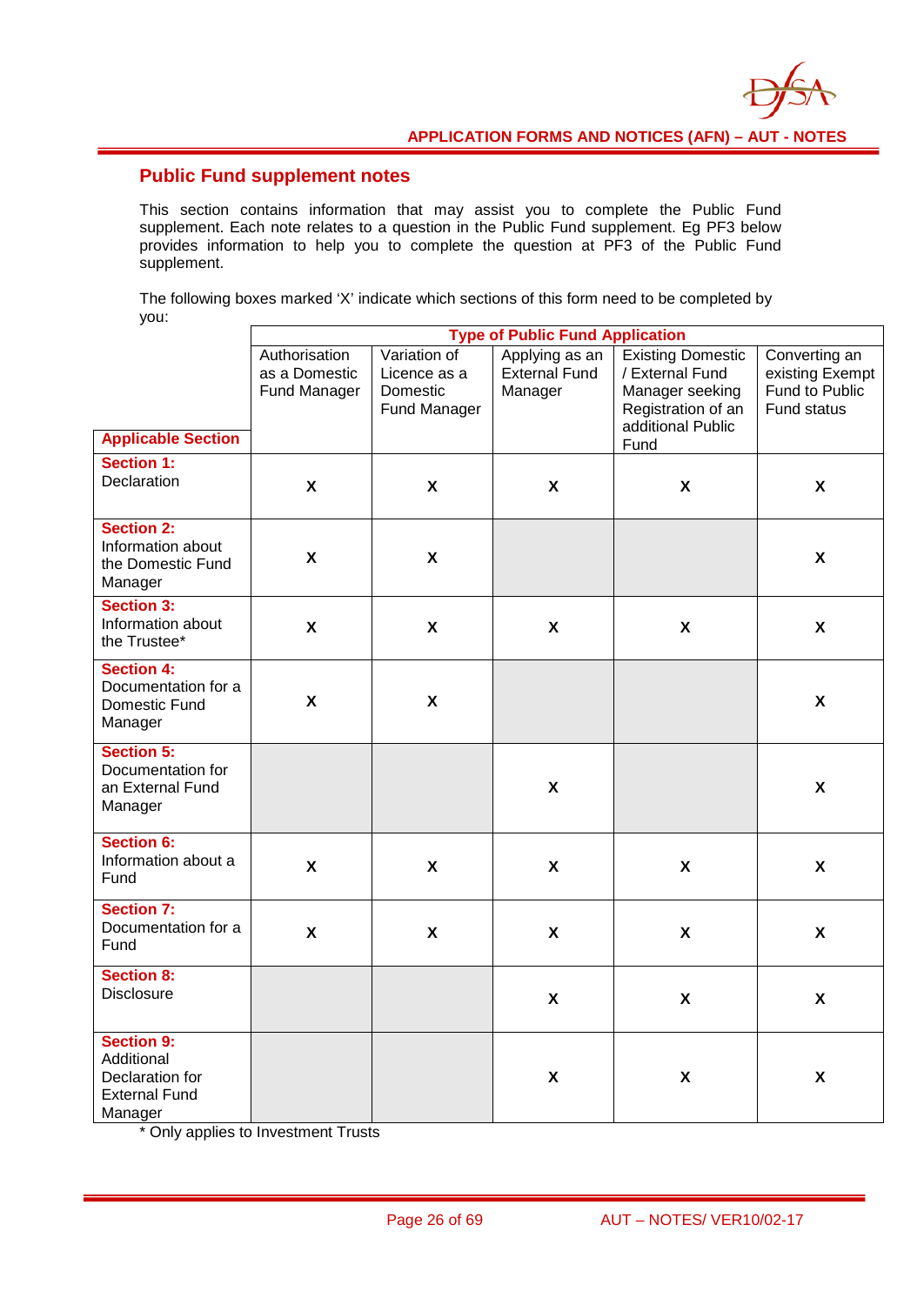## Public Fund supplement notes

This section contains information that may assist you to complete the Public Fund supplement. Each note relates to a question in the Public Fund supplement. Eg PF3 below provides information to help you to complete the question at PF3 of the Public Fund supplement.

The following boxes marked 'X' indicate which sections of this form need to be completed by you:

| | Type of Public Fund Application | | | | |
|---|---|---|---|---|---|
| **Applicable Section** | Authorisation as a Domestic Fund Manager | Variation of Licence as a Domestic Fund Manager | Applying as an External Fund Manager | Existing Domestic / External Fund Manager seeking Registration of an additional Public Fund | Converting an existing Exempt Fund to Public Fund status |
| **Section 1:** Declaration | X | X | X | X | X |
| **Section 2:** Information about the Domestic Fund Manager | X | X | | | X |
| **Section 3:** Information about the Trustee* | X | X | X | X | X |
| **Section 4:** Documentation for a Domestic Fund Manager | X | X | | | X |
| **Section 5:** Documentation for an External Fund Manager | | | X | | X |
| **Section 6:** Information about a Fund | X | X | X | X | X |
| **Section 7:** Documentation for a Fund | X | X | X | X | X |
| **Section 8:** Disclosure | | | X | X | X |
| **Section 9:** Additional Declaration for External Fund Manager | | | X | X | X |

\* Only applies to Investment Trusts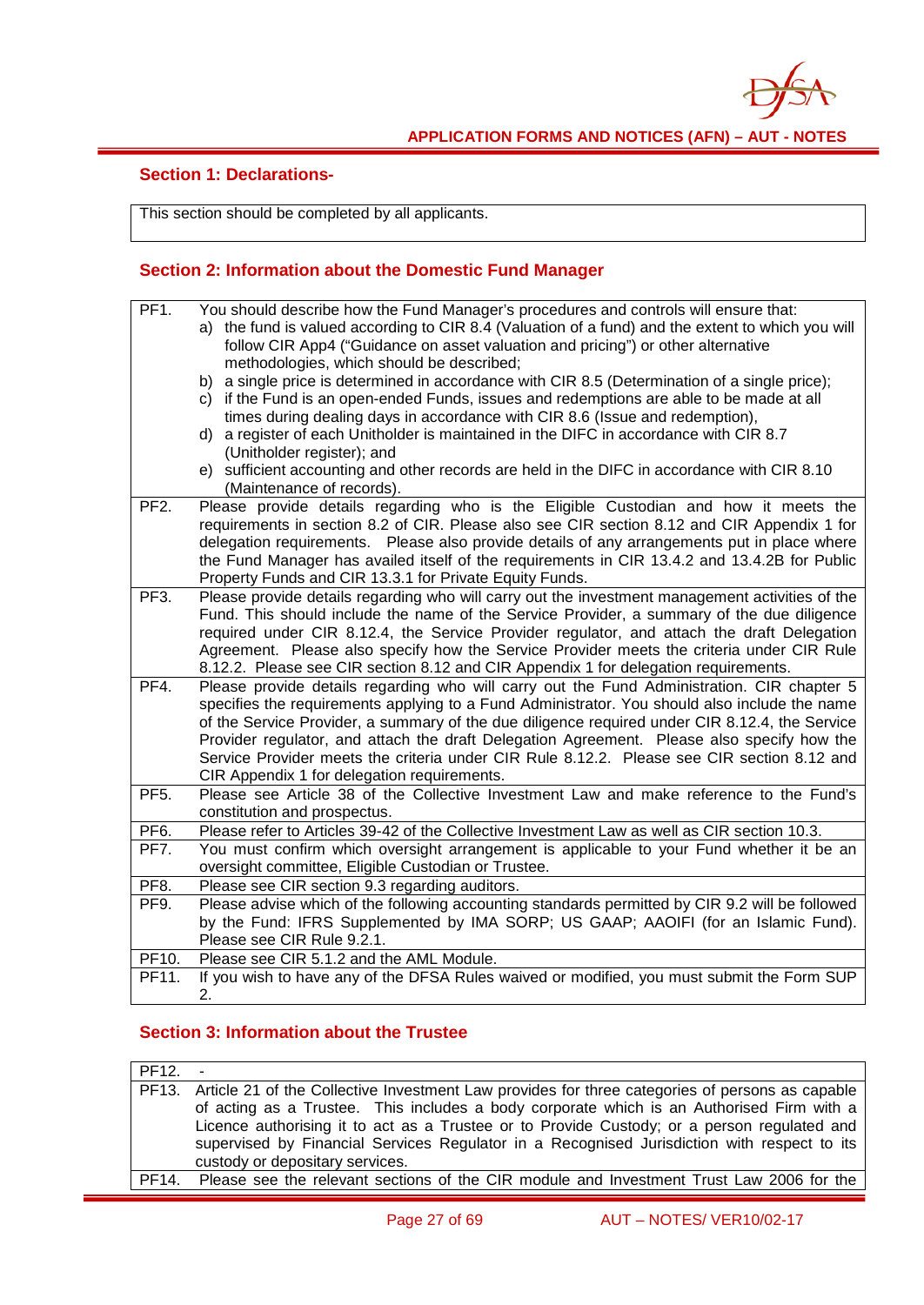## Section 1: Declarations-

| This section should be completed by all applicants. |
|---|

## Section 2: Information about the Domestic Fund Manager

| | |
|---|---|
| PF1. | You should describe how the Fund Manager's procedures and controls will ensure that:<br>a) the fund is valued according to CIR 8.4 (Valuation of a fund) and the extent to which you will follow CIR App4 ("Guidance on asset valuation and pricing") or other alternative methodologies, which should be described;<br>b) a single price is determined in accordance with CIR 8.5 (Determination of a single price);<br>c) if the Fund is an open-ended Funds, issues and redemptions are able to be made at all times during dealing days in accordance with CIR 8.6 (Issue and redemption),<br>d) a register of each Unitholder is maintained in the DIFC in accordance with CIR 8.7 (Unitholder register); and<br>e) sufficient accounting and other records are held in the DIFC in accordance with CIR 8.10 (Maintenance of records). |
| PF2. | Please provide details regarding who is the Eligible Custodian and how it meets the requirements in section 8.2 of CIR. Please also see CIR section 8.12 and CIR Appendix 1 for delegation requirements. Please also provide details of any arrangements put in place where the Fund Manager has availed itself of the requirements in CIR 13.4.2 and 13.4.2B for Public Property Funds and CIR 13.3.1 for Private Equity Funds. |
| PF3. | Please provide details regarding who will carry out the investment management activities of the Fund. This should include the name of the Service Provider, a summary of the due diligence required under CIR 8.12.4, the Service Provider regulator, and attach the draft Delegation Agreement. Please also specify how the Service Provider meets the criteria under CIR Rule 8.12.2. Please see CIR section 8.12 and CIR Appendix 1 for delegation requirements. |
| PF4. | Please provide details regarding who will carry out the Fund Administration. CIR chapter 5 specifies the requirements applying to a Fund Administrator. You should also include the name of the Service Provider, a summary of the due diligence required under CIR 8.12.4, the Service Provider regulator, and attach the draft Delegation Agreement. Please also specify how the Service Provider meets the criteria under CIR Rule 8.12.2. Please see CIR section 8.12 and CIR Appendix 1 for delegation requirements. |
| PF5. | Please see Article 38 of the Collective Investment Law and make reference to the Fund's constitution and prospectus. |
| PF6. | Please refer to Articles 39-42 of the Collective Investment Law as well as CIR section 10.3. |
| PF7. | You must confirm which oversight arrangement is applicable to your Fund whether it be an oversight committee, Eligible Custodian or Trustee. |
| PF8. | Please see CIR section 9.3 regarding auditors. |
| PF9. | Please advise which of the following accounting standards permitted by CIR 9.2 will be followed by the Fund: IFRS Supplemented by IMA SORP; US GAAP; AAOIFI (for an Islamic Fund). Please see CIR Rule 9.2.1. |
| PF10. | Please see CIR 5.1.2 and the AML Module. |
| PF11. | If you wish to have any of the DFSA Rules waived or modified, you must submit the Form SUP 2. |

## Section 3: Information about the Trustee

| | |
|---|---|
| PF12. | - |
| PF13. | Article 21 of the Collective Investment Law provides for three categories of persons as capable of acting as a Trustee. This includes a body corporate which is an Authorised Firm with a Licence authorising it to act as a Trustee or to Provide Custody; or a person regulated and supervised by Financial Services Regulator in a Recognised Jurisdiction with respect to its custody or depositary services. |
| PF14. | Please see the relevant sections of the CIR module and Investment Trust Law 2006 for the |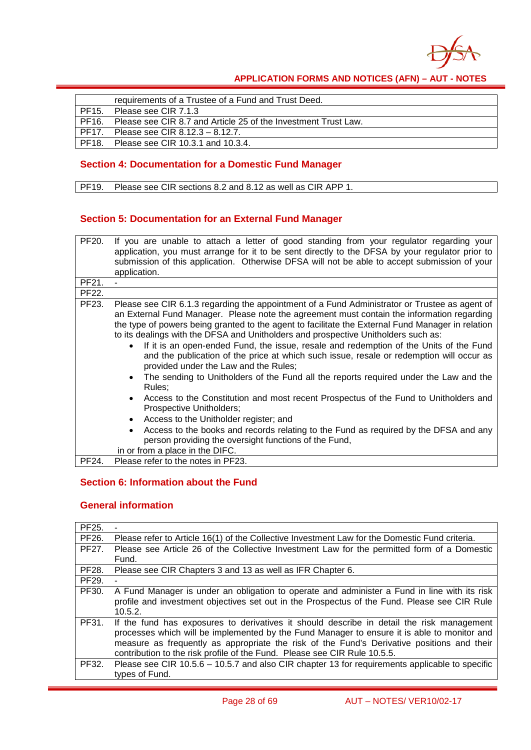| | |
|---|---|
| | requirements of a Trustee of a Fund and Trust Deed. |
| PF15. | Please see CIR 7.1.3 |
| PF16. | Please see CIR 8.7 and Article 25 of the Investment Trust Law. |
| PF17. | Please see CIR 8.12.3 – 8.12.7. |
| PF18. | Please see CIR 10.3.1 and 10.3.4. |

## Section 4: Documentation for a Domestic Fund Manager

| | |
|---|---|
| PF19. | Please see CIR sections 8.2 and 8.12 as well as CIR APP 1. |

## Section 5: Documentation for an External Fund Manager

| | |
|---|---|
| PF20. | If you are unable to attach a letter of good standing from your regulator regarding your application, you must arrange for it to be sent directly to the DFSA by your regulator prior to submission of this application. Otherwise DFSA will not be able to accept submission of your application. |
| PF21. | - |
| PF22. | |
| PF23. | Please see CIR 6.1.3 regarding the appointment of a Fund Administrator or Trustee as agent of an External Fund Manager. Please note the agreement must contain the information regarding the type of powers being granted to the agent to facilitate the External Fund Manager in relation to its dealings with the DFSA and Unitholders and prospective Unitholders such as: <br>• If it is an open-ended Fund, the issue, resale and redemption of the Units of the Fund and the publication of the price at which such issue, resale or redemption will occur as provided under the Law and the Rules; <br>• The sending to Unitholders of the Fund all the reports required under the Law and the Rules; <br>• Access to the Constitution and most recent Prospectus of the Fund to Unitholders and Prospective Unitholders; <br>• Access to the Unitholder register; and <br>• Access to the books and records relating to the Fund as required by the DFSA and any person providing the oversight functions of the Fund, <br>in or from a place in the DIFC. |
| PF24. | Please refer to the notes in PF23. |

## Section 6: Information about the Fund

### General information

| | |
|---|---|
| PF25. | - |
| PF26. | Please refer to Article 16(1) of the Collective Investment Law for the Domestic Fund criteria. |
| PF27. | Please see Article 26 of the Collective Investment Law for the permitted form of a Domestic Fund. |
| PF28. | Please see CIR Chapters 3 and 13 as well as IFR Chapter 6. |
| PF29. | - |
| PF30. | A Fund Manager is under an obligation to operate and administer a Fund in line with its risk profile and investment objectives set out in the Prospectus of the Fund. Please see CIR Rule 10.5.2. |
| PF31. | If the fund has exposures to derivatives it should describe in detail the risk management processes which will be implemented by the Fund Manager to ensure it is able to monitor and measure as frequently as appropriate the risk of the Fund's Derivative positions and their contribution to the risk profile of the Fund. Please see CIR Rule 10.5.5. |
| PF32. | Please see CIR 10.5.6 – 10.5.7 and also CIR chapter 13 for requirements applicable to specific types of Fund. |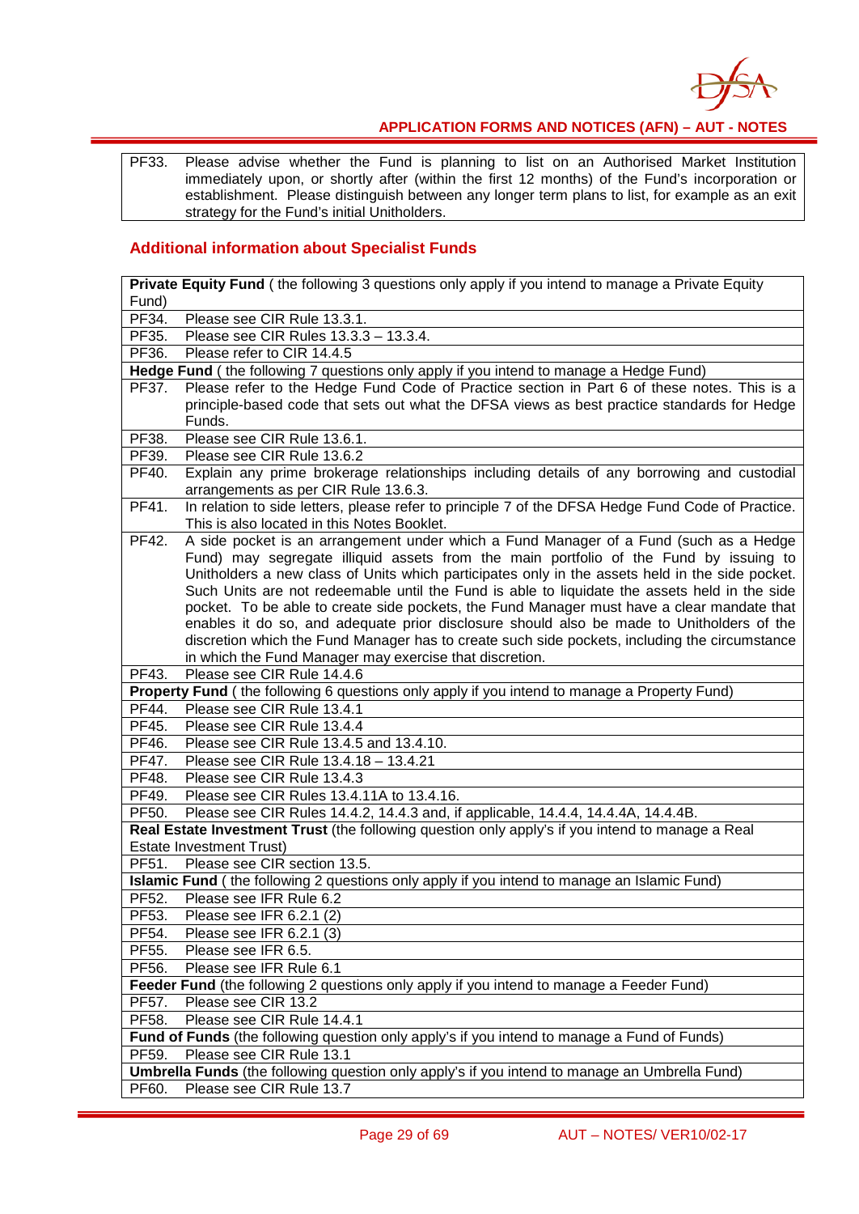| | |
|---|---|
| PF33. | Please advise whether the Fund is planning to list on an Authorised Market Institution immediately upon, or shortly after (within the first 12 months) of the Fund's incorporation or establishment. Please distinguish between any longer term plans to list, for example as an exit strategy for the Fund's initial Unitholders. |

## Additional information about Specialist Funds

| | |
|---|---|
| **Private Equity Fund** ( the following 3 questions only apply if you intend to manage a Private Equity Fund) | |
| PF34. | Please see CIR Rule 13.3.1. |
| PF35. | Please see CIR Rules 13.3.3 – 13.3.4. |
| PF36. | Please refer to CIR 14.4.5 |
| **Hedge Fund** ( the following 7 questions only apply if you intend to manage a Hedge Fund) | |
| PF37. | Please refer to the Hedge Fund Code of Practice section in Part 6 of these notes. This is a principle-based code that sets out what the DFSA views as best practice standards for Hedge Funds. |
| PF38. | Please see CIR Rule 13.6.1. |
| PF39. | Please see CIR Rule 13.6.2 |
| PF40. | Explain any prime brokerage relationships including details of any borrowing and custodial arrangements as per CIR Rule 13.6.3. |
| PF41. | In relation to side letters, please refer to principle 7 of the DFSA Hedge Fund Code of Practice. This is also located in this Notes Booklet. |
| PF42. | A side pocket is an arrangement under which a Fund Manager of a Fund (such as a Hedge Fund) may segregate illiquid assets from the main portfolio of the Fund by issuing to Unitholders a new class of Units which participates only in the assets held in the side pocket. Such Units are not redeemable until the Fund is able to liquidate the assets held in the side pocket. To be able to create side pockets, the Fund Manager must have a clear mandate that enables it do so, and adequate prior disclosure should also be made to Unitholders of the discretion which the Fund Manager has to create such side pockets, including the circumstance in which the Fund Manager may exercise that discretion. |
| PF43. | Please see CIR Rule 14.4.6 |
| **Property Fund** ( the following 6 questions only apply if you intend to manage a Property Fund) | |
| PF44. | Please see CIR Rule 13.4.1 |
| PF45. | Please see CIR Rule 13.4.4 |
| PF46. | Please see CIR Rule 13.4.5 and 13.4.10. |
| PF47. | Please see CIR Rule 13.4.18 – 13.4.21 |
| PF48. | Please see CIR Rule 13.4.3 |
| PF49. | Please see CIR Rules 13.4.11A to 13.4.16. |
| PF50. | Please see CIR Rules 14.4.2, 14.4.3 and, if applicable, 14.4.4, 14.4.4A, 14.4.4B. |
| **Real Estate Investment Trust** (the following question only apply's if you intend to manage a Real Estate Investment Trust) | |
| PF51. | Please see CIR section 13.5. |
| **Islamic Fund** ( the following 2 questions only apply if you intend to manage an Islamic Fund) | |
| PF52. | Please see IFR Rule 6.2 |
| PF53. | Please see IFR 6.2.1 (2) |
| PF54. | Please see IFR 6.2.1 (3) |
| PF55. | Please see IFR 6.5. |
| PF56. | Please see IFR Rule 6.1 |
| **Feeder Fund** (the following 2 questions only apply if you intend to manage a Feeder Fund) | |
| PF57. | Please see CIR 13.2 |
| PF58. | Please see CIR Rule 14.4.1 |
| **Fund of Funds** (the following question only apply's if you intend to manage a Fund of Funds) | |
| PF59. | Please see CIR Rule 13.1 |
| **Umbrella Funds** (the following question only apply's if you intend to manage an Umbrella Fund) | |
| PF60. | Please see CIR Rule 13.7 |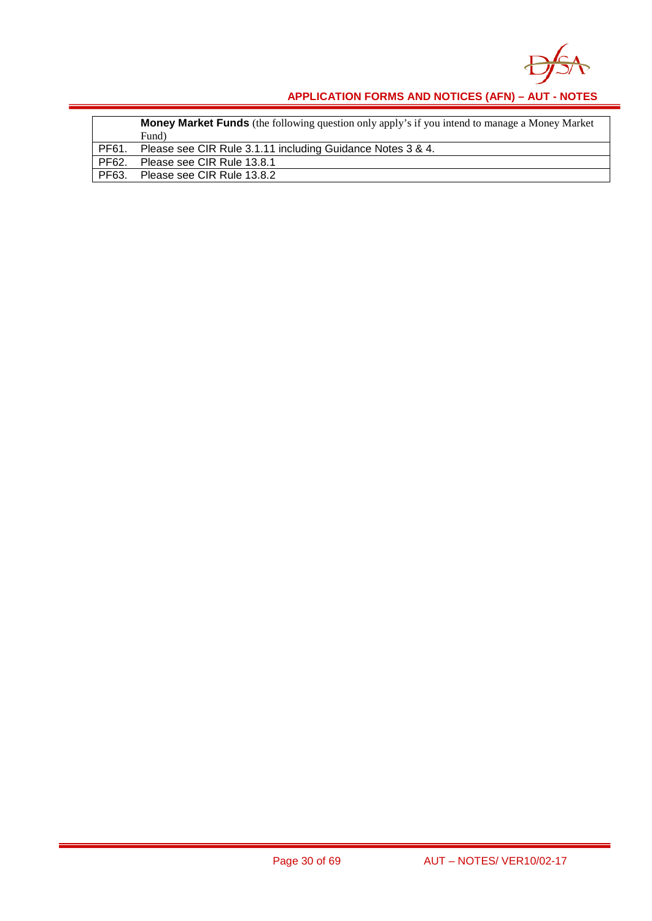| | **Money Market Funds** (the following question only apply's if you intend to manage a Money Market Fund) |
|---|---|
| PF61. | Please see CIR Rule 3.1.11 including Guidance Notes 3 & 4. |
| PF62. | Please see CIR Rule 13.8.1 |
| PF63. | Please see CIR Rule 13.8.2 |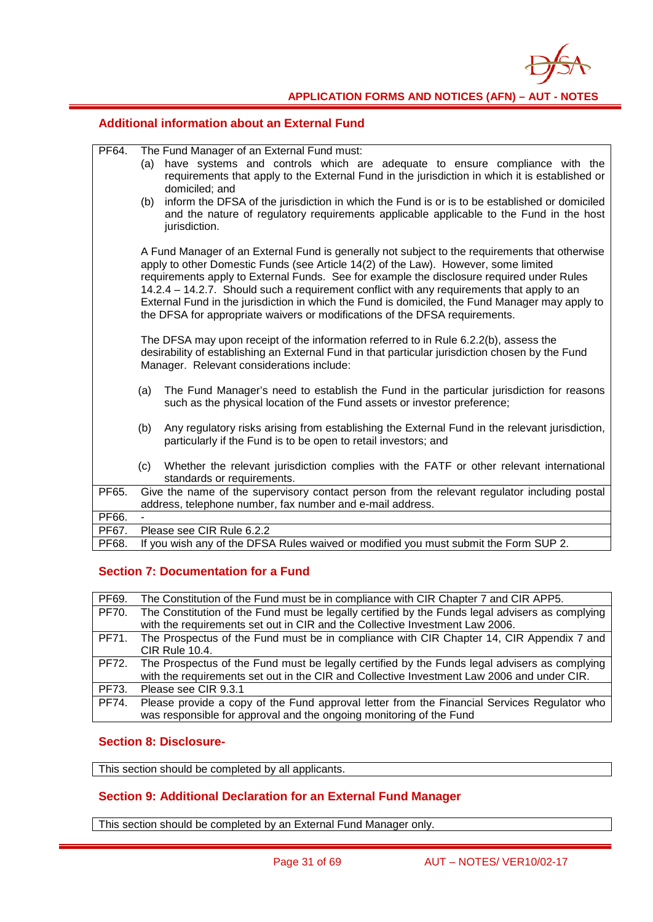## Additional information about an External Fund

| | |
|---|---|
| PF64. | The Fund Manager of an External Fund must:<br>(a) have systems and controls which are adequate to ensure compliance with the requirements that apply to the External Fund in the jurisdiction in which it is established or domiciled; and<br>(b) inform the DFSA of the jurisdiction in which the Fund is or is to be established or domiciled and the nature of regulatory requirements applicable applicable to the Fund in the host jurisdiction.<br><br>A Fund Manager of an External Fund is generally not subject to the requirements that otherwise apply to other Domestic Funds (see Article 14(2) of the Law). However, some limited requirements apply to External Funds. See for example the disclosure required under Rules 14.2.4 – 14.2.7. Should such a requirement conflict with any requirements that apply to an External Fund in the jurisdiction in which the Fund is domiciled, the Fund Manager may apply to the DFSA for appropriate waivers or modifications of the DFSA requirements.<br><br>The DFSA may upon receipt of the information referred to in Rule 6.2.2(b), assess the desirability of establishing an External Fund in that particular jurisdiction chosen by the Fund Manager. Relevant considerations include:<br><br>(a) The Fund Manager's need to establish the Fund in the particular jurisdiction for reasons such as the physical location of the Fund assets or investor preference;<br><br>(b) Any regulatory risks arising from establishing the External Fund in the relevant jurisdiction, particularly if the Fund is to be open to retail investors; and<br><br>(c) Whether the relevant jurisdiction complies with the FATF or other relevant international standards or requirements. |
| PF65. | Give the name of the supervisory contact person from the relevant regulator including postal address, telephone number, fax number and e-mail address. |
| PF66. | - |
| PF67. | Please see CIR Rule 6.2.2 |
| PF68. | If you wish any of the DFSA Rules waived or modified you must submit the Form SUP 2. |

## Section 7: Documentation for a Fund

| | |
|---|---|
| PF69. | The Constitution of the Fund must be in compliance with CIR Chapter 7 and CIR APP5. |
| PF70. | The Constitution of the Fund must be legally certified by the Funds legal advisers as complying with the requirements set out in CIR and the Collective Investment Law 2006. |
| PF71. | The Prospectus of the Fund must be in compliance with CIR Chapter 14, CIR Appendix 7 and CIR Rule 10.4. |
| PF72. | The Prospectus of the Fund must be legally certified by the Funds legal advisers as complying with the requirements set out in the CIR and Collective Investment Law 2006 and under CIR. |
| PF73. | Please see CIR 9.3.1 |
| PF74. | Please provide a copy of the Fund approval letter from the Financial Services Regulator who was responsible for approval and the ongoing monitoring of the Fund |

## Section 8: Disclosure-

This section should be completed by all applicants.

## Section 9: Additional Declaration for an External Fund Manager

This section should be completed by an External Fund Manager only.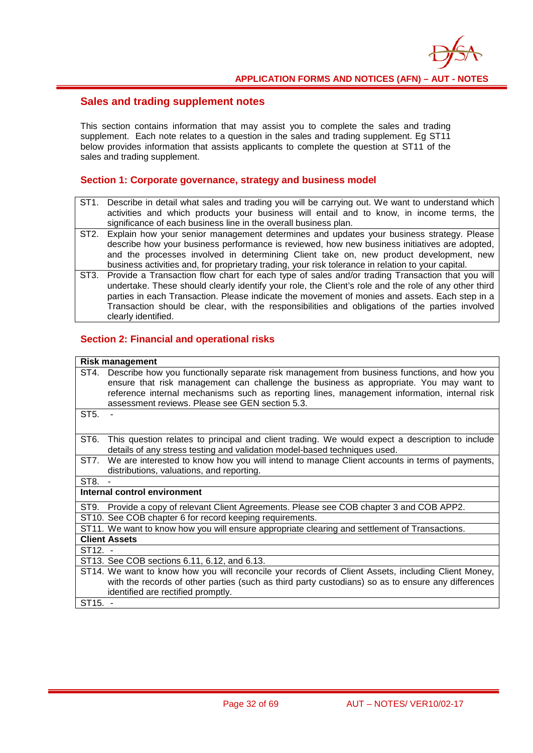## Sales and trading supplement notes

This section contains information that may assist you to complete the sales and trading supplement. Each note relates to a question in the sales and trading supplement. Eg ST11 below provides information that assists applicants to complete the question at ST11 of the sales and trading supplement.

### Section 1: Corporate governance, strategy and business model

| | |
|---|---|
| ST1. | Describe in detail what sales and trading you will be carrying out. We want to understand which activities and which products your business will entail and to know, in income terms, the significance of each business line in the overall business plan. |
| ST2. | Explain how your senior management determines and updates your business strategy. Please describe how your business performance is reviewed, how new business initiatives are adopted, and the processes involved in determining Client take on, new product development, new business activities and, for proprietary trading, your risk tolerance in relation to your capital. |
| ST3. | Provide a Transaction flow chart for each type of sales and/or trading Transaction that you will undertake. These should clearly identify your role, the Client's role and the role of any other third parties in each Transaction. Please indicate the movement of monies and assets. Each step in a Transaction should be clear, with the responsibilities and obligations of the parties involved clearly identified. |

### Section 2: Financial and operational risks

| **Risk management** | |
|---|---|
| ST4. | Describe how you functionally separate risk management from business functions, and how you ensure that risk management can challenge the business as appropriate. You may want to reference internal mechanisms such as reporting lines, management information, internal risk assessment reviews. Please see GEN section 5.3. |
| ST5. | - |
| ST6. | This question relates to principal and client trading. We would expect a description to include details of any stress testing and validation model-based techniques used. |
| ST7. | We are interested to know how you will intend to manage Client accounts in terms of payments, distributions, valuations, and reporting. |
| ST8. | - |
| **Internal control environment** | |
| ST9. | Provide a copy of relevant Client Agreements. Please see COB chapter 3 and COB APP2. |
| ST10. | See COB chapter 6 for record keeping requirements. |
| ST11. | We want to know how you will ensure appropriate clearing and settlement of Transactions. |
| **Client Assets** | |
| ST12. | - |
| ST13. | See COB sections 6.11, 6.12, and 6.13. |
| ST14. | We want to know how you will reconcile your records of Client Assets, including Client Money, with the records of other parties (such as third party custodians) so as to ensure any differences identified are rectified promptly. |
| ST15. | - |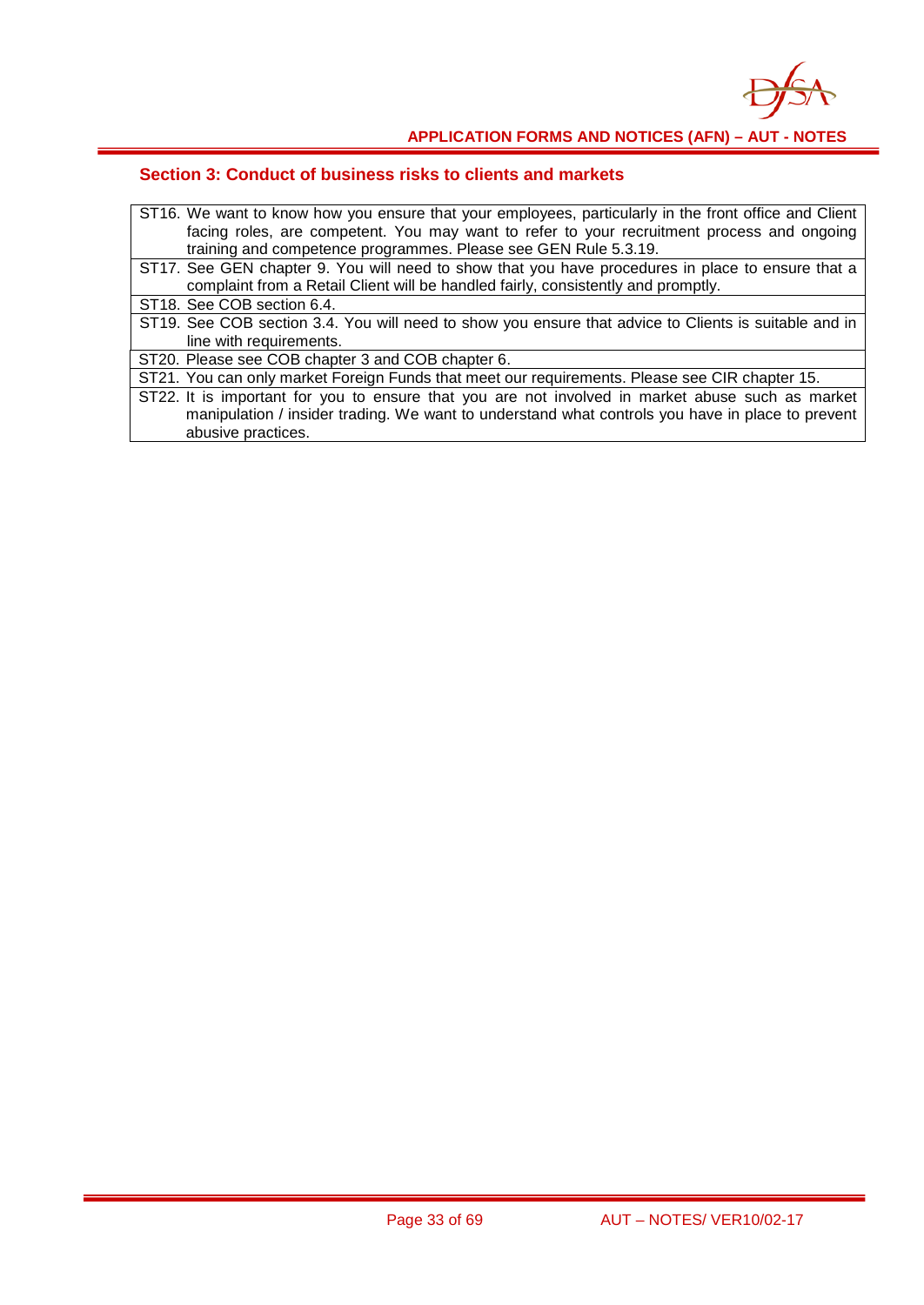## Section 3: Conduct of business risks to clients and markets

| | |
|---|---|
| ST16. | We want to know how you ensure that your employees, particularly in the front office and Client facing roles, are competent. You may want to refer to your recruitment process and ongoing training and competence programmes. Please see GEN Rule 5.3.19. |
| ST17. | See GEN chapter 9. You will need to show that you have procedures in place to ensure that a complaint from a Retail Client will be handled fairly, consistently and promptly. |
| ST18. | See COB section 6.4. |
| ST19. | See COB section 3.4. You will need to show you ensure that advice to Clients is suitable and in line with requirements. |
| ST20. | Please see COB chapter 3 and COB chapter 6. |
| ST21. | You can only market Foreign Funds that meet our requirements. Please see CIR chapter 15. |
| ST22. | It is important for you to ensure that you are not involved in market abuse such as market manipulation / insider trading. We want to understand what controls you have in place to prevent abusive practices. |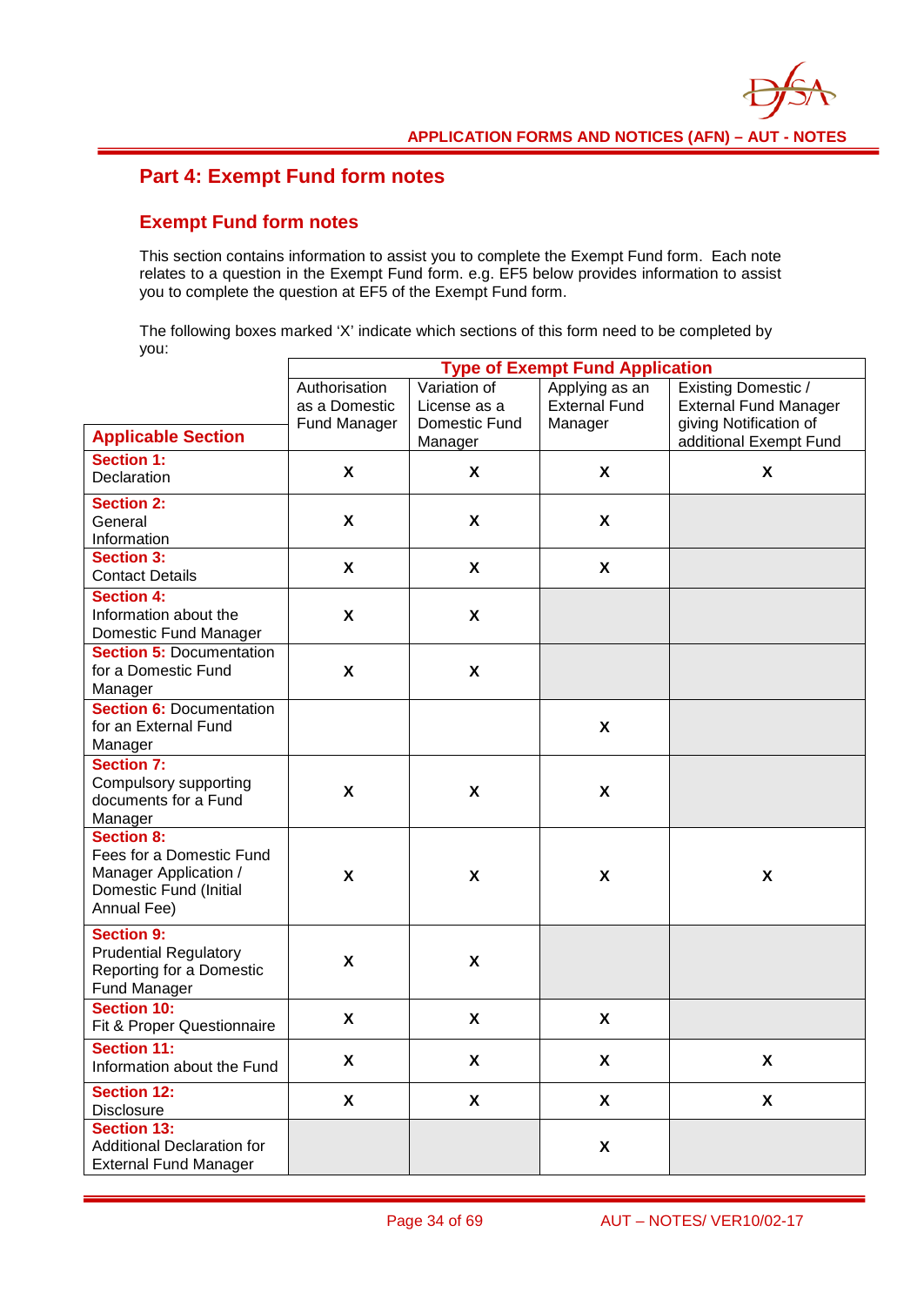# Part 4: Exempt Fund form notes

## Exempt Fund form notes

This section contains information to assist you to complete the Exempt Fund form. Each note relates to a question in the Exempt Fund form. e.g. EF5 below provides information to assist you to complete the question at EF5 of the Exempt Fund form.

The following boxes marked 'X' indicate which sections of this form need to be completed by you:

| | Type of Exempt Fund Application | | | |
|---|---|---|---|---|
| **Applicable Section** | Authorisation as a Domestic Fund Manager | Variation of License as a Domestic Fund Manager | Applying as an External Fund Manager | Existing Domestic / External Fund Manager giving Notification of additional Exempt Fund |
| **Section 1:** Declaration | X | X | X | X |
| **Section 2:** General Information | X | X | X | |
| **Section 3:** Contact Details | X | X | X | |
| **Section 4:** Information about the Domestic Fund Manager | X | X | | |
| **Section 5:** Documentation for a Domestic Fund Manager | X | X | | |
| **Section 6:** Documentation for an External Fund Manager | | | X | |
| **Section 7:** Compulsory supporting documents for a Fund Manager | X | X | X | |
| **Section 8:** Fees for a Domestic Fund Manager Application / Domestic Fund (Initial Annual Fee) | X | X | X | X |
| **Section 9:** Prudential Regulatory Reporting for a Domestic Fund Manager | X | X | | |
| **Section 10:** Fit & Proper Questionnaire | X | X | X | |
| **Section 11:** Information about the Fund | X | X | X | X |
| **Section 12:** Disclosure | X | X | X | X |
| **Section 13:** Additional Declaration for External Fund Manager | | | X | |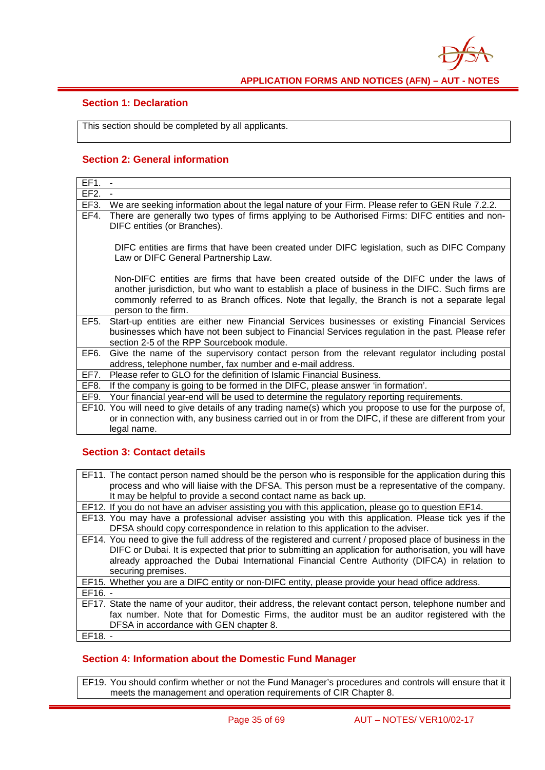## Section 1: Declaration

| This section should be completed by all applicants. |
|---|

## Section 2: General information

| | |
|---|---|
| EF1. | - |
| EF2. | - |
| EF3. | We are seeking information about the legal nature of your Firm. Please refer to GEN Rule 7.2.2. |
| EF4. | There are generally two types of firms applying to be Authorised Firms: DIFC entities and non-DIFC entities (or Branches).<br><br>DIFC entities are firms that have been created under DIFC legislation, such as DIFC Company Law or DIFC General Partnership Law.<br><br>Non-DIFC entities are firms that have been created outside of the DIFC under the laws of another jurisdiction, but who want to establish a place of business in the DIFC. Such firms are commonly referred to as Branch offices. Note that legally, the Branch is not a separate legal person to the firm. |
| EF5. | Start-up entities are either new Financial Services businesses or existing Financial Services businesses which have not been subject to Financial Services regulation in the past. Please refer section 2-5 of the RPP Sourcebook module. |
| EF6. | Give the name of the supervisory contact person from the relevant regulator including postal address, telephone number, fax number and e-mail address. |
| EF7. | Please refer to GLO for the definition of Islamic Financial Business. |
| EF8. | If the company is going to be formed in the DIFC, please answer 'in formation'. |
| EF9. | Your financial year-end will be used to determine the regulatory reporting requirements. |
| EF10. | You will need to give details of any trading name(s) which you propose to use for the purpose of, or in connection with, any business carried out in or from the DIFC, if these are different from your legal name. |

## Section 3: Contact details

| | |
|---|---|
| EF11. | The contact person named should be the person who is responsible for the application during this process and who will liaise with the DFSA. This person must be a representative of the company. It may be helpful to provide a second contact name as back up. |
| EF12. | If you do not have an adviser assisting you with this application, please go to question EF14. |
| EF13. | You may have a professional adviser assisting you with this application. Please tick yes if the DFSA should copy correspondence in relation to this application to the adviser. |
| EF14. | You need to give the full address of the registered and current / proposed place of business in the DIFC or Dubai. It is expected that prior to submitting an application for authorisation, you will have already approached the Dubai International Financial Centre Authority (DIFCA) in relation to securing premises. |
| EF15. | Whether you are a DIFC entity or non-DIFC entity, please provide your head office address. |
| EF16. | - |
| EF17. | State the name of your auditor, their address, the relevant contact person, telephone number and fax number. Note that for Domestic Firms, the auditor must be an auditor registered with the DFSA in accordance with GEN chapter 8. |
| EF18. | - |

## Section 4: Information about the Domestic Fund Manager

| | |
|---|---|
| EF19. | You should confirm whether or not the Fund Manager's procedures and controls will ensure that it meets the management and operation requirements of CIR Chapter 8. |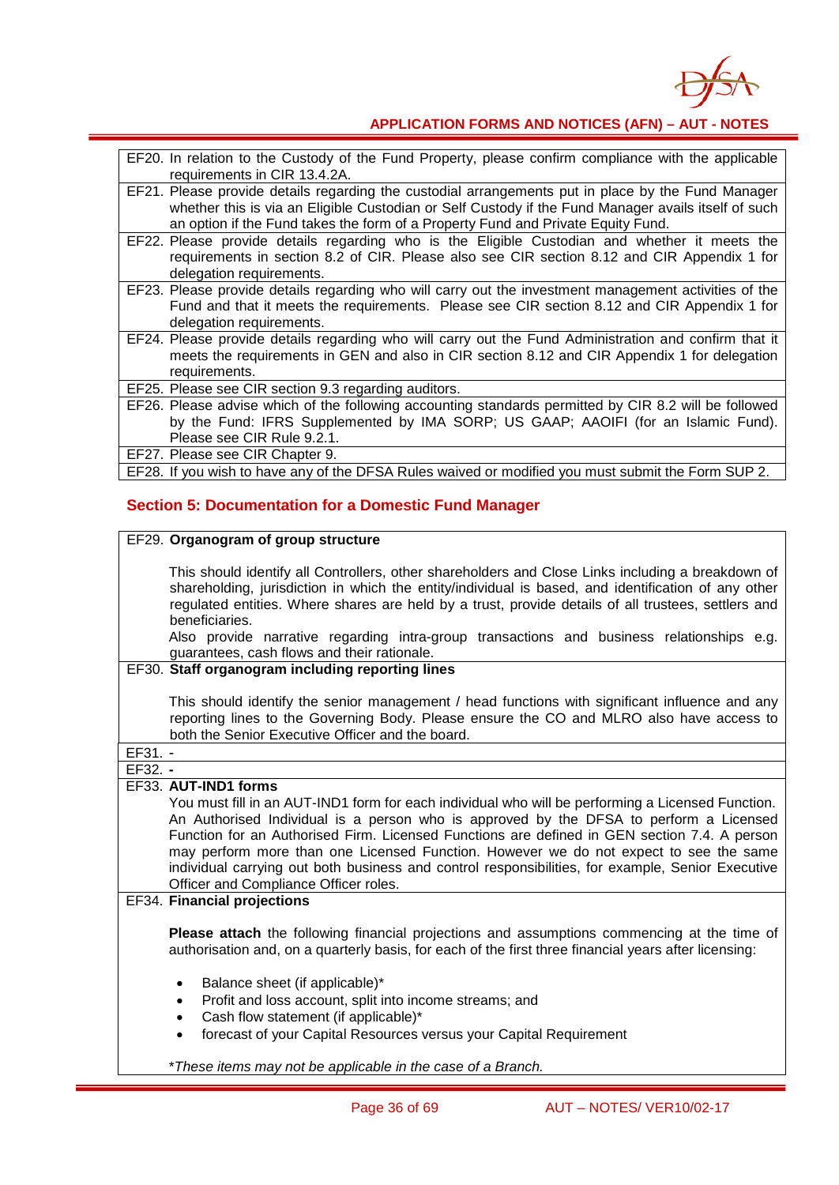| | |
|---|---|
| EF20. | In relation to the Custody of the Fund Property, please confirm compliance with the applicable requirements in CIR 13.4.2A. |
| EF21. | Please provide details regarding the custodial arrangements put in place by the Fund Manager whether this is via an Eligible Custodian or Self Custody if the Fund Manager avails itself of such an option if the Fund takes the form of a Property Fund and Private Equity Fund. |
| EF22. | Please provide details regarding who is the Eligible Custodian and whether it meets the requirements in section 8.2 of CIR. Please also see CIR section 8.12 and CIR Appendix 1 for delegation requirements. |
| EF23. | Please provide details regarding who will carry out the investment management activities of the Fund and that it meets the requirements. Please see CIR section 8.12 and CIR Appendix 1 for delegation requirements. |
| EF24. | Please provide details regarding who will carry out the Fund Administration and confirm that it meets the requirements in GEN and also in CIR section 8.12 and CIR Appendix 1 for delegation requirements. |
| EF25. | Please see CIR section 9.3 regarding auditors. |
| EF26. | Please advise which of the following accounting standards permitted by CIR 8.2 will be followed by the Fund: IFRS Supplemented by IMA SORP; US GAAP; AAOIFI (for an Islamic Fund). Please see CIR Rule 9.2.1. |
| EF27. | Please see CIR Chapter 9. |
| EF28. | If you wish to have any of the DFSA Rules waived or modified you must submit the Form SUP 2. |

## Section 5: Documentation for a Domestic Fund Manager

**EF29. Organogram of group structure**

This should identify all Controllers, other shareholders and Close Links including a breakdown of shareholding, jurisdiction in which the entity/individual is based, and identification of any other regulated entities. Where shares are held by a trust, provide details of all trustees, settlers and beneficiaries.

Also provide narrative regarding intra-group transactions and business relationships e.g. guarantees, cash flows and their rationale.

**EF30. Staff organogram including reporting lines**

This should identify the senior management / head functions with significant influence and any reporting lines to the Governing Body. Please ensure the CO and MLRO also have access to both the Senior Executive Officer and the board.

EF31. -

EF32. -

**EF33. AUT-IND1 forms**

You must fill in an AUT-IND1 form for each individual who will be performing a Licensed Function. An Authorised Individual is a person who is approved by the DFSA to perform a Licensed Function for an Authorised Firm. Licensed Functions are defined in GEN section 7.4. A person may perform more than one Licensed Function. However we do not expect to see the same individual carrying out both business and control responsibilities, for example, Senior Executive Officer and Compliance Officer roles.

**EF34. Financial projections**

**Please attach** the following financial projections and assumptions commencing at the time of authorisation and, on a quarterly basis, for each of the first three financial years after licensing:

- Balance sheet (if applicable)*
- Profit and loss account, split into income streams; and
- Cash flow statement (if applicable)*
- forecast of your Capital Resources versus your Capital Requirement

*\*These items may not be applicable in the case of a Branch.*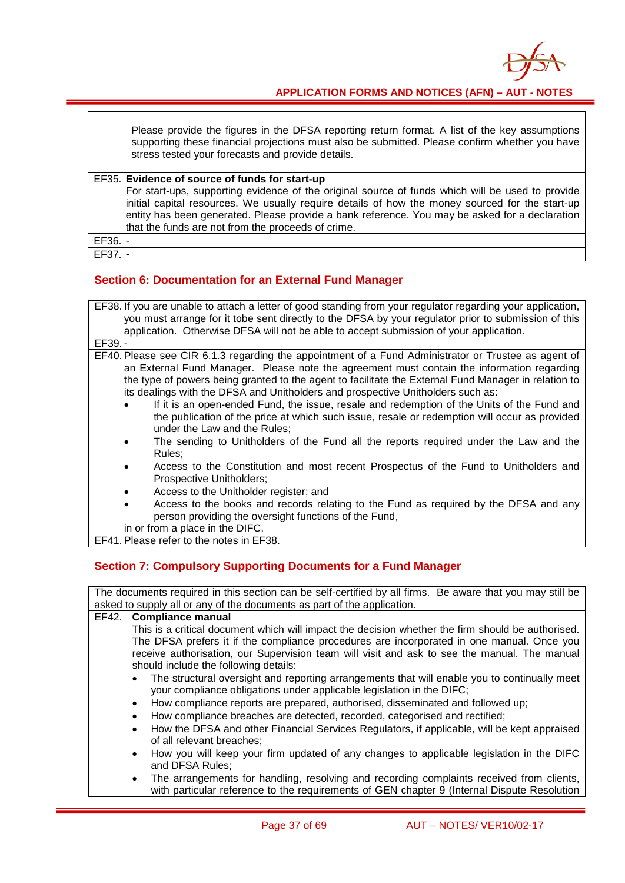Please provide the figures in the DFSA reporting return format. A list of the key assumptions supporting these financial projections must also be submitted. Please confirm whether you have stress tested your forecasts and provide details.

EF35. **Evidence of source of funds for start-up**
For start-ups, supporting evidence of the original source of funds which will be used to provide initial capital resources. We usually require details of how the money sourced for the start-up entity has been generated. Please provide a bank reference. You may be asked for a declaration that the funds are not from the proceeds of crime.

EF36. -

EF37. -

## Section 6: Documentation for an External Fund Manager

EF38. If you are unable to attach a letter of good standing from your regulator regarding your application, you must arrange for it tobe sent directly to the DFSA by your regulator prior to submission of this application. Otherwise DFSA will not be able to accept submission of your application.

EF39. -

EF40. Please see CIR 6.1.3 regarding the appointment of a Fund Administrator or Trustee as agent of an External Fund Manager. Please note the agreement must contain the information regarding the type of powers being granted to the agent to facilitate the External Fund Manager in relation to its dealings with the DFSA and Unitholders and prospective Unitholders such as:

- If it is an open-ended Fund, the issue, resale and redemption of the Units of the Fund and the publication of the price at which such issue, resale or redemption will occur as provided under the Law and the Rules;
- The sending to Unitholders of the Fund all the reports required under the Law and the Rules;
- Access to the Constitution and most recent Prospectus of the Fund to Unitholders and Prospective Unitholders;
- Access to the Unitholder register; and
- Access to the books and records relating to the Fund as required by the DFSA and any person providing the oversight functions of the Fund,

in or from a place in the DIFC.

EF41. Please refer to the notes in EF38.

## Section 7: Compulsory Supporting Documents for a Fund Manager

The documents required in this section can be self-certified by all firms. Be aware that you may still be asked to supply all or any of the documents as part of the application.

EF42. **Compliance manual**
This is a critical document which will impact the decision whether the firm should be authorised. The DFSA prefers it if the compliance procedures are incorporated in one manual. Once you receive authorisation, our Supervision team will visit and ask to see the manual. The manual should include the following details:

- The structural oversight and reporting arrangements that will enable you to continually meet your compliance obligations under applicable legislation in the DIFC;
- How compliance reports are prepared, authorised, disseminated and followed up;
- How compliance breaches are detected, recorded, categorised and rectified;
- How the DFSA and other Financial Services Regulators, if applicable, will be kept appraised of all relevant breaches;
- How you will keep your firm updated of any changes to applicable legislation in the DIFC and DFSA Rules;
- The arrangements for handling, resolving and recording complaints received from clients, with particular reference to the requirements of GEN chapter 9 (Internal Dispute Resolution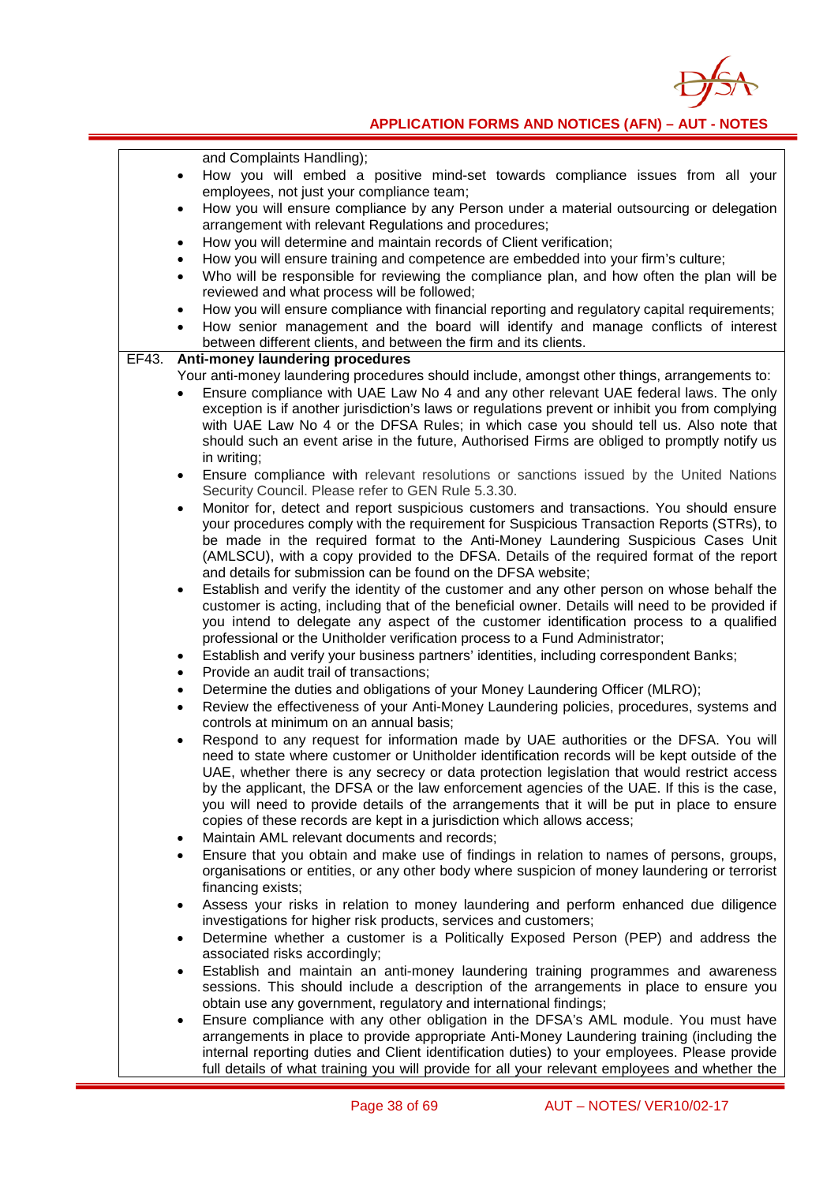and Complaints Handling);

- How you will embed a positive mind-set towards compliance issues from all your employees, not just your compliance team;
- How you will ensure compliance by any Person under a material outsourcing or delegation arrangement with relevant Regulations and procedures;
- How you will determine and maintain records of Client verification;
- How you will ensure training and competence are embedded into your firm's culture;
- Who will be responsible for reviewing the compliance plan, and how often the plan will be reviewed and what process will be followed;
- How you will ensure compliance with financial reporting and regulatory capital requirements;
- How senior management and the board will identify and manage conflicts of interest between different clients, and between the firm and its clients.

**EF43. Anti-money laundering procedures**

Your anti-money laundering procedures should include, amongst other things, arrangements to:

- Ensure compliance with UAE Law No 4 and any other relevant UAE federal laws. The only exception is if another jurisdiction's laws or regulations prevent or inhibit you from complying with UAE Law No 4 or the DFSA Rules; in which case you should tell us. Also note that should such an event arise in the future, Authorised Firms are obliged to promptly notify us in writing;
- Ensure compliance with relevant resolutions or sanctions issued by the United Nations Security Council. Please refer to GEN Rule 5.3.30.
- Monitor for, detect and report suspicious customers and transactions. You should ensure your procedures comply with the requirement for Suspicious Transaction Reports (STRs), to be made in the required format to the Anti-Money Laundering Suspicious Cases Unit (AMLSCU), with a copy provided to the DFSA. Details of the required format of the report and details for submission can be found on the DFSA website;
- Establish and verify the identity of the customer and any other person on whose behalf the customer is acting, including that of the beneficial owner. Details will need to be provided if you intend to delegate any aspect of the customer identification process to a qualified professional or the Unitholder verification process to a Fund Administrator;
- Establish and verify your business partners' identities, including correspondent Banks;
- Provide an audit trail of transactions;
- Determine the duties and obligations of your Money Laundering Officer (MLRO);
- Review the effectiveness of your Anti-Money Laundering policies, procedures, systems and controls at minimum on an annual basis;
- Respond to any request for information made by UAE authorities or the DFSA. You will need to state where customer or Unitholder identification records will be kept outside of the UAE, whether there is any secrecy or data protection legislation that would restrict access by the applicant, the DFSA or the law enforcement agencies of the UAE. If this is the case, you will need to provide details of the arrangements that it will be put in place to ensure copies of these records are kept in a jurisdiction which allows access;
- Maintain AML relevant documents and records;
- Ensure that you obtain and make use of findings in relation to names of persons, groups, organisations or entities, or any other body where suspicion of money laundering or terrorist financing exists;
- Assess your risks in relation to money laundering and perform enhanced due diligence investigations for higher risk products, services and customers;
- Determine whether a customer is a Politically Exposed Person (PEP) and address the associated risks accordingly;
- Establish and maintain an anti-money laundering training programmes and awareness sessions. This should include a description of the arrangements in place to ensure you obtain use any government, regulatory and international findings;
- Ensure compliance with any other obligation in the DFSA's AML module. You must have arrangements in place to provide appropriate Anti-Money Laundering training (including the internal reporting duties and Client identification duties) to your employees. Please provide full details of what training you will provide for all your relevant employees and whether the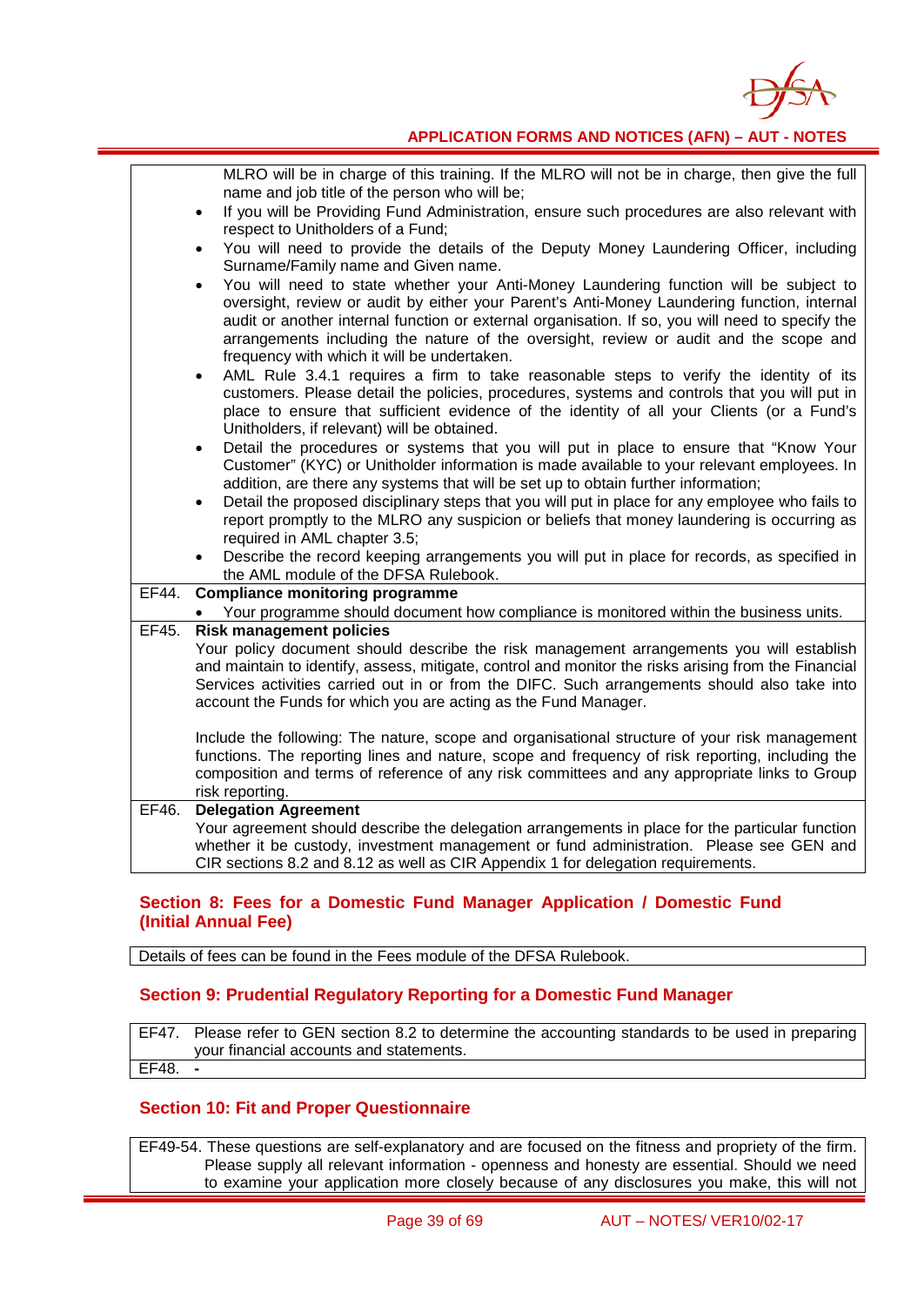| | |
|---|---|
| | MLRO will be in charge of this training. If the MLRO will not be in charge, then give the full name and job title of the person who will be;<br>• If you will be Providing Fund Administration, ensure such procedures are also relevant with respect to Unitholders of a Fund;<br>• You will need to provide the details of the Deputy Money Laundering Officer, including Surname/Family name and Given name.<br>• You will need to state whether your Anti-Money Laundering function will be subject to oversight, review or audit by either your Parent's Anti-Money Laundering function, internal audit or another internal function or external organisation. If so, you will need to specify the arrangements including the nature of the oversight, review or audit and the scope and frequency with which it will be undertaken.<br>• AML Rule 3.4.1 requires a firm to take reasonable steps to verify the identity of its customers. Please detail the policies, procedures, systems and controls that you will put in place to ensure that sufficient evidence of the identity of all your Clients (or a Fund's Unitholders, if relevant) will be obtained.<br>• Detail the procedures or systems that you will put in place to ensure that "Know Your Customer" (KYC) or Unitholder information is made available to your relevant employees. In addition, are there any systems that will be set up to obtain further information;<br>• Detail the proposed disciplinary steps that you will put in place for any employee who fails to report promptly to the MLRO any suspicion or beliefs that money laundering is occurring as required in AML chapter 3.5;<br>• Describe the record keeping arrangements you will put in place for records, as specified in the AML module of the DFSA Rulebook. |
| EF44. | **Compliance monitoring programme**<br>• Your programme should document how compliance is monitored within the business units. |
| EF45. | **Risk management policies**<br>Your policy document should describe the risk management arrangements you will establish and maintain to identify, assess, mitigate, control and monitor the risks arising from the Financial Services activities carried out in or from the DIFC. Such arrangements should also take into account the Funds for which you are acting as the Fund Manager.<br><br>Include the following: The nature, scope and organisational structure of your risk management functions. The reporting lines and nature, scope and frequency of risk reporting, including the composition and terms of reference of any risk committees and any appropriate links to Group risk reporting. |
| EF46. | **Delegation Agreement**<br>Your agreement should describe the delegation arrangements in place for the particular function whether it be custody, investment management or fund administration. Please see GEN and CIR sections 8.2 and 8.12 as well as CIR Appendix 1 for delegation requirements. |

## Section 8: Fees for a Domestic Fund Manager Application / Domestic Fund (Initial Annual Fee)

| Details of fees can be found in the Fees module of the DFSA Rulebook. |
|---|

## Section 9: Prudential Regulatory Reporting for a Domestic Fund Manager

| | |
|---|---|
| EF47. | Please refer to GEN section 8.2 to determine the accounting standards to be used in preparing your financial accounts and statements. |
| EF48. | - |

## Section 10: Fit and Proper Questionnaire

| | |
|---|---|
| EF49-54. | These questions are self-explanatory and are focused on the fitness and propriety of the firm. Please supply all relevant information - openness and honesty are essential. Should we need to examine your application more closely because of any disclosures you make, this will not |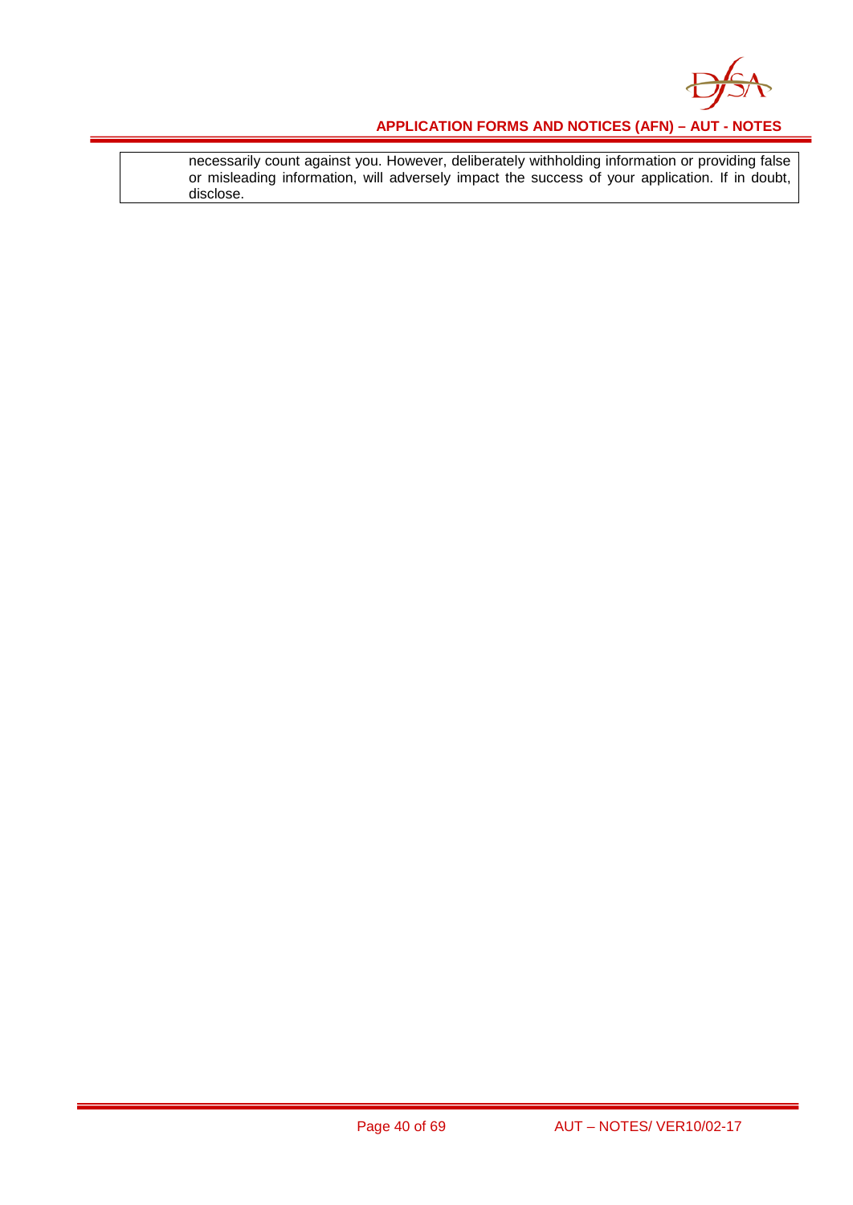necessarily count against you. However, deliberately withholding information or providing false or misleading information, will adversely impact the success of your application. If in doubt, disclose.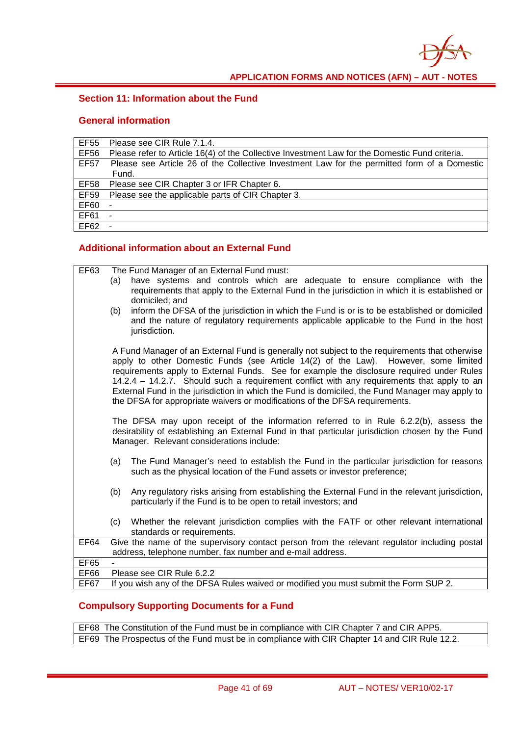## Section 11: Information about the Fund

### General information

| | |
|---|---|
| EF55 | Please see CIR Rule 7.1.4. |
| EF56 | Please refer to Article 16(4) of the Collective Investment Law for the Domestic Fund criteria. |
| EF57 | Please see Article 26 of the Collective Investment Law for the permitted form of a Domestic Fund. |
| EF58 | Please see CIR Chapter 3 or IFR Chapter 6. |
| EF59 | Please see the applicable parts of CIR Chapter 3. |
| EF60 | - |
| EF61 | - |
| EF62 | - |

### Additional information about an External Fund

| | |
|---|---|
| EF63 | The Fund Manager of an External Fund must:<br>(a) have systems and controls which are adequate to ensure compliance with the requirements that apply to the External Fund in the jurisdiction in which it is established or domiciled; and<br>(b) inform the DFSA of the jurisdiction in which the Fund is or is to be established or domiciled and the nature of regulatory requirements applicable applicable to the Fund in the host jurisdiction.<br><br>A Fund Manager of an External Fund is generally not subject to the requirements that otherwise apply to other Domestic Funds (see Article 14(2) of the Law). However, some limited requirements apply to External Funds. See for example the disclosure required under Rules 14.2.4 – 14.2.7. Should such a requirement conflict with any requirements that apply to an External Fund in the jurisdiction in which the Fund is domiciled, the Fund Manager may apply to the DFSA for appropriate waivers or modifications of the DFSA requirements.<br><br>The DFSA may upon receipt of the information referred to in Rule 6.2.2(b), assess the desirability of establishing an External Fund in that particular jurisdiction chosen by the Fund Manager. Relevant considerations include:<br><br>(a) The Fund Manager's need to establish the Fund in the particular jurisdiction for reasons such as the physical location of the Fund assets or investor preference;<br><br>(b) Any regulatory risks arising from establishing the External Fund in the relevant jurisdiction, particularly if the Fund is to be open to retail investors; and<br><br>(c) Whether the relevant jurisdiction complies with the FATF or other relevant international standards or requirements. |
| EF64 | Give the name of the supervisory contact person from the relevant regulator including postal address, telephone number, fax number and e-mail address. |
| EF65 | - |
| EF66 | Please see CIR Rule 6.2.2 |
| EF67 | If you wish any of the DFSA Rules waived or modified you must submit the Form SUP 2. |

### Compulsory Supporting Documents for a Fund

| | |
|---|---|
| EF68 | The Constitution of the Fund must be in compliance with CIR Chapter 7 and CIR APP5. |
| EF69 | The Prospectus of the Fund must be in compliance with CIR Chapter 14 and CIR Rule 12.2. |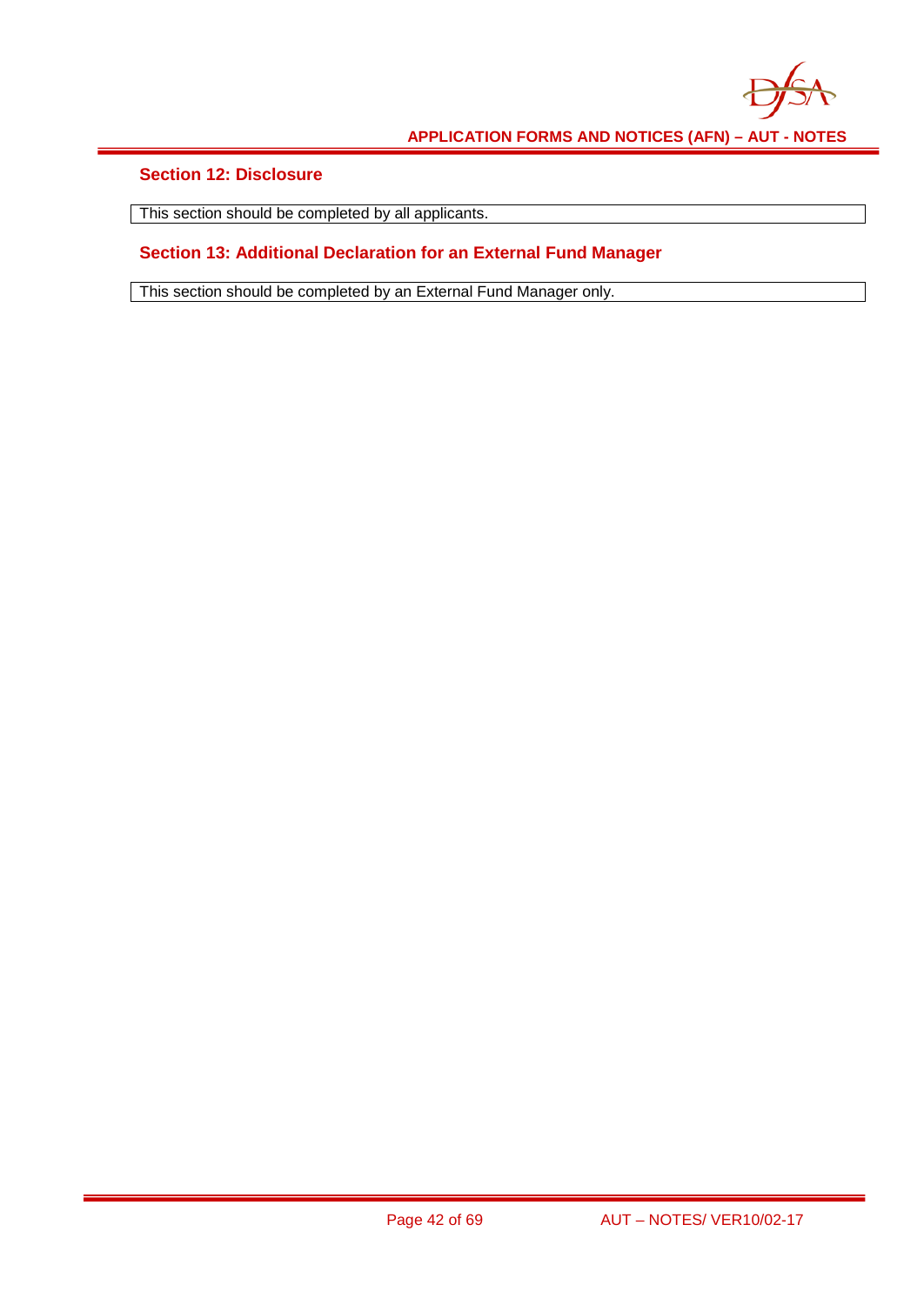## Section 12: Disclosure

| This section should be completed by all applicants. |
|---|

## Section 13: Additional Declaration for an External Fund Manager

| This section should be completed by an External Fund Manager only. |
|---|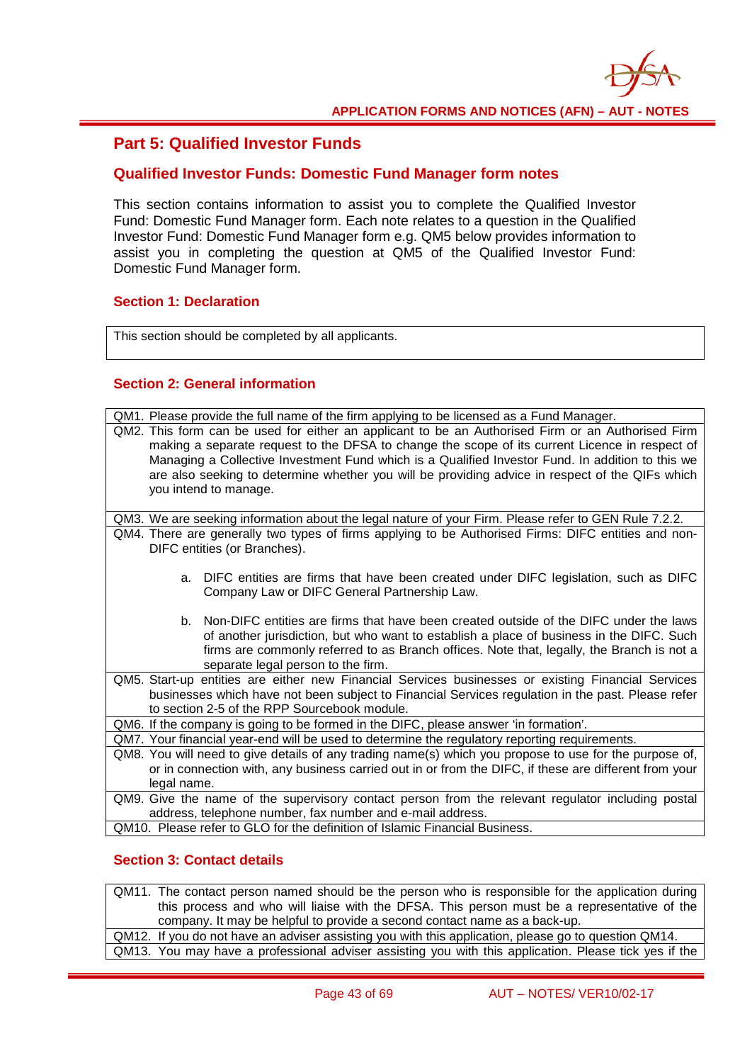## Part 5: Qualified Investor Funds

### Qualified Investor Funds: Domestic Fund Manager form notes

This section contains information to assist you to complete the Qualified Investor Fund: Domestic Fund Manager form. Each note relates to a question in the Qualified Investor Fund: Domestic Fund Manager form e.g. QM5 below provides information to assist you in completing the question at QM5 of the Qualified Investor Fund: Domestic Fund Manager form.

#### Section 1: Declaration

| This section should be completed by all applicants. |
|---|

#### Section 2: General information

| | |
|---|---|
| QM1. | Please provide the full name of the firm applying to be licensed as a Fund Manager. |
| QM2. | This form can be used for either an applicant to be an Authorised Firm or an Authorised Firm making a separate request to the DFSA to change the scope of its current Licence in respect of Managing a Collective Investment Fund which is a Qualified Investor Fund. In addition to this we are also seeking to determine whether you will be providing advice in respect of the QIFs which you intend to manage. |
| QM3. | We are seeking information about the legal nature of your Firm. Please refer to GEN Rule 7.2.2. |
| QM4. | There are generally two types of firms applying to be Authorised Firms: DIFC entities and non-DIFC entities (or Branches).<br><br>a. DIFC entities are firms that have been created under DIFC legislation, such as DIFC Company Law or DIFC General Partnership Law.<br><br>b. Non-DIFC entities are firms that have been created outside of the DIFC under the laws of another jurisdiction, but who want to establish a place of business in the DIFC. Such firms are commonly referred to as Branch offices. Note that, legally, the Branch is not a separate legal person to the firm. |
| QM5. | Start-up entities are either new Financial Services businesses or existing Financial Services businesses which have not been subject to Financial Services regulation in the past. Please refer to section 2-5 of the RPP Sourcebook module. |
| QM6. | If the company is going to be formed in the DIFC, please answer 'in formation'. |
| QM7. | Your financial year-end will be used to determine the regulatory reporting requirements. |
| QM8. | You will need to give details of any trading name(s) which you propose to use for the purpose of, or in connection with, any business carried out in or from the DIFC, if these are different from your legal name. |
| QM9. | Give the name of the supervisory contact person from the relevant regulator including postal address, telephone number, fax number and e-mail address. |
| QM10. | Please refer to GLO for the definition of Islamic Financial Business. |

#### Section 3: Contact details

| | |
|---|---|
| QM11. | The contact person named should be the person who is responsible for the application during this process and who will liaise with the DFSA. This person must be a representative of the company. It may be helpful to provide a second contact name as a back-up. |
| QM12. | If you do not have an adviser assisting you with this application, please go to question QM14. |
| QM13. | You may have a professional adviser assisting you with this application. Please tick yes if the |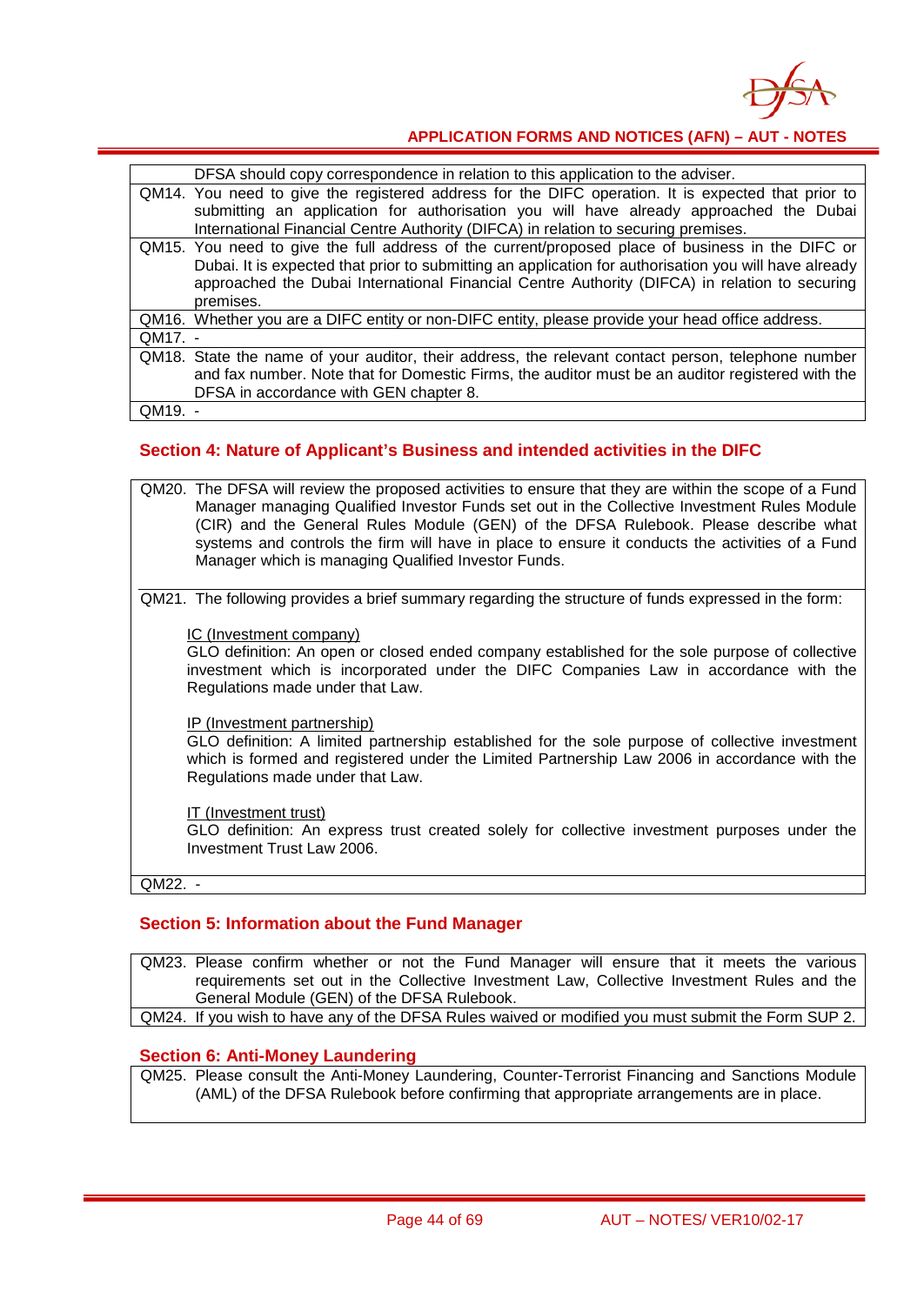| | |
|---|---|
| | DFSA should copy correspondence in relation to this application to the adviser. |
| QM14. | You need to give the registered address for the DIFC operation. It is expected that prior to submitting an application for authorisation you will have already approached the Dubai International Financial Centre Authority (DIFCA) in relation to securing premises. |
| QM15. | You need to give the full address of the current/proposed place of business in the DIFC or Dubai. It is expected that prior to submitting an application for authorisation you will have already approached the Dubai International Financial Centre Authority (DIFCA) in relation to securing premises. |
| QM16. | Whether you are a DIFC entity or non-DIFC entity, please provide your head office address. |
| QM17. | - |
| QM18. | State the name of your auditor, their address, the relevant contact person, telephone number and fax number. Note that for Domestic Firms, the auditor must be an auditor registered with the DFSA in accordance with GEN chapter 8. |
| QM19. | - |

## Section 4: Nature of Applicant's Business and intended activities in the DIFC

| | |
|---|---|
| QM20. | The DFSA will review the proposed activities to ensure that they are within the scope of a Fund Manager managing Qualified Investor Funds set out in the Collective Investment Rules Module (CIR) and the General Rules Module (GEN) of the DFSA Rulebook. Please describe what systems and controls the firm will have in place to ensure it conducts the activities of a Fund Manager which is managing Qualified Investor Funds. |
| QM21. | The following provides a brief summary regarding the structure of funds expressed in the form:<br><br>IC (Investment company)<br>GLO definition: An open or closed ended company established for the sole purpose of collective investment which is incorporated under the DIFC Companies Law in accordance with the Regulations made under that Law.<br><br>IP (Investment partnership)<br>GLO definition: A limited partnership established for the sole purpose of collective investment which is formed and registered under the Limited Partnership Law 2006 in accordance with the Regulations made under that Law.<br><br>IT (Investment trust)<br>GLO definition: An express trust created solely for collective investment purposes under the Investment Trust Law 2006. |
| QM22. | - |

## Section 5: Information about the Fund Manager

| | |
|---|---|
| QM23. | Please confirm whether or not the Fund Manager will ensure that it meets the various requirements set out in the Collective Investment Law, Collective Investment Rules and the General Module (GEN) of the DFSA Rulebook. |
| QM24. | If you wish to have any of the DFSA Rules waived or modified you must submit the Form SUP 2. |

## Section 6: Anti-Money Laundering

| | |
|---|---|
| QM25. | Please consult the Anti-Money Laundering, Counter-Terrorist Financing and Sanctions Module (AML) of the DFSA Rulebook before confirming that appropriate arrangements are in place. |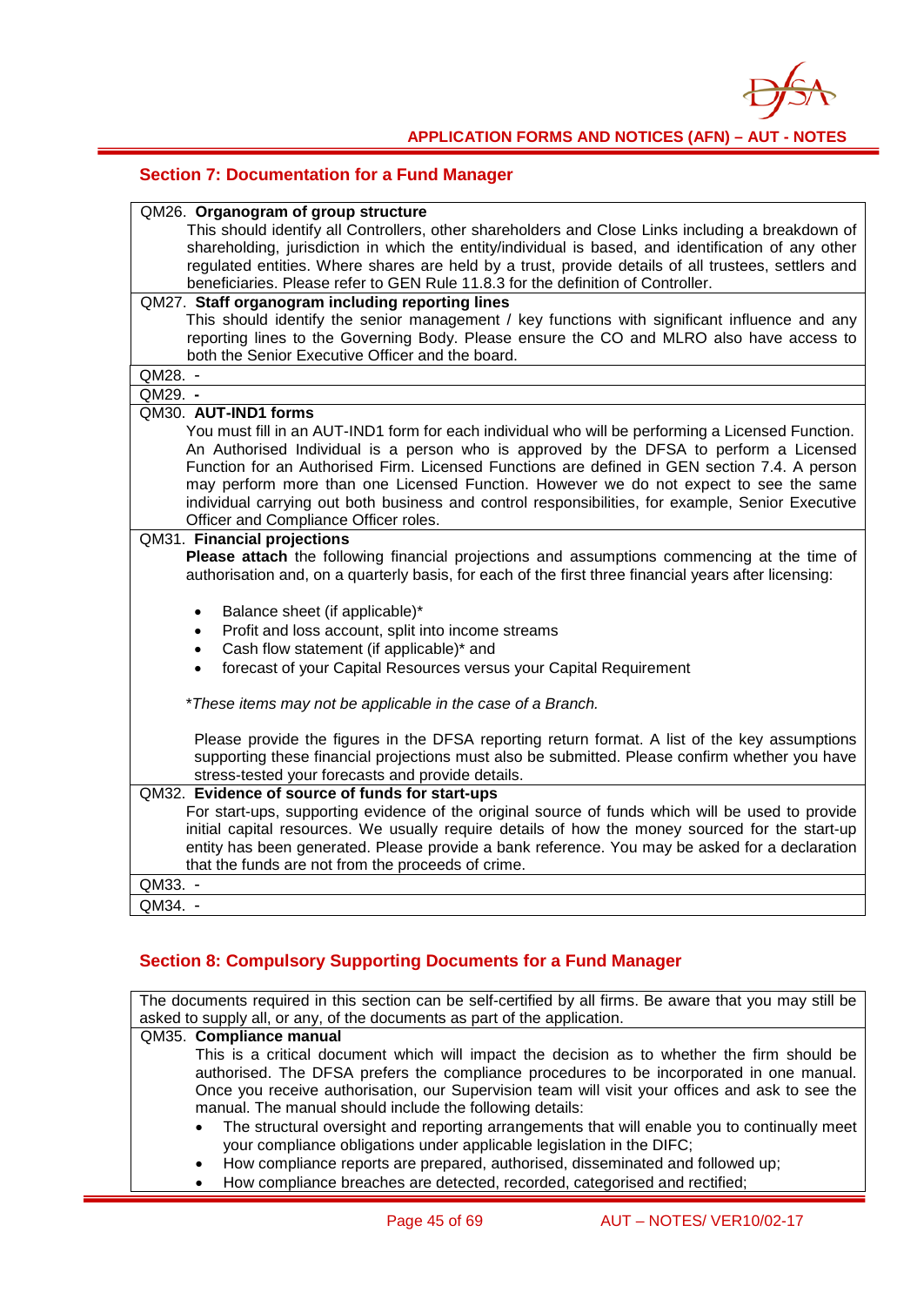## Section 7: Documentation for a Fund Manager

QM26. **Organogram of group structure**

This should identify all Controllers, other shareholders and Close Links including a breakdown of shareholding, jurisdiction in which the entity/individual is based, and identification of any other regulated entities. Where shares are held by a trust, provide details of all trustees, settlers and beneficiaries. Please refer to GEN Rule 11.8.3 for the definition of Controller.

QM27. **Staff organogram including reporting lines**

This should identify the senior management / key functions with significant influence and any reporting lines to the Governing Body. Please ensure the CO and MLRO also have access to both the Senior Executive Officer and the board.

QM28. -

QM29. -

QM30. **AUT-IND1 forms**

You must fill in an AUT-IND1 form for each individual who will be performing a Licensed Function. An Authorised Individual is a person who is approved by the DFSA to perform a Licensed Function for an Authorised Firm. Licensed Functions are defined in GEN section 7.4. A person may perform more than one Licensed Function. However we do not expect to see the same individual carrying out both business and control responsibilities, for example, Senior Executive Officer and Compliance Officer roles.

QM31. **Financial projections**

**Please attach** the following financial projections and assumptions commencing at the time of authorisation and, on a quarterly basis, for each of the first three financial years after licensing:

- Balance sheet (if applicable)*
- Profit and loss account, split into income streams
- Cash flow statement (if applicable)* and
- forecast of your Capital Resources versus your Capital Requirement

**These items may not be applicable in the case of a Branch.*

Please provide the figures in the DFSA reporting return format. A list of the key assumptions supporting these financial projections must also be submitted. Please confirm whether you have stress-tested your forecasts and provide details.

QM32. **Evidence of source of funds for start-ups**

For start-ups, supporting evidence of the original source of funds which will be used to provide initial capital resources. We usually require details of how the money sourced for the start-up entity has been generated. Please provide a bank reference. You may be asked for a declaration that the funds are not from the proceeds of crime.

QM33. -

QM34. -

## Section 8: Compulsory Supporting Documents for a Fund Manager

The documents required in this section can be self-certified by all firms. Be aware that you may still be asked to supply all, or any, of the documents as part of the application.

QM35. **Compliance manual**

This is a critical document which will impact the decision as to whether the firm should be authorised. The DFSA prefers the compliance procedures to be incorporated in one manual. Once you receive authorisation, our Supervision team will visit your offices and ask to see the manual. The manual should include the following details:

- The structural oversight and reporting arrangements that will enable you to continually meet your compliance obligations under applicable legislation in the DIFC;
- How compliance reports are prepared, authorised, disseminated and followed up;
- How compliance breaches are detected, recorded, categorised and rectified;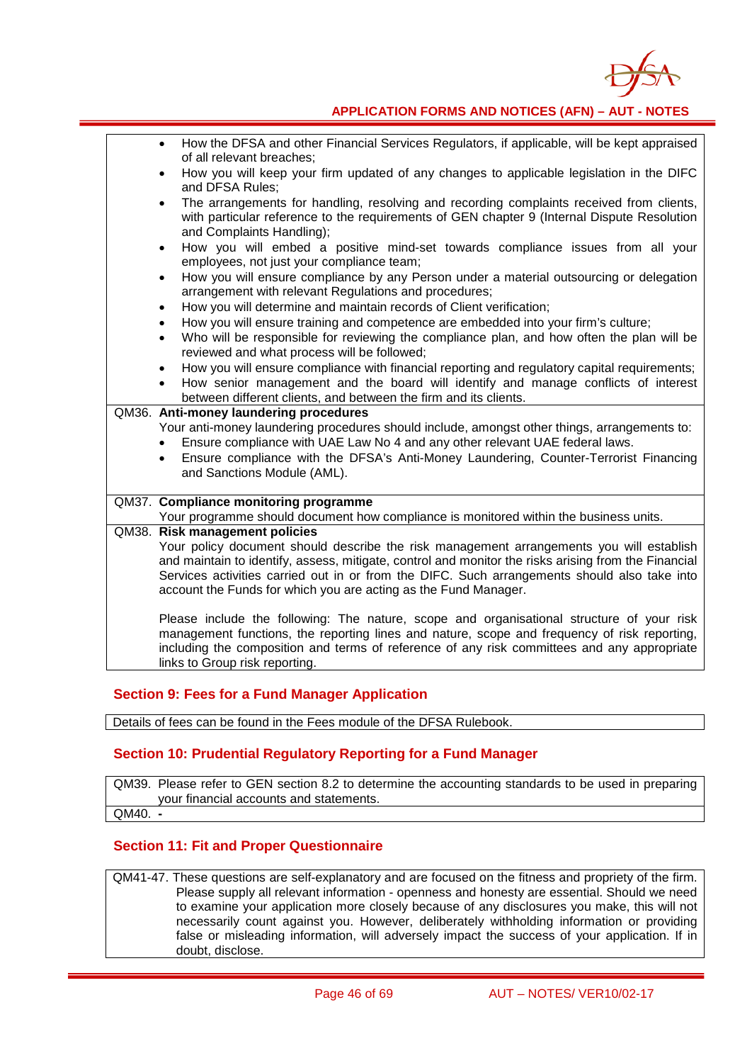- How the DFSA and other Financial Services Regulators, if applicable, will be kept appraised of all relevant breaches;
- How you will keep your firm updated of any changes to applicable legislation in the DIFC and DFSA Rules;
- The arrangements for handling, resolving and recording complaints received from clients, with particular reference to the requirements of GEN chapter 9 (Internal Dispute Resolution and Complaints Handling);
- How you will embed a positive mind-set towards compliance issues from all your employees, not just your compliance team;
- How you will ensure compliance by any Person under a material outsourcing or delegation arrangement with relevant Regulations and procedures;
- How you will determine and maintain records of Client verification;
- How you will ensure training and competence are embedded into your firm's culture;
- Who will be responsible for reviewing the compliance plan, and how often the plan will be reviewed and what process will be followed;
- How you will ensure compliance with financial reporting and regulatory capital requirements;
- How senior management and the board will identify and manage conflicts of interest between different clients, and between the firm and its clients.

QM36. **Anti-money laundering procedures**

Your anti-money laundering procedures should include, amongst other things, arrangements to:

- Ensure compliance with UAE Law No 4 and any other relevant UAE federal laws.
- Ensure compliance with the DFSA's Anti-Money Laundering, Counter-Terrorist Financing and Sanctions Module (AML).

QM37. **Compliance monitoring programme**

Your programme should document how compliance is monitored within the business units.

QM38. **Risk management policies**

Your policy document should describe the risk management arrangements you will establish and maintain to identify, assess, mitigate, control and monitor the risks arising from the Financial Services activities carried out in or from the DIFC. Such arrangements should also take into account the Funds for which you are acting as the Fund Manager.

Please include the following: The nature, scope and organisational structure of your risk management functions, the reporting lines and nature, scope and frequency of risk reporting, including the composition and terms of reference of any risk committees and any appropriate links to Group risk reporting.

## Section 9: Fees for a Fund Manager Application

Details of fees can be found in the Fees module of the DFSA Rulebook.

## Section 10: Prudential Regulatory Reporting for a Fund Manager

QM39. Please refer to GEN section 8.2 to determine the accounting standards to be used in preparing your financial accounts and statements.

QM40. -

## Section 11: Fit and Proper Questionnaire

QM41-47. These questions are self-explanatory and are focused on the fitness and propriety of the firm. Please supply all relevant information - openness and honesty are essential. Should we need to examine your application more closely because of any disclosures you make, this will not necessarily count against you. However, deliberately withholding information or providing false or misleading information, will adversely impact the success of your application. If in doubt, disclose.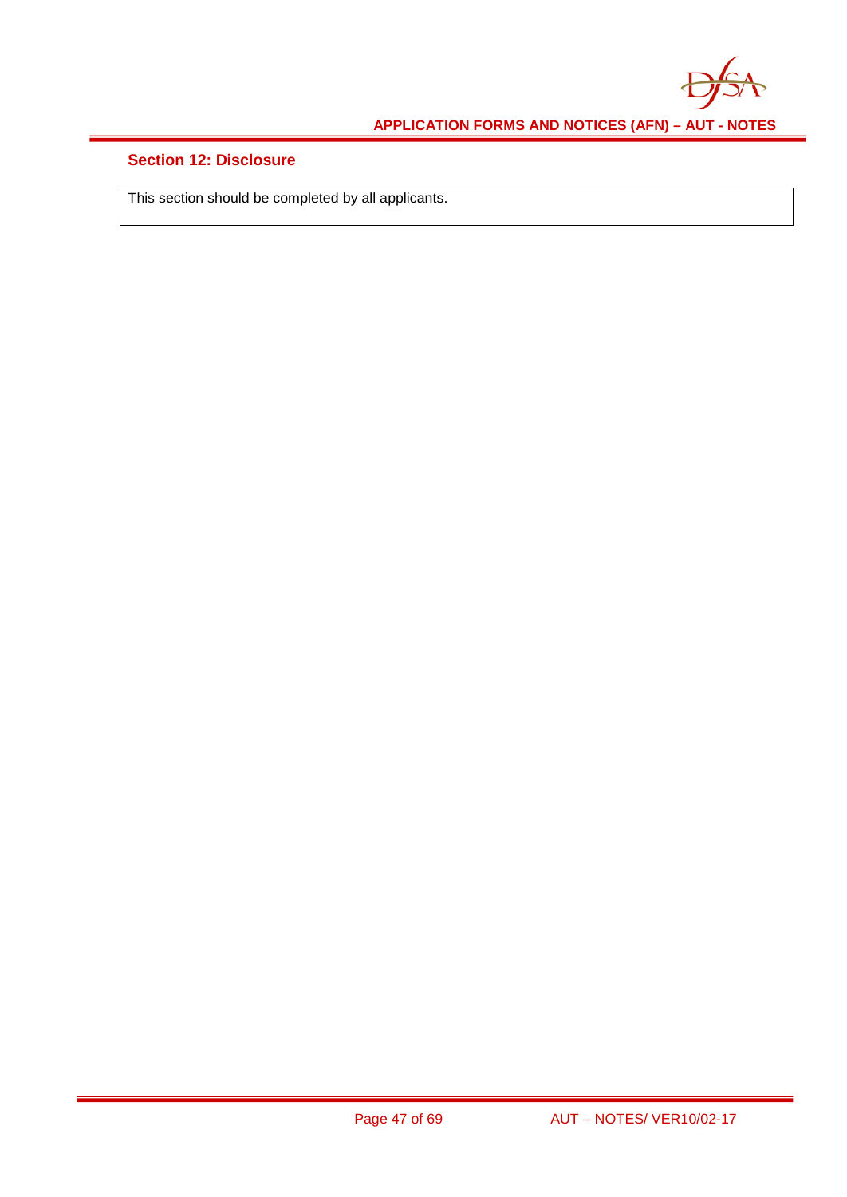## Section 12: Disclosure

| This section should be completed by all applicants. |
|---|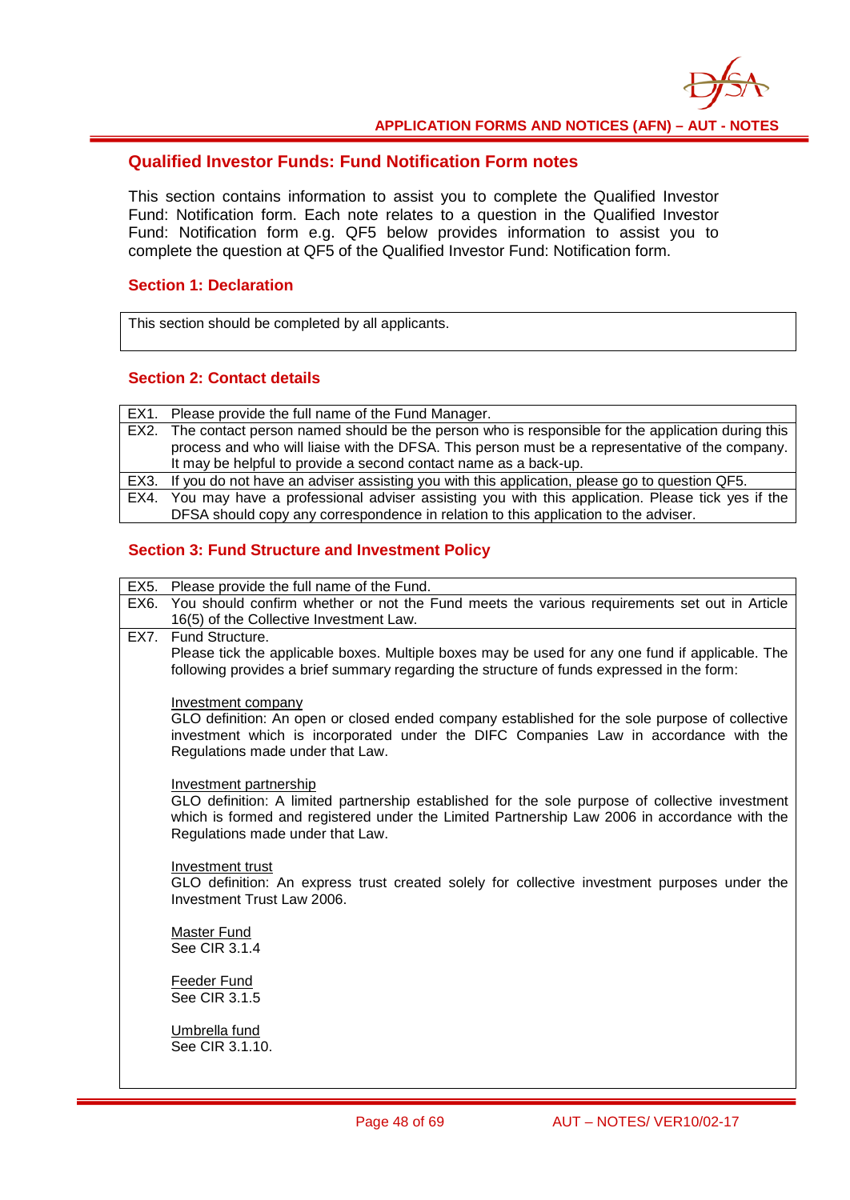## Qualified Investor Funds: Fund Notification Form notes

This section contains information to assist you to complete the Qualified Investor Fund: Notification form. Each note relates to a question in the Qualified Investor Fund: Notification form e.g. QF5 below provides information to assist you to complete the question at QF5 of the Qualified Investor Fund: Notification form.

### Section 1: Declaration

| This section should be completed by all applicants. |
|---|

### Section 2: Contact details

| | |
|---|---|
| EX1. | Please provide the full name of the Fund Manager. |
| EX2. | The contact person named should be the person who is responsible for the application during this process and who will liaise with the DFSA. This person must be a representative of the company. It may be helpful to provide a second contact name as a back-up. |
| EX3. | If you do not have an adviser assisting you with this application, please go to question QF5. |
| EX4. | You may have a professional adviser assisting you with this application. Please tick yes if the DFSA should copy any correspondence in relation to this application to the adviser. |

### Section 3: Fund Structure and Investment Policy

| | |
|---|---|
| EX5. | Please provide the full name of the Fund. |
| EX6. | You should confirm whether or not the Fund meets the various requirements set out in Article 16(5) of the Collective Investment Law. |
| EX7. | Fund Structure.<br>Please tick the applicable boxes. Multiple boxes may be used for any one fund if applicable. The following provides a brief summary regarding the structure of funds expressed in the form:<br><br>Investment company<br>GLO definition: An open or closed ended company established for the sole purpose of collective investment which is incorporated under the DIFC Companies Law in accordance with the Regulations made under that Law.<br><br>Investment partnership<br>GLO definition: A limited partnership established for the sole purpose of collective investment which is formed and registered under the Limited Partnership Law 2006 in accordance with the Regulations made under that Law.<br><br>Investment trust<br>GLO definition: An express trust created solely for collective investment purposes under the Investment Trust Law 2006.<br><br>Master Fund<br>See CIR 3.1.4<br><br>Feeder Fund<br>See CIR 3.1.5<br><br>Umbrella fund<br>See CIR 3.1.10. |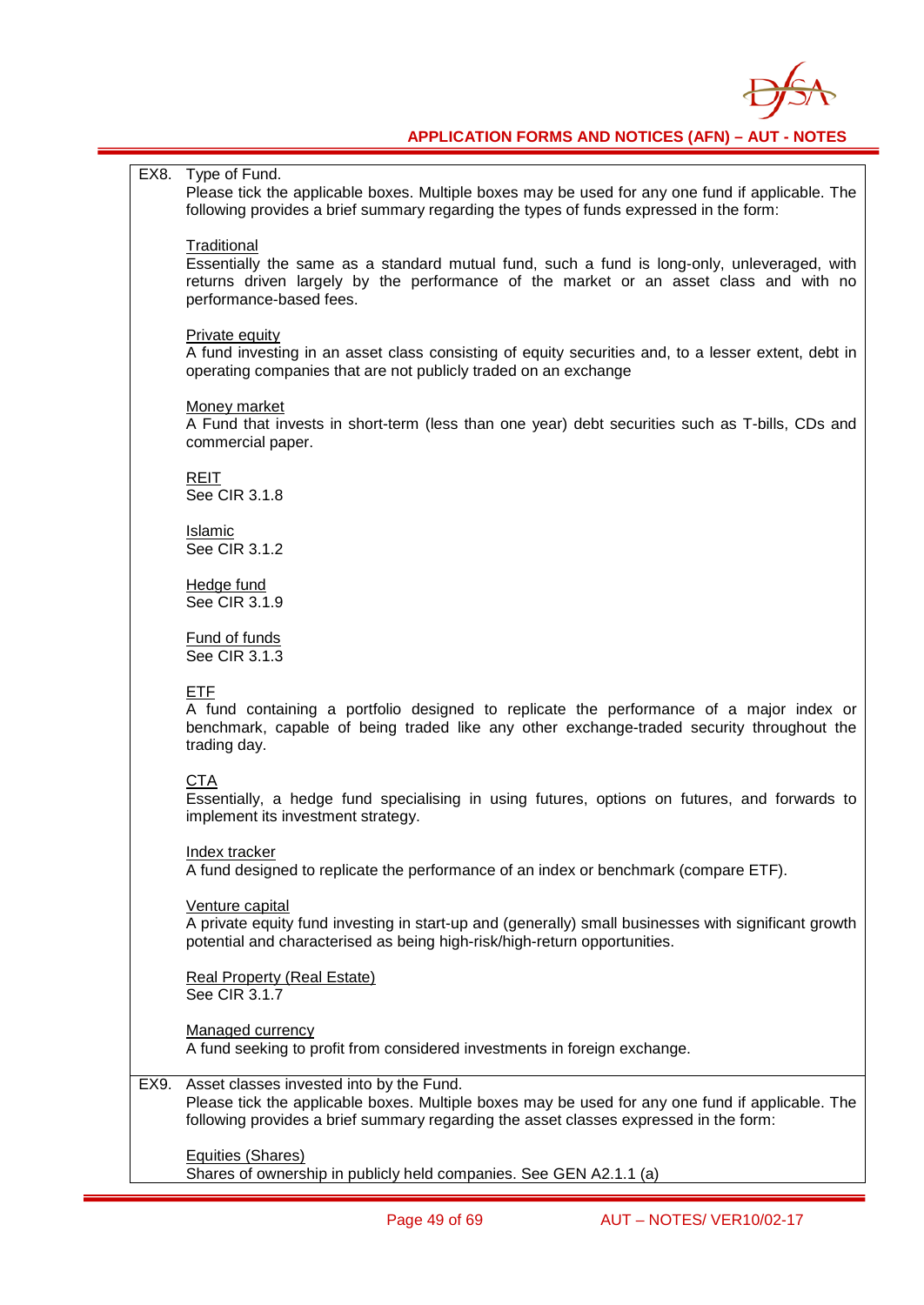EX8. Type of Fund.

Please tick the applicable boxes. Multiple boxes may be used for any one fund if applicable. The following provides a brief summary regarding the types of funds expressed in the form:

Traditional

Essentially the same as a standard mutual fund, such a fund is long-only, unleveraged, with returns driven largely by the performance of the market or an asset class and with no performance-based fees.

Private equity

A fund investing in an asset class consisting of equity securities and, to a lesser extent, debt in operating companies that are not publicly traded on an exchange

Money market

A Fund that invests in short-term (less than one year) debt securities such as T-bills, CDs and commercial paper.

REIT

See CIR 3.1.8

Islamic

See CIR 3.1.2

Hedge fund

See CIR 3.1.9

Fund of funds

See CIR 3.1.3

ETF

A fund containing a portfolio designed to replicate the performance of a major index or benchmark, capable of being traded like any other exchange-traded security throughout the trading day.

CTA

Essentially, a hedge fund specialising in using futures, options on futures, and forwards to implement its investment strategy.

Index tracker

A fund designed to replicate the performance of an index or benchmark (compare ETF).

Venture capital

A private equity fund investing in start-up and (generally) small businesses with significant growth potential and characterised as being high-risk/high-return opportunities.

Real Property (Real Estate)

See CIR 3.1.7

Managed currency

A fund seeking to profit from considered investments in foreign exchange.

EX9. Asset classes invested into by the Fund.

Please tick the applicable boxes. Multiple boxes may be used for any one fund if applicable. The following provides a brief summary regarding the asset classes expressed in the form:

Equities (Shares)

Shares of ownership in publicly held companies. See GEN A2.1.1 (a)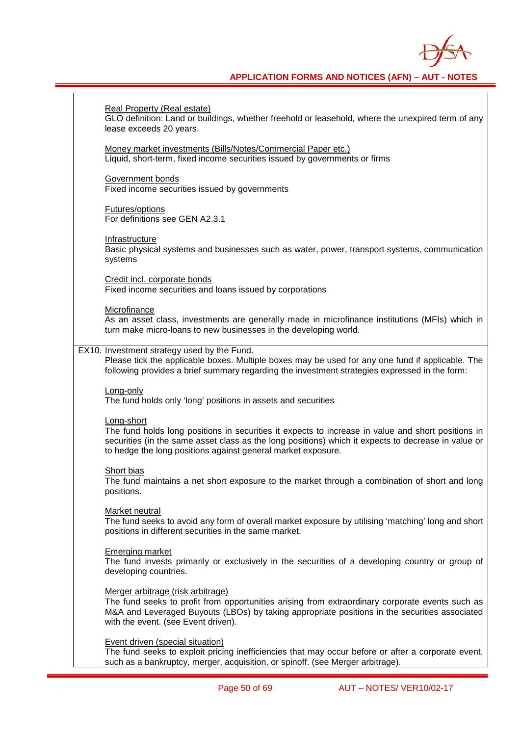Real Property (Real estate)
GLO definition: Land or buildings, whether freehold or leasehold, where the unexpired term of any lease exceeds 20 years.

Money market investments (Bills/Notes/Commercial Paper etc.)
Liquid, short-term, fixed income securities issued by governments or firms

Government bonds
Fixed income securities issued by governments

Futures/options
For definitions see GEN A2.3.1

Infrastructure
Basic physical systems and businesses such as water, power, transport systems, communication systems

Credit incl. corporate bonds
Fixed income securities and loans issued by corporations

Microfinance
As an asset class, investments are generally made in microfinance institutions (MFIs) which in turn make micro-loans to new businesses in the developing world.

EX10. Investment strategy used by the Fund.
Please tick the applicable boxes. Multiple boxes may be used for any one fund if applicable. The following provides a brief summary regarding the investment strategies expressed in the form:

Long-only
The fund holds only 'long' positions in assets and securities

Long-short
The fund holds long positions in securities it expects to increase in value and short positions in securities (in the same asset class as the long positions) which it expects to decrease in value or to hedge the long positions against general market exposure.

Short bias
The fund maintains a net short exposure to the market through a combination of short and long positions.

Market neutral
The fund seeks to avoid any form of overall market exposure by utilising 'matching' long and short positions in different securities in the same market.

Emerging market
The fund invests primarily or exclusively in the securities of a developing country or group of developing countries.

Merger arbitrage (risk arbitrage)
The fund seeks to profit from opportunities arising from extraordinary corporate events such as M&A and Leveraged Buyouts (LBOs) by taking appropriate positions in the securities associated with the event. (see Event driven).

Event driven (special situation)
The fund seeks to exploit pricing inefficiencies that may occur before or after a corporate event, such as a bankruptcy, merger, acquisition, or spinoff. (see Merger arbitrage).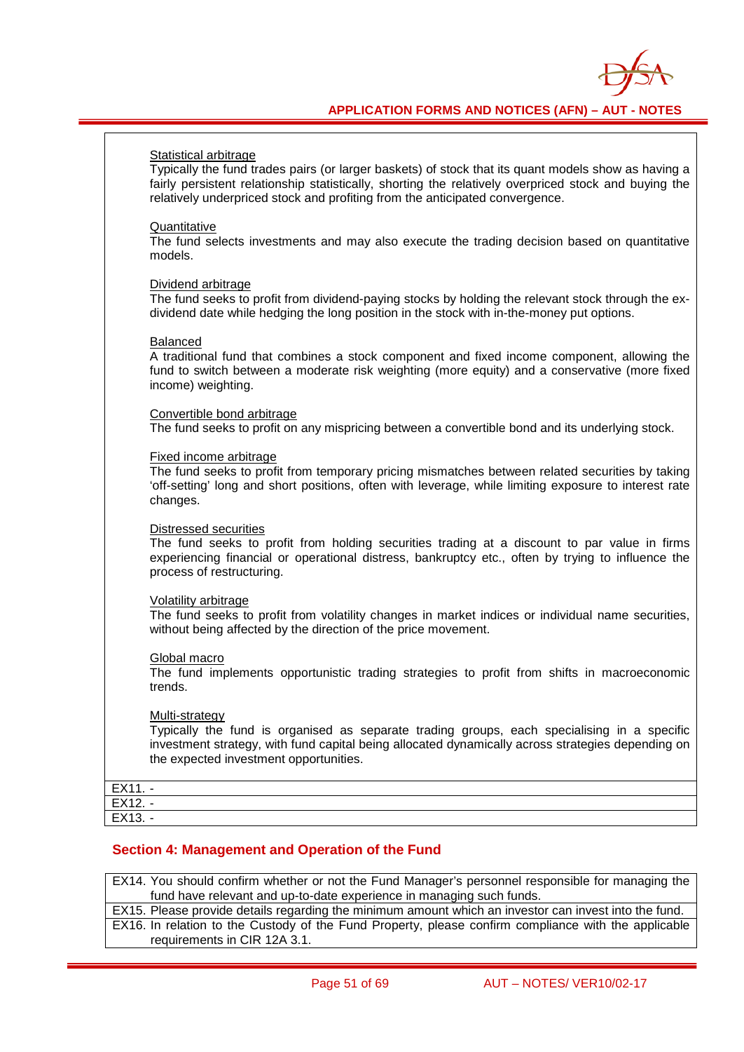Statistical arbitrage
Typically the fund trades pairs (or larger baskets) of stock that its quant models show as having a fairly persistent relationship statistically, shorting the relatively overpriced stock and buying the relatively underpriced stock and profiting from the anticipated convergence.

Quantitative
The fund selects investments and may also execute the trading decision based on quantitative models.

Dividend arbitrage
The fund seeks to profit from dividend-paying stocks by holding the relevant stock through the ex-dividend date while hedging the long position in the stock with in-the-money put options.

Balanced
A traditional fund that combines a stock component and fixed income component, allowing the fund to switch between a moderate risk weighting (more equity) and a conservative (more fixed income) weighting.

Convertible bond arbitrage
The fund seeks to profit on any mispricing between a convertible bond and its underlying stock.

Fixed income arbitrage
The fund seeks to profit from temporary pricing mismatches between related securities by taking 'off-setting' long and short positions, often with leverage, while limiting exposure to interest rate changes.

Distressed securities
The fund seeks to profit from holding securities trading at a discount to par value in firms experiencing financial or operational distress, bankruptcy etc., often by trying to influence the process of restructuring.

Volatility arbitrage
The fund seeks to profit from volatility changes in market indices or individual name securities, without being affected by the direction of the price movement.

Global macro
The fund implements opportunistic trading strategies to profit from shifts in macroeconomic trends.

Multi-strategy
Typically the fund is organised as separate trading groups, each specialising in a specific investment strategy, with fund capital being allocated dynamically across strategies depending on the expected investment opportunities.

EX11. -

EX12. -

EX13. -

## Section 4: Management and Operation of the Fund

EX14. You should confirm whether or not the Fund Manager's personnel responsible for managing the fund have relevant and up-to-date experience in managing such funds.

EX15. Please provide details regarding the minimum amount which an investor can invest into the fund.

EX16. In relation to the Custody of the Fund Property, please confirm compliance with the applicable requirements in CIR 12A 3.1.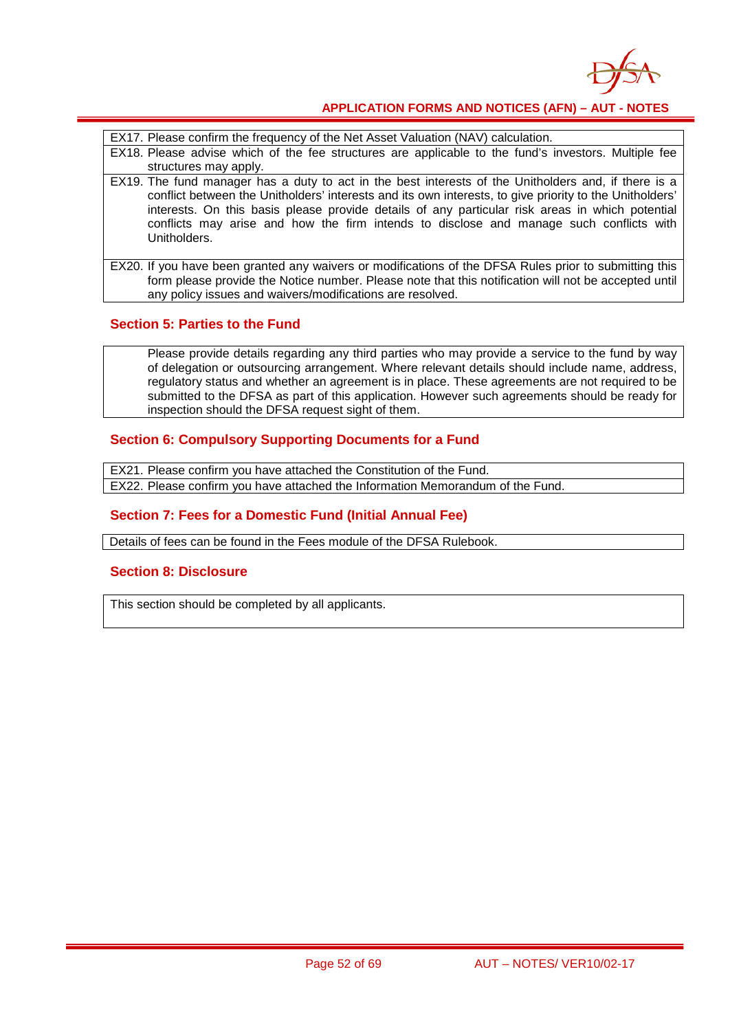| | |
|---|---|
| EX17. | Please confirm the frequency of the Net Asset Valuation (NAV) calculation. |
| EX18. | Please advise which of the fee structures are applicable to the fund's investors. Multiple fee structures may apply. |
| EX19. | The fund manager has a duty to act in the best interests of the Unitholders and, if there is a conflict between the Unitholders' interests and its own interests, to give priority to the Unitholders' interests. On this basis please provide details of any particular risk areas in which potential conflicts may arise and how the firm intends to disclose and manage such conflicts with Unitholders. |
| EX20. | If you have been granted any waivers or modifications of the DFSA Rules prior to submitting this form please provide the Notice number. Please note that this notification will not be accepted until any policy issues and waivers/modifications are resolved. |

## Section 5: Parties to the Fund

Please provide details regarding any third parties who may provide a service to the fund by way of delegation or outsourcing arrangement. Where relevant details should include name, address, regulatory status and whether an agreement is in place. These agreements are not required to be submitted to the DFSA as part of this application. However such agreements should be ready for inspection should the DFSA request sight of them.

## Section 6: Compulsory Supporting Documents for a Fund

| | |
|---|---|
| EX21. | Please confirm you have attached the Constitution of the Fund. |
| EX22. | Please confirm you have attached the Information Memorandum of the Fund. |

## Section 7: Fees for a Domestic Fund (Initial Annual Fee)

Details of fees can be found in the Fees module of the DFSA Rulebook.

## Section 8: Disclosure

This section should be completed by all applicants.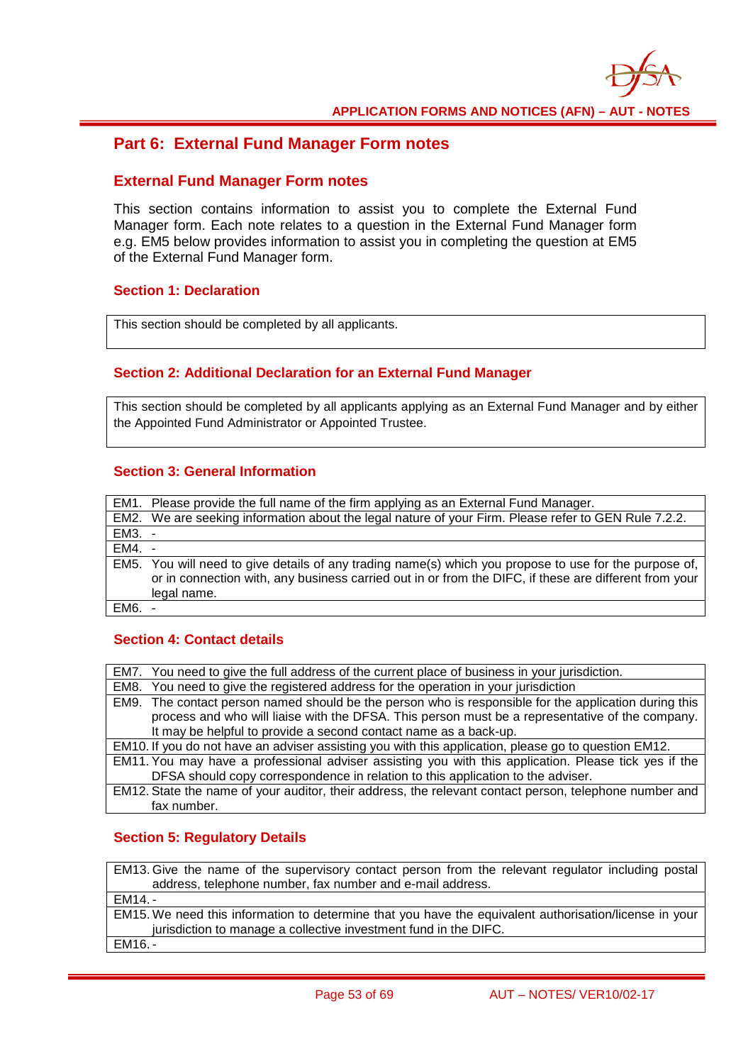## Part 6: External Fund Manager Form notes

### External Fund Manager Form notes

This section contains information to assist you to complete the External Fund Manager form. Each note relates to a question in the External Fund Manager form e.g. EM5 below provides information to assist you in completing the question at EM5 of the External Fund Manager form.

#### Section 1: Declaration

| This section should be completed by all applicants. |
|---|

#### Section 2: Additional Declaration for an External Fund Manager

| This section should be completed by all applicants applying as an External Fund Manager and by either the Appointed Fund Administrator or Appointed Trustee. |
|---|

#### Section 3: General Information

| | |
|---|---|
| EM1. | Please provide the full name of the firm applying as an External Fund Manager. |
| EM2. | We are seeking information about the legal nature of your Firm. Please refer to GEN Rule 7.2.2. |
| EM3. | - |
| EM4. | - |
| EM5. | You will need to give details of any trading name(s) which you propose to use for the purpose of, or in connection with, any business carried out in or from the DIFC, if these are different from your legal name. |
| EM6. | - |

#### Section 4: Contact details

| | |
|---|---|
| EM7. | You need to give the full address of the current place of business in your jurisdiction. |
| EM8. | You need to give the registered address for the operation in your jurisdiction |
| EM9. | The contact person named should be the person who is responsible for the application during this process and who will liaise with the DFSA. This person must be a representative of the company. It may be helpful to provide a second contact name as a back-up. |
| EM10. | If you do not have an adviser assisting you with this application, please go to question EM12. |
| EM11. | You may have a professional adviser assisting you with this application. Please tick yes if the DFSA should copy correspondence in relation to this application to the adviser. |
| EM12. | State the name of your auditor, their address, the relevant contact person, telephone number and fax number. |

#### Section 5: Regulatory Details

| | |
|---|---|
| EM13. | Give the name of the supervisory contact person from the relevant regulator including postal address, telephone number, fax number and e-mail address. |
| EM14. | - |
| EM15. | We need this information to determine that you have the equivalent authorisation/license in your jurisdiction to manage a collective investment fund in the DIFC. |
| EM16. | - |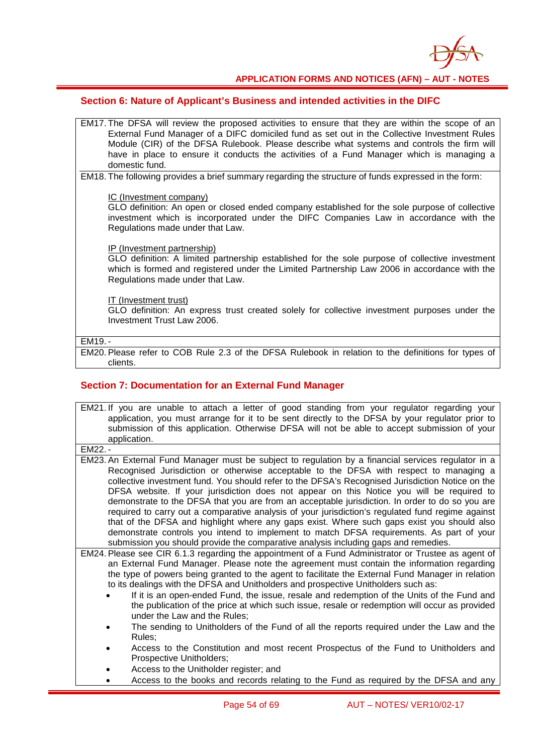## Section 6: Nature of Applicant's Business and intended activities in the DIFC

EM17. The DFSA will review the proposed activities to ensure that they are within the scope of an External Fund Manager of a DIFC domiciled fund as set out in the Collective Investment Rules Module (CIR) of the DFSA Rulebook. Please describe what systems and controls the firm will have in place to ensure it conducts the activities of a Fund Manager which is managing a domestic fund.

EM18. The following provides a brief summary regarding the structure of funds expressed in the form:

IC (Investment company)
GLO definition: An open or closed ended company established for the sole purpose of collective investment which is incorporated under the DIFC Companies Law in accordance with the Regulations made under that Law.

IP (Investment partnership)
GLO definition: A limited partnership established for the sole purpose of collective investment which is formed and registered under the Limited Partnership Law 2006 in accordance with the Regulations made under that Law.

IT (Investment trust)
GLO definition: An express trust created solely for collective investment purposes under the Investment Trust Law 2006.

EM19. -

EM20. Please refer to COB Rule 2.3 of the DFSA Rulebook in relation to the definitions for types of clients.

## Section 7: Documentation for an External Fund Manager

EM21. If you are unable to attach a letter of good standing from your regulator regarding your application, you must arrange for it to be sent directly to the DFSA by your regulator prior to submission of this application. Otherwise DFSA will not be able to accept submission of your application.

EM22. -

EM23. An External Fund Manager must be subject to regulation by a financial services regulator in a Recognised Jurisdiction or otherwise acceptable to the DFSA with respect to managing a collective investment fund. You should refer to the DFSA's Recognised Jurisdiction Notice on the DFSA website. If your jurisdiction does not appear on this Notice you will be required to demonstrate to the DFSA that you are from an acceptable jurisdiction. In order to do so you are required to carry out a comparative analysis of your jurisdiction's regulated fund regime against that of the DFSA and highlight where any gaps exist. Where such gaps exist you should also demonstrate controls you intend to implement to match DFSA requirements. As part of your submission you should provide the comparative analysis including gaps and remedies.

EM24. Please see CIR 6.1.3 regarding the appointment of a Fund Administrator or Trustee as agent of an External Fund Manager. Please note the agreement must contain the information regarding the type of powers being granted to the agent to facilitate the External Fund Manager in relation to its dealings with the DFSA and Unitholders and prospective Unitholders such as:

- If it is an open-ended Fund, the issue, resale and redemption of the Units of the Fund and the publication of the price at which such issue, resale or redemption will occur as provided under the Law and the Rules;
- The sending to Unitholders of the Fund of all the reports required under the Law and the Rules;
- Access to the Constitution and most recent Prospectus of the Fund to Unitholders and Prospective Unitholders;
- Access to the Unitholder register; and
- Access to the books and records relating to the Fund as required by the DFSA and any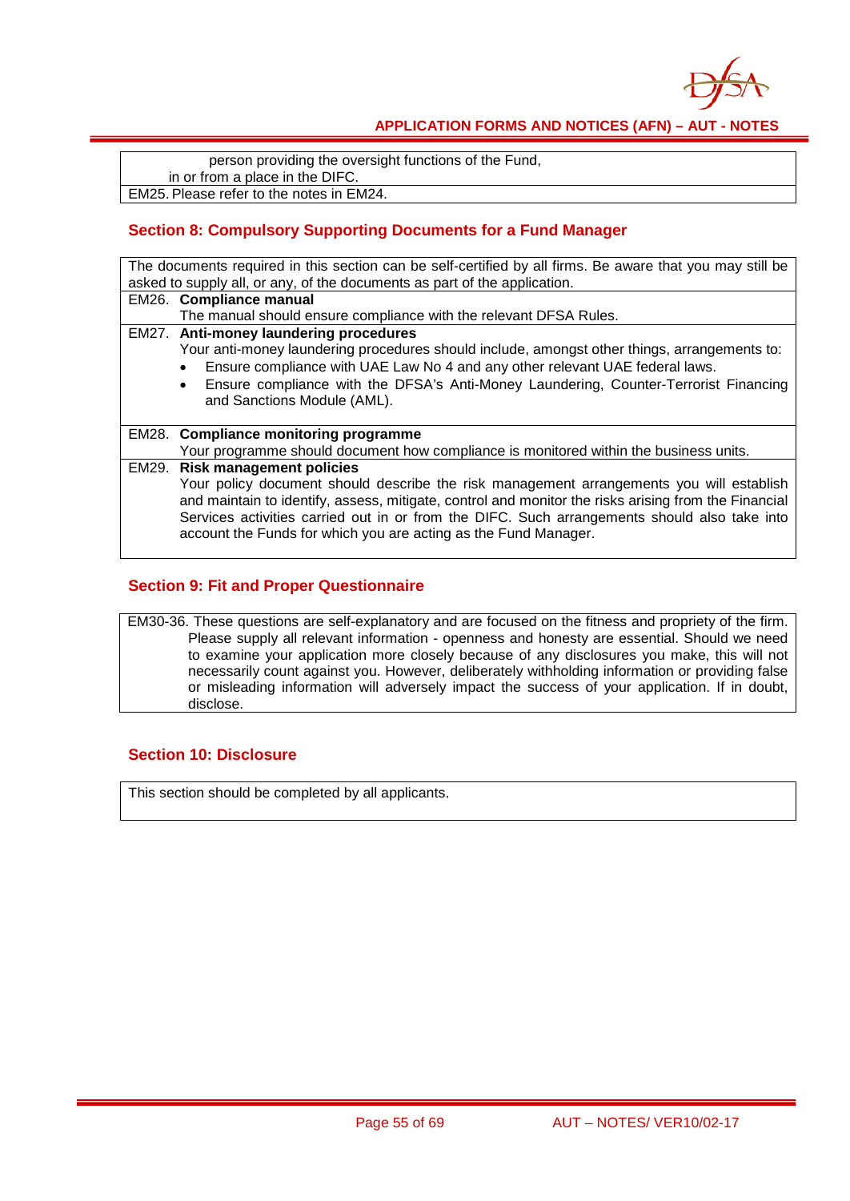person providing the oversight functions of the Fund,

in or from a place in the DIFC.

EM25. Please refer to the notes in EM24.

## Section 8: Compulsory Supporting Documents for a Fund Manager

The documents required in this section can be self-certified by all firms. Be aware that you may still be asked to supply all, or any, of the documents as part of the application.

EM26. **Compliance manual**

The manual should ensure compliance with the relevant DFSA Rules.

EM27. **Anti-money laundering procedures**

Your anti-money laundering procedures should include, amongst other things, arrangements to:

- Ensure compliance with UAE Law No 4 and any other relevant UAE federal laws.
- Ensure compliance with the DFSA's Anti-Money Laundering, Counter-Terrorist Financing and Sanctions Module (AML).

EM28. **Compliance monitoring programme**

Your programme should document how compliance is monitored within the business units.

EM29. **Risk management policies**

Your policy document should describe the risk management arrangements you will establish and maintain to identify, assess, mitigate, control and monitor the risks arising from the Financial Services activities carried out in or from the DIFC. Such arrangements should also take into account the Funds for which you are acting as the Fund Manager.

## Section 9: Fit and Proper Questionnaire

EM30-36. These questions are self-explanatory and are focused on the fitness and propriety of the firm. Please supply all relevant information - openness and honesty are essential. Should we need to examine your application more closely because of any disclosures you make, this will not necessarily count against you. However, deliberately withholding information or providing false or misleading information will adversely impact the success of your application. If in doubt, disclose.

## Section 10: Disclosure

This section should be completed by all applicants.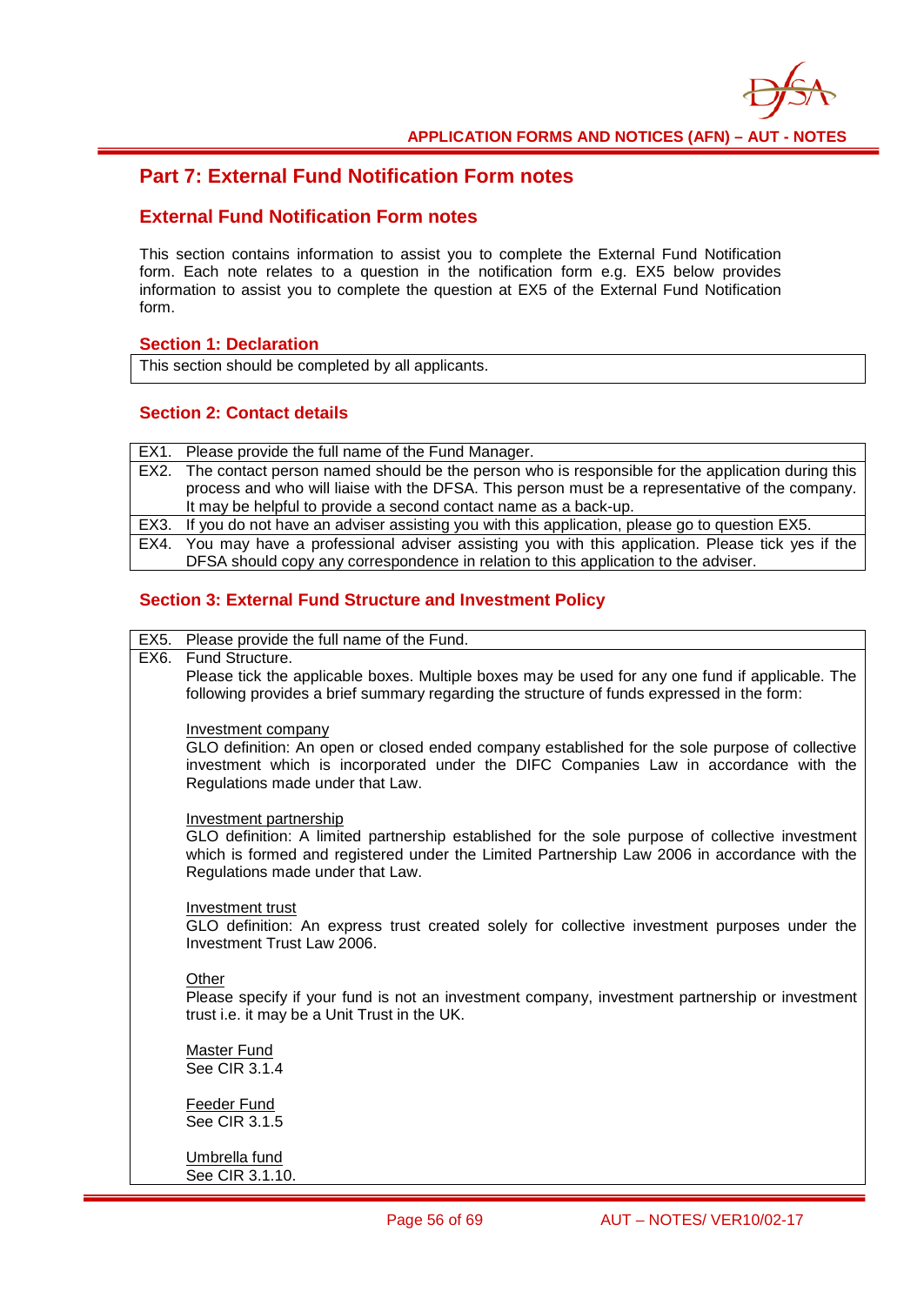## Part 7: External Fund Notification Form notes

### External Fund Notification Form notes

This section contains information to assist you to complete the External Fund Notification form. Each note relates to a question in the notification form e.g. EX5 below provides information to assist you to complete the question at EX5 of the External Fund Notification form.

#### Section 1: Declaration

| This section should be completed by all applicants. |
|---|

#### Section 2: Contact details

| | |
|---|---|
| EX1. | Please provide the full name of the Fund Manager. |
| EX2. | The contact person named should be the person who is responsible for the application during this process and who will liaise with the DFSA. This person must be a representative of the company. It may be helpful to provide a second contact name as a back-up. |
| EX3. | If you do not have an adviser assisting you with this application, please go to question EX5. |
| EX4. | You may have a professional adviser assisting you with this application. Please tick yes if the DFSA should copy any correspondence in relation to this application to the adviser. |

#### Section 3: External Fund Structure and Investment Policy

| | |
|---|---|
| EX5. | Please provide the full name of the Fund. |
| EX6. | Fund Structure.<br>Please tick the applicable boxes. Multiple boxes may be used for any one fund if applicable. The following provides a brief summary regarding the structure of funds expressed in the form:<br><br><u>Investment company</u><br>GLO definition: An open or closed ended company established for the sole purpose of collective investment which is incorporated under the DIFC Companies Law in accordance with the Regulations made under that Law.<br><br><u>Investment partnership</u><br>GLO definition: A limited partnership established for the sole purpose of collective investment which is formed and registered under the Limited Partnership Law 2006 in accordance with the Regulations made under that Law.<br><br><u>Investment trust</u><br>GLO definition: An express trust created solely for collective investment purposes under the Investment Trust Law 2006.<br><br><u>Other</u><br>Please specify if your fund is not an investment company, investment partnership or investment trust i.e. it may be a Unit Trust in the UK.<br><br><u>Master Fund</u><br>See CIR 3.1.4<br><br><u>Feeder Fund</u><br>See CIR 3.1.5<br><br><u>Umbrella fund</u><br>See CIR 3.1.10. |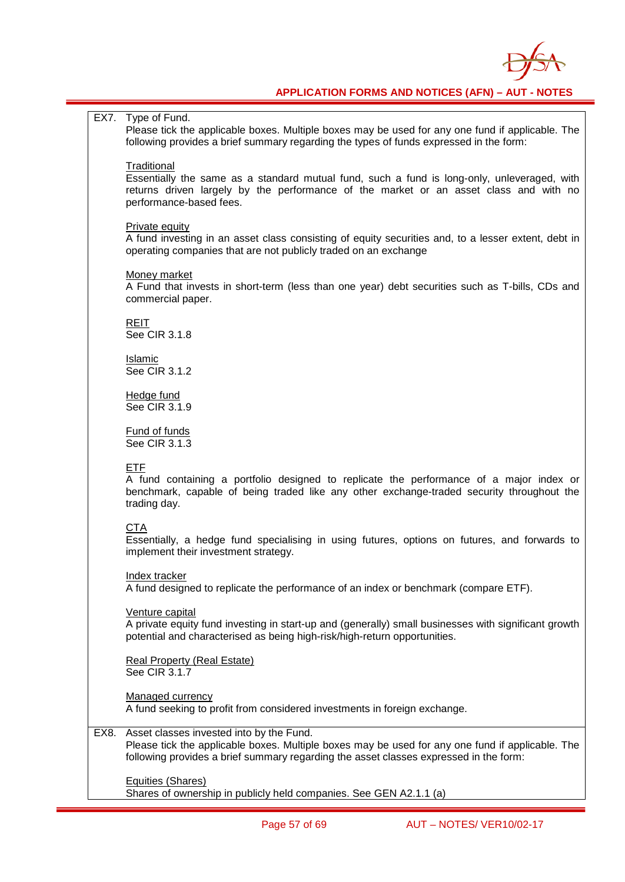| | |
|---|---|
| EX7. | Type of Fund.<br>Please tick the applicable boxes. Multiple boxes may be used for any one fund if applicable. The following provides a brief summary regarding the types of funds expressed in the form:<br><br><u>Traditional</u><br>Essentially the same as a standard mutual fund, such a fund is long-only, unleveraged, with returns driven largely by the performance of the market or an asset class and with no performance-based fees.<br><br><u>Private equity</u><br>A fund investing in an asset class consisting of equity securities and, to a lesser extent, debt in operating companies that are not publicly traded on an exchange<br><br><u>Money market</u><br>A Fund that invests in short-term (less than one year) debt securities such as T-bills, CDs and commercial paper.<br><br><u>REIT</u><br>See CIR 3.1.8<br><br><u>Islamic</u><br>See CIR 3.1.2<br><br><u>Hedge fund</u><br>See CIR 3.1.9<br><br><u>Fund of funds</u><br>See CIR 3.1.3<br><br><u>ETF</u><br>A fund containing a portfolio designed to replicate the performance of a major index or benchmark, capable of being traded like any other exchange-traded security throughout the trading day.<br><br><u>CTA</u><br>Essentially, a hedge fund specialising in using futures, options on futures, and forwards to implement their investment strategy.<br><br><u>Index tracker</u><br>A fund designed to replicate the performance of an index or benchmark (compare ETF).<br><br><u>Venture capital</u><br>A private equity fund investing in start-up and (generally) small businesses with significant growth potential and characterised as being high-risk/high-return opportunities.<br><br><u>Real Property (Real Estate)</u><br>See CIR 3.1.7<br><br><u>Managed currency</u><br>A fund seeking to profit from considered investments in foreign exchange. |
| EX8. | Asset classes invested into by the Fund.<br>Please tick the applicable boxes. Multiple boxes may be used for any one fund if applicable. The following provides a brief summary regarding the asset classes expressed in the form:<br><br><u>Equities (Shares)</u><br>Shares of ownership in publicly held companies. See GEN A2.1.1 (a) |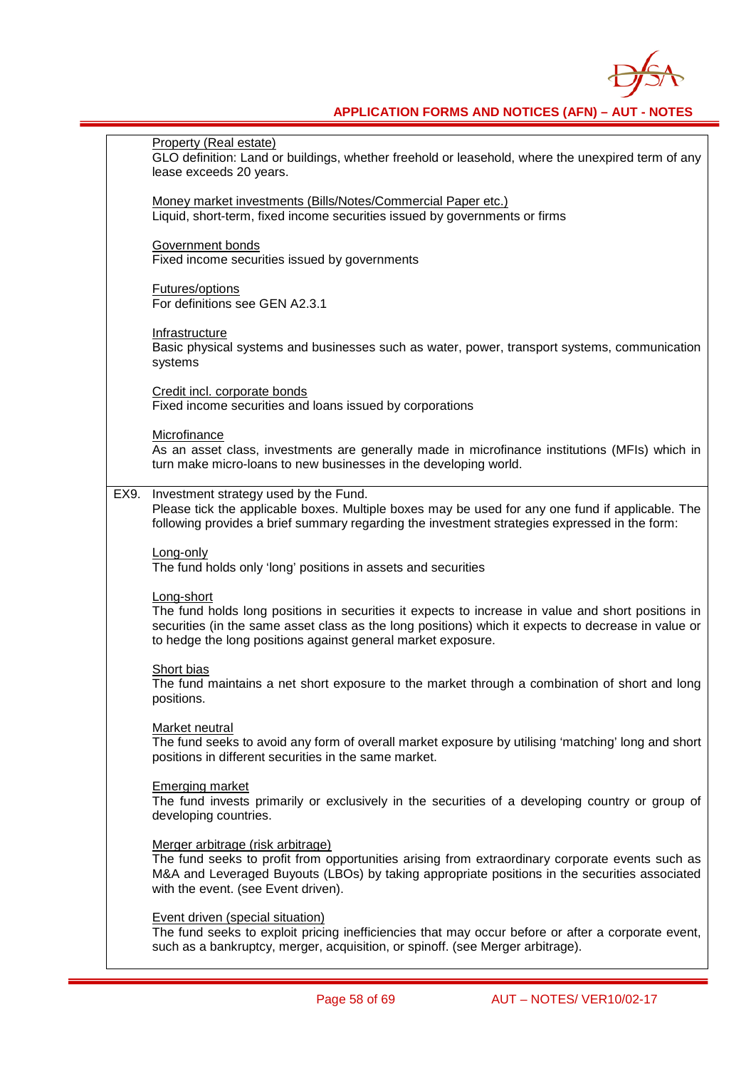Property (Real estate)
GLO definition: Land or buildings, whether freehold or leasehold, where the unexpired term of any lease exceeds 20 years.

Money market investments (Bills/Notes/Commercial Paper etc.)
Liquid, short-term, fixed income securities issued by governments or firms

Government bonds
Fixed income securities issued by governments

Futures/options
For definitions see GEN A2.3.1

Infrastructure
Basic physical systems and businesses such as water, power, transport systems, communication systems

Credit incl. corporate bonds
Fixed income securities and loans issued by corporations

Microfinance
As an asset class, investments are generally made in microfinance institutions (MFIs) which in turn make micro-loans to new businesses in the developing world.

EX9. Investment strategy used by the Fund.
Please tick the applicable boxes. Multiple boxes may be used for any one fund if applicable. The following provides a brief summary regarding the investment strategies expressed in the form:

Long-only
The fund holds only 'long' positions in assets and securities

Long-short
The fund holds long positions in securities it expects to increase in value and short positions in securities (in the same asset class as the long positions) which it expects to decrease in value or to hedge the long positions against general market exposure.

Short bias
The fund maintains a net short exposure to the market through a combination of short and long positions.

Market neutral
The fund seeks to avoid any form of overall market exposure by utilising 'matching' long and short positions in different securities in the same market.

Emerging market
The fund invests primarily or exclusively in the securities of a developing country or group of developing countries.

Merger arbitrage (risk arbitrage)
The fund seeks to profit from opportunities arising from extraordinary corporate events such as M&A and Leveraged Buyouts (LBOs) by taking appropriate positions in the securities associated with the event. (see Event driven).

Event driven (special situation)
The fund seeks to exploit pricing inefficiencies that may occur before or after a corporate event, such as a bankruptcy, merger, acquisition, or spinoff. (see Merger arbitrage).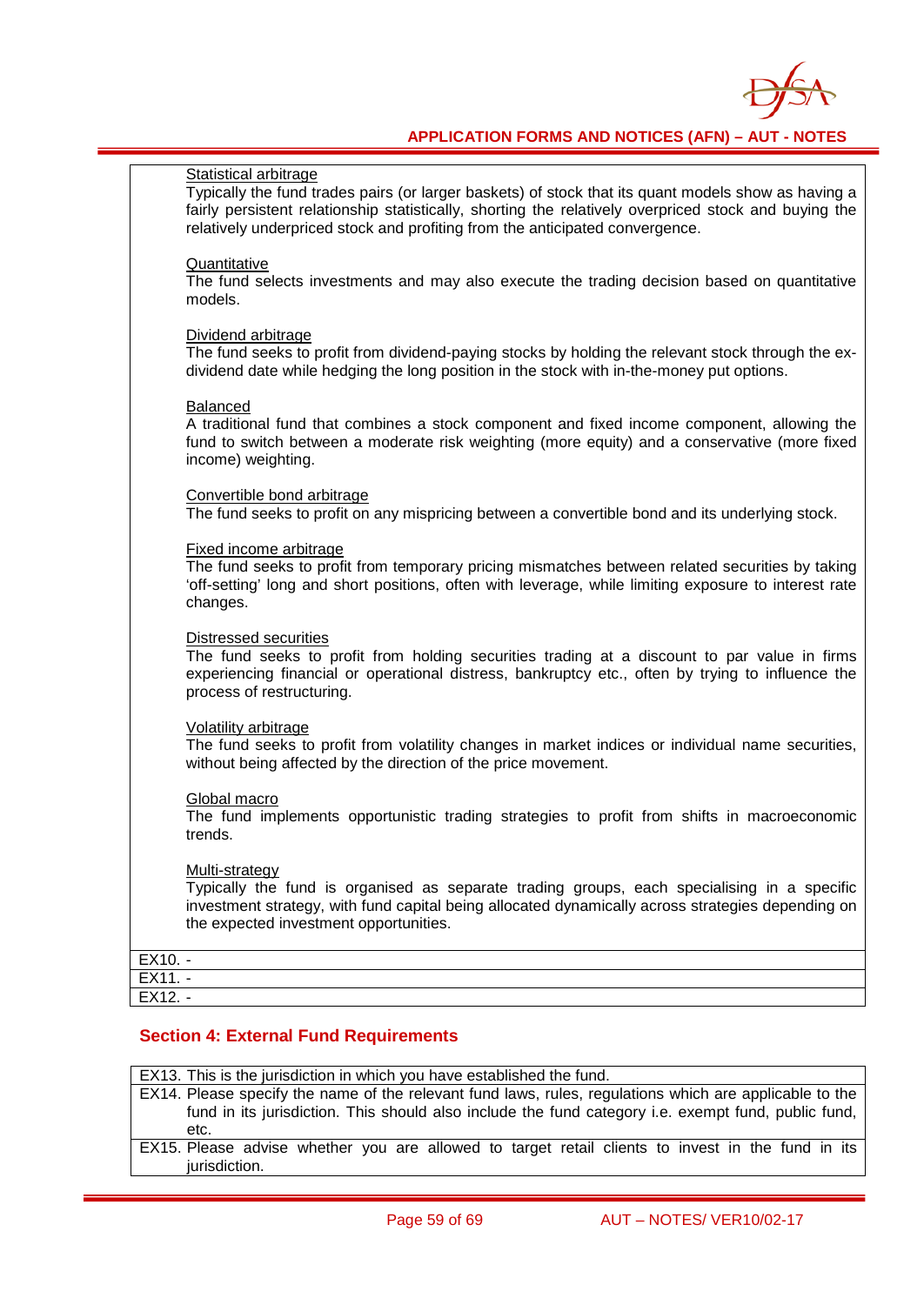Statistical arbitrage
Typically the fund trades pairs (or larger baskets) of stock that its quant models show as having a fairly persistent relationship statistically, shorting the relatively overpriced stock and buying the relatively underpriced stock and profiting from the anticipated convergence.

Quantitative
The fund selects investments and may also execute the trading decision based on quantitative models.

Dividend arbitrage
The fund seeks to profit from dividend-paying stocks by holding the relevant stock through the ex-dividend date while hedging the long position in the stock with in-the-money put options.

Balanced
A traditional fund that combines a stock component and fixed income component, allowing the fund to switch between a moderate risk weighting (more equity) and a conservative (more fixed income) weighting.

Convertible bond arbitrage
The fund seeks to profit on any mispricing between a convertible bond and its underlying stock.

Fixed income arbitrage
The fund seeks to profit from temporary pricing mismatches between related securities by taking 'off-setting' long and short positions, often with leverage, while limiting exposure to interest rate changes.

Distressed securities
The fund seeks to profit from holding securities trading at a discount to par value in firms experiencing financial or operational distress, bankruptcy etc., often by trying to influence the process of restructuring.

Volatility arbitrage
The fund seeks to profit from volatility changes in market indices or individual name securities, without being affected by the direction of the price movement.

Global macro
The fund implements opportunistic trading strategies to profit from shifts in macroeconomic trends.

Multi-strategy
Typically the fund is organised as separate trading groups, each specialising in a specific investment strategy, with fund capital being allocated dynamically across strategies depending on the expected investment opportunities.

EX10. -

EX11. -

EX12. -

## Section 4: External Fund Requirements

EX13. This is the jurisdiction in which you have established the fund.

EX14. Please specify the name of the relevant fund laws, rules, regulations which are applicable to the fund in its jurisdiction. This should also include the fund category i.e. exempt fund, public fund, etc.

EX15. Please advise whether you are allowed to target retail clients to invest in the fund in its jurisdiction.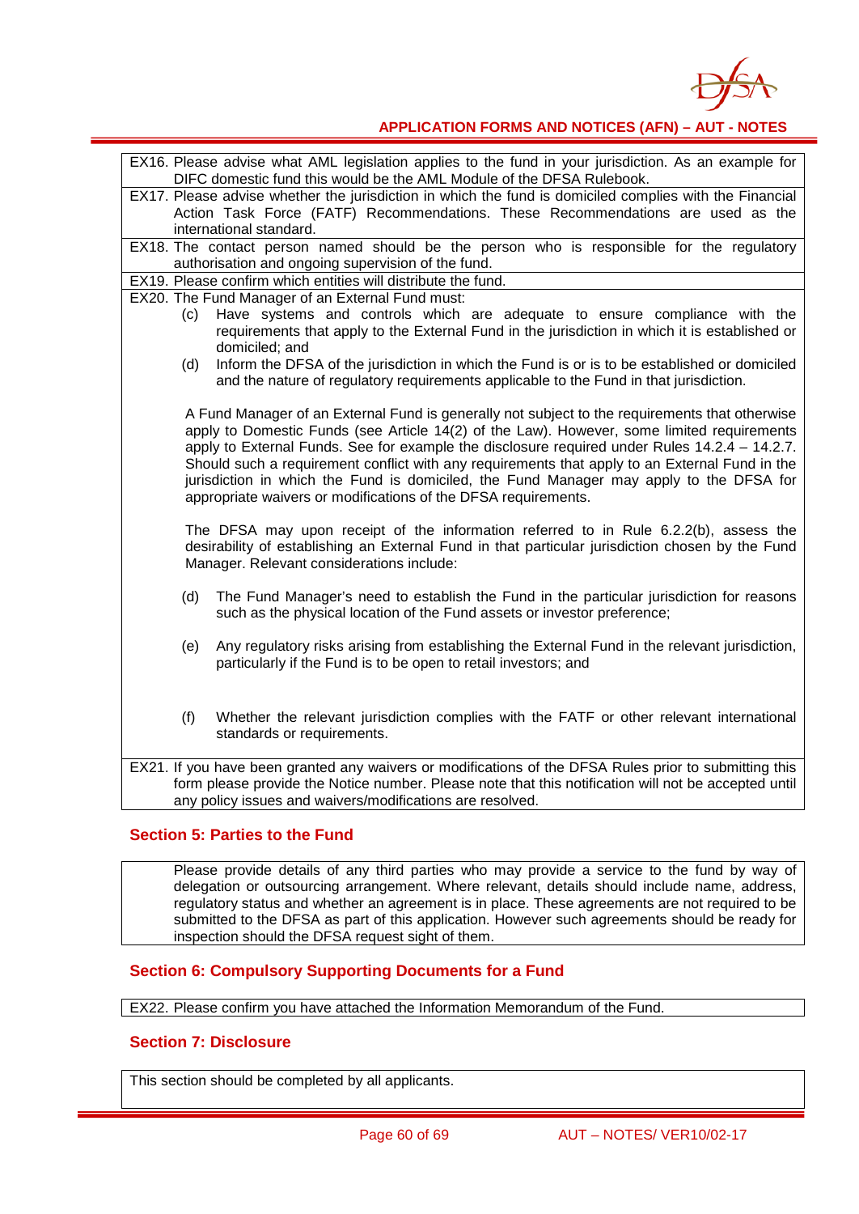EX16. Please advise what AML legislation applies to the fund in your jurisdiction. As an example for DIFC domestic fund this would be the AML Module of the DFSA Rulebook.

EX17. Please advise whether the jurisdiction in which the fund is domiciled complies with the Financial Action Task Force (FATF) Recommendations. These Recommendations are used as the international standard.

EX18. The contact person named should be the person who is responsible for the regulatory authorisation and ongoing supervision of the fund.

EX19. Please confirm which entities will distribute the fund.

EX20. The Fund Manager of an External Fund must:

(c) Have systems and controls which are adequate to ensure compliance with the requirements that apply to the External Fund in the jurisdiction in which it is established or domiciled; and

(d) Inform the DFSA of the jurisdiction in which the Fund is or is to be established or domiciled and the nature of regulatory requirements applicable to the Fund in that jurisdiction.

A Fund Manager of an External Fund is generally not subject to the requirements that otherwise apply to Domestic Funds (see Article 14(2) of the Law). However, some limited requirements apply to External Funds. See for example the disclosure required under Rules 14.2.4 – 14.2.7. Should such a requirement conflict with any requirements that apply to an External Fund in the jurisdiction in which the Fund is domiciled, the Fund Manager may apply to the DFSA for appropriate waivers or modifications of the DFSA requirements.

The DFSA may upon receipt of the information referred to in Rule 6.2.2(b), assess the desirability of establishing an External Fund in that particular jurisdiction chosen by the Fund Manager. Relevant considerations include:

(d) The Fund Manager's need to establish the Fund in the particular jurisdiction for reasons such as the physical location of the Fund assets or investor preference;

(e) Any regulatory risks arising from establishing the External Fund in the relevant jurisdiction, particularly if the Fund is to be open to retail investors; and

(f) Whether the relevant jurisdiction complies with the FATF or other relevant international standards or requirements.

EX21. If you have been granted any waivers or modifications of the DFSA Rules prior to submitting this form please provide the Notice number. Please note that this notification will not be accepted until any policy issues and waivers/modifications are resolved.

## Section 5: Parties to the Fund

Please provide details of any third parties who may provide a service to the fund by way of delegation or outsourcing arrangement. Where relevant, details should include name, address, regulatory status and whether an agreement is in place. These agreements are not required to be submitted to the DFSA as part of this application. However such agreements should be ready for inspection should the DFSA request sight of them.

## Section 6: Compulsory Supporting Documents for a Fund

EX22. Please confirm you have attached the Information Memorandum of the Fund.

## Section 7: Disclosure

This section should be completed by all applicants.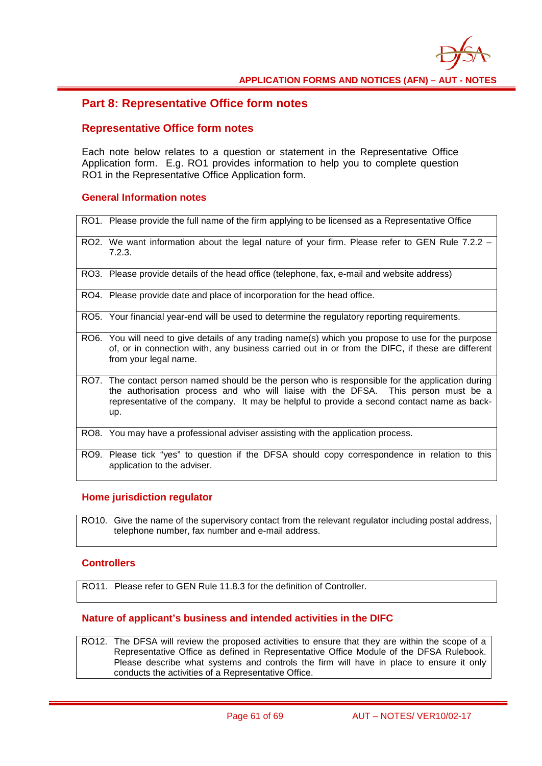## Part 8: Representative Office form notes

### Representative Office form notes

Each note below relates to a question or statement in the Representative Office Application form. E.g. RO1 provides information to help you to complete question RO1 in the Representative Office Application form.

#### General Information notes

| | |
|---|---|
| RO1. | Please provide the full name of the firm applying to be licensed as a Representative Office |
| RO2. | We want information about the legal nature of your firm. Please refer to GEN Rule 7.2.2 – 7.2.3. |
| RO3. | Please provide details of the head office (telephone, fax, e-mail and website address) |
| RO4. | Please provide date and place of incorporation for the head office. |
| RO5. | Your financial year-end will be used to determine the regulatory reporting requirements. |
| RO6. | You will need to give details of any trading name(s) which you propose to use for the purpose of, or in connection with, any business carried out in or from the DIFC, if these are different from your legal name. |
| RO7. | The contact person named should be the person who is responsible for the application during the authorisation process and who will liaise with the DFSA. This person must be a representative of the company. It may be helpful to provide a second contact name as back-up. |
| RO8. | You may have a professional adviser assisting with the application process. |
| RO9. | Please tick "yes" to question if the DFSA should copy correspondence in relation to this application to the adviser. |

#### Home jurisdiction regulator

| | |
|---|---|
| RO10. | Give the name of the supervisory contact from the relevant regulator including postal address, telephone number, fax number and e-mail address. |

#### Controllers

| | |
|---|---|
| RO11. | Please refer to GEN Rule 11.8.3 for the definition of Controller. |

#### Nature of applicant's business and intended activities in the DIFC

| | |
|---|---|
| RO12. | The DFSA will review the proposed activities to ensure that they are within the scope of a Representative Office as defined in Representative Office Module of the DFSA Rulebook. Please describe what systems and controls the firm will have in place to ensure it only conducts the activities of a Representative Office. |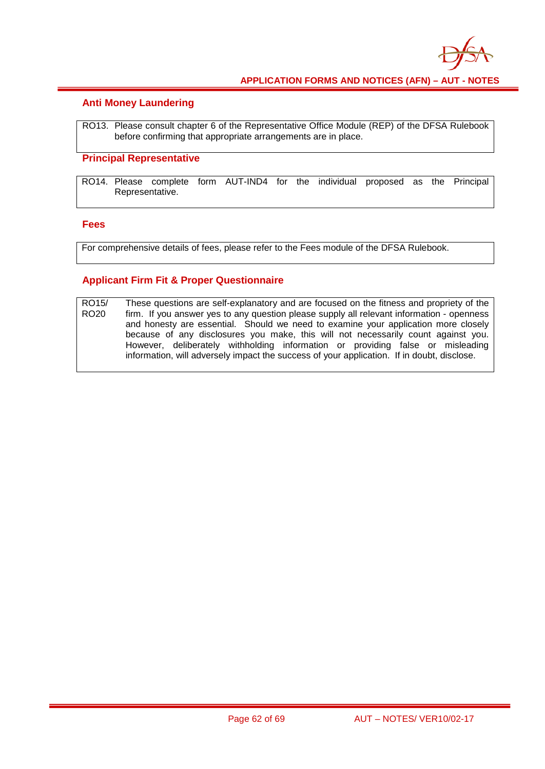## Anti Money Laundering

| | |
|---|---|
| RO13. | Please consult chapter 6 of the Representative Office Module (REP) of the DFSA Rulebook before confirming that appropriate arrangements are in place. |

## Principal Representative

| | |
|---|---|
| RO14. | Please complete form AUT-IND4 for the individual proposed as the Principal Representative. |

## Fees

| |
|---|
| For comprehensive details of fees, please refer to the Fees module of the DFSA Rulebook. |

## Applicant Firm Fit & Proper Questionnaire

| | |
|---|---|
| RO15/ RO20 | These questions are self-explanatory and are focused on the fitness and propriety of the firm. If you answer yes to any question please supply all relevant information - openness and honesty are essential. Should we need to examine your application more closely because of any disclosures you make, this will not necessarily count against you. However, deliberately withholding information or providing false or misleading information, will adversely impact the success of your application. If in doubt, disclose. |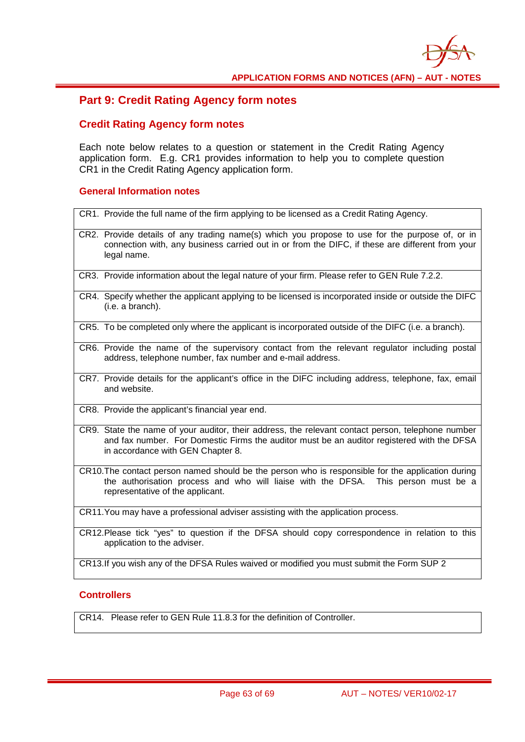## Part 9: Credit Rating Agency form notes

### Credit Rating Agency form notes

Each note below relates to a question or statement in the Credit Rating Agency application form. E.g. CR1 provides information to help you to complete question CR1 in the Credit Rating Agency application form.

#### General Information notes

| |
|---|
| CR1. Provide the full name of the firm applying to be licensed as a Credit Rating Agency. |
| CR2. Provide details of any trading name(s) which you propose to use for the purpose of, or in connection with, any business carried out in or from the DIFC, if these are different from your legal name. |
| CR3. Provide information about the legal nature of your firm. Please refer to GEN Rule 7.2.2. |
| CR4. Specify whether the applicant applying to be licensed is incorporated inside or outside the DIFC (i.e. a branch). |
| CR5. To be completed only where the applicant is incorporated outside of the DIFC (i.e. a branch). |
| CR6. Provide the name of the supervisory contact from the relevant regulator including postal address, telephone number, fax number and e-mail address. |
| CR7. Provide details for the applicant's office in the DIFC including address, telephone, fax, email and website. |
| CR8. Provide the applicant's financial year end. |
| CR9. State the name of your auditor, their address, the relevant contact person, telephone number and fax number. For Domestic Firms the auditor must be an auditor registered with the DFSA in accordance with GEN Chapter 8. |
| CR10. The contact person named should be the person who is responsible for the application during the authorisation process and who will liaise with the DFSA. This person must be a representative of the applicant. |
| CR11. You may have a professional adviser assisting with the application process. |
| CR12. Please tick "yes" to question if the DFSA should copy correspondence in relation to this application to the adviser. |
| CR13. If you wish any of the DFSA Rules waived or modified you must submit the Form SUP 2 |

#### Controllers

| |
|---|
| CR14. Please refer to GEN Rule 11.8.3 for the definition of Controller. |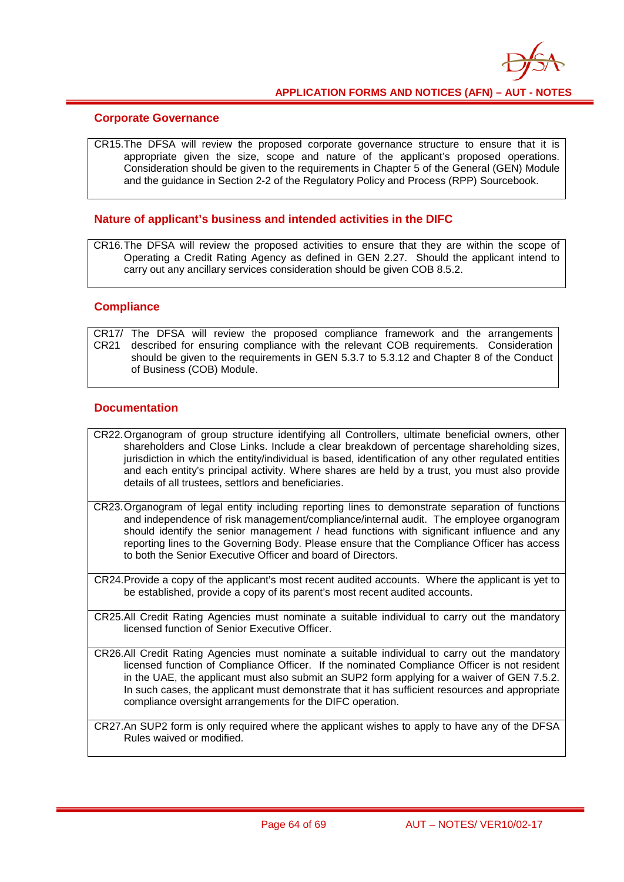## Corporate Governance

| |
|---|
| CR15. The DFSA will review the proposed corporate governance structure to ensure that it is appropriate given the size, scope and nature of the applicant's proposed operations. Consideration should be given to the requirements in Chapter 5 of the General (GEN) Module and the guidance in Section 2-2 of the Regulatory Policy and Process (RPP) Sourcebook. |

## Nature of applicant's business and intended activities in the DIFC

| |
|---|
| CR16. The DFSA will review the proposed activities to ensure that they are within the scope of Operating a Credit Rating Agency as defined in GEN 2.27. Should the applicant intend to carry out any ancillary services consideration should be given COB 8.5.2. |

## Compliance

| | |
|---|---|
| CR17/ CR21 | The DFSA will review the proposed compliance framework and the arrangements described for ensuring compliance with the relevant COB requirements. Consideration should be given to the requirements in GEN 5.3.7 to 5.3.12 and Chapter 8 of the Conduct of Business (COB) Module. |

## Documentation

| |
|---|
| CR22. Organogram of group structure identifying all Controllers, ultimate beneficial owners, other shareholders and Close Links. Include a clear breakdown of percentage shareholding sizes, jurisdiction in which the entity/individual is based, identification of any other regulated entities and each entity's principal activity. Where shares are held by a trust, you must also provide details of all trustees, settlors and beneficiaries. |
| CR23. Organogram of legal entity including reporting lines to demonstrate separation of functions and independence of risk management/compliance/internal audit. The employee organogram should identify the senior management / head functions with significant influence and any reporting lines to the Governing Body. Please ensure that the Compliance Officer has access to both the Senior Executive Officer and board of Directors. |
| CR24. Provide a copy of the applicant's most recent audited accounts. Where the applicant is yet to be established, provide a copy of its parent's most recent audited accounts. |
| CR25. All Credit Rating Agencies must nominate a suitable individual to carry out the mandatory licensed function of Senior Executive Officer. |
| CR26. All Credit Rating Agencies must nominate a suitable individual to carry out the mandatory licensed function of Compliance Officer. If the nominated Compliance Officer is not resident in the UAE, the applicant must also submit an SUP2 form applying for a waiver of GEN 7.5.2. In such cases, the applicant must demonstrate that it has sufficient resources and appropriate compliance oversight arrangements for the DIFC operation. |
| CR27. An SUP2 form is only required where the applicant wishes to apply to have any of the DFSA Rules waived or modified. |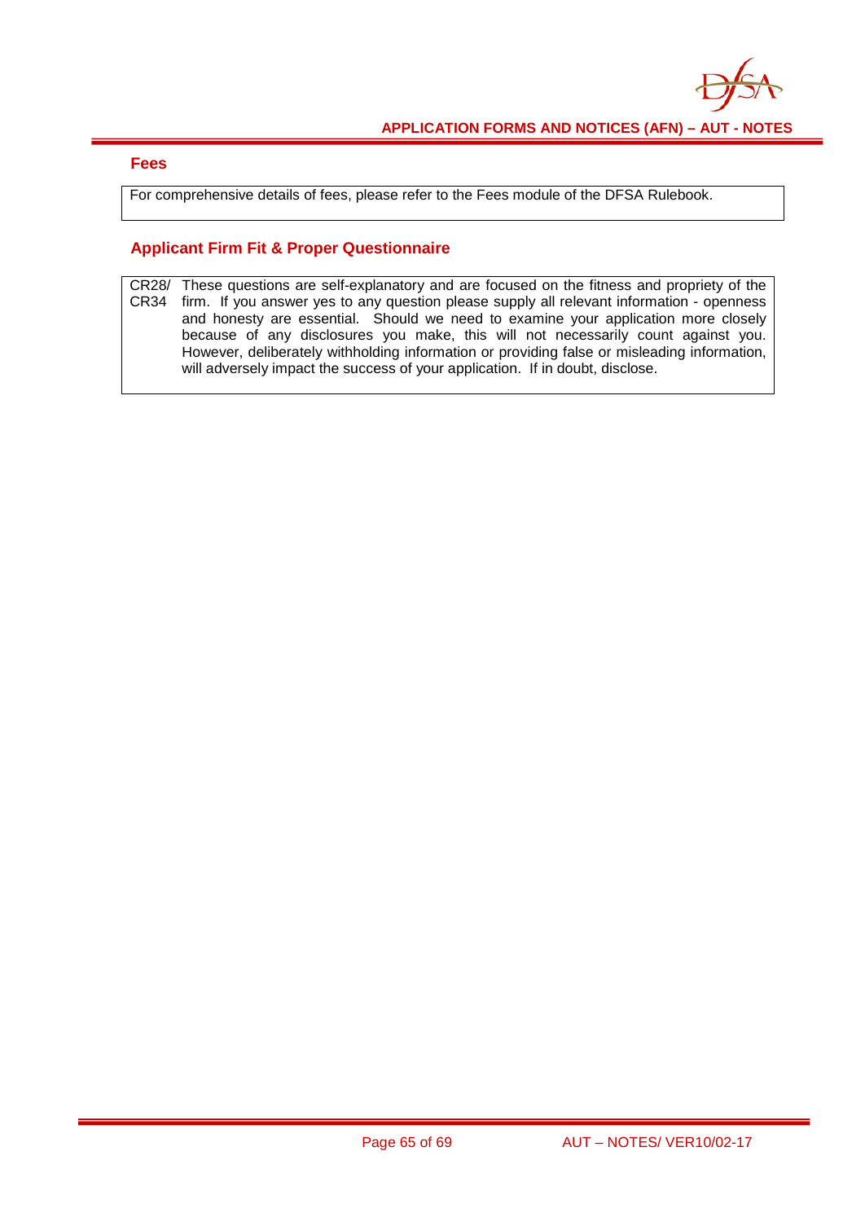## Fees

For comprehensive details of fees, please refer to the Fees module of the DFSA Rulebook.

## Applicant Firm Fit & Proper Questionnaire

| | |
|---|---|
| CR28/ CR34 | These questions are self-explanatory and are focused on the fitness and propriety of the firm. If you answer yes to any question please supply all relevant information - openness and honesty are essential. Should we need to examine your application more closely because of any disclosures you make, this will not necessarily count against you. However, deliberately withholding information or providing false or misleading information, will adversely impact the success of your application. If in doubt, disclose. |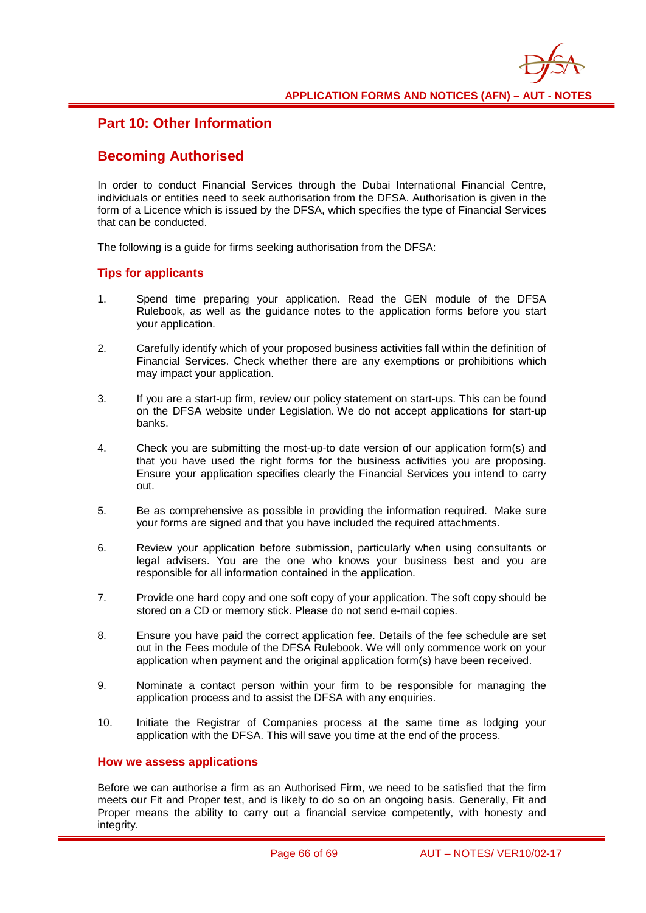## Part 10: Other Information

## Becoming Authorised

In order to conduct Financial Services through the Dubai International Financial Centre, individuals or entities need to seek authorisation from the DFSA. Authorisation is given in the form of a Licence which is issued by the DFSA, which specifies the type of Financial Services that can be conducted.

The following is a guide for firms seeking authorisation from the DFSA:

### Tips for applicants

1. Spend time preparing your application. Read the GEN module of the DFSA Rulebook, as well as the guidance notes to the application forms before you start your application.

2. Carefully identify which of your proposed business activities fall within the definition of Financial Services. Check whether there are any exemptions or prohibitions which may impact your application.

3. If you are a start-up firm, review our policy statement on start-ups. This can be found on the DFSA website under Legislation. We do not accept applications for start-up banks.

4. Check you are submitting the most-up-to date version of our application form(s) and that you have used the right forms for the business activities you are proposing. Ensure your application specifies clearly the Financial Services you intend to carry out.

5. Be as comprehensive as possible in providing the information required. Make sure your forms are signed and that you have included the required attachments.

6. Review your application before submission, particularly when using consultants or legal advisers. You are the one who knows your business best and you are responsible for all information contained in the application.

7. Provide one hard copy and one soft copy of your application. The soft copy should be stored on a CD or memory stick. Please do not send e-mail copies.

8. Ensure you have paid the correct application fee. Details of the fee schedule are set out in the Fees module of the DFSA Rulebook. We will only commence work on your application when payment and the original application form(s) have been received.

9. Nominate a contact person within your firm to be responsible for managing the application process and to assist the DFSA with any enquiries.

10. Initiate the Registrar of Companies process at the same time as lodging your application with the DFSA. This will save you time at the end of the process.

### How we assess applications

Before we can authorise a firm as an Authorised Firm, we need to be satisfied that the firm meets our Fit and Proper test, and is likely to do so on an ongoing basis. Generally, Fit and Proper means the ability to carry out a financial service competently, with honesty and integrity.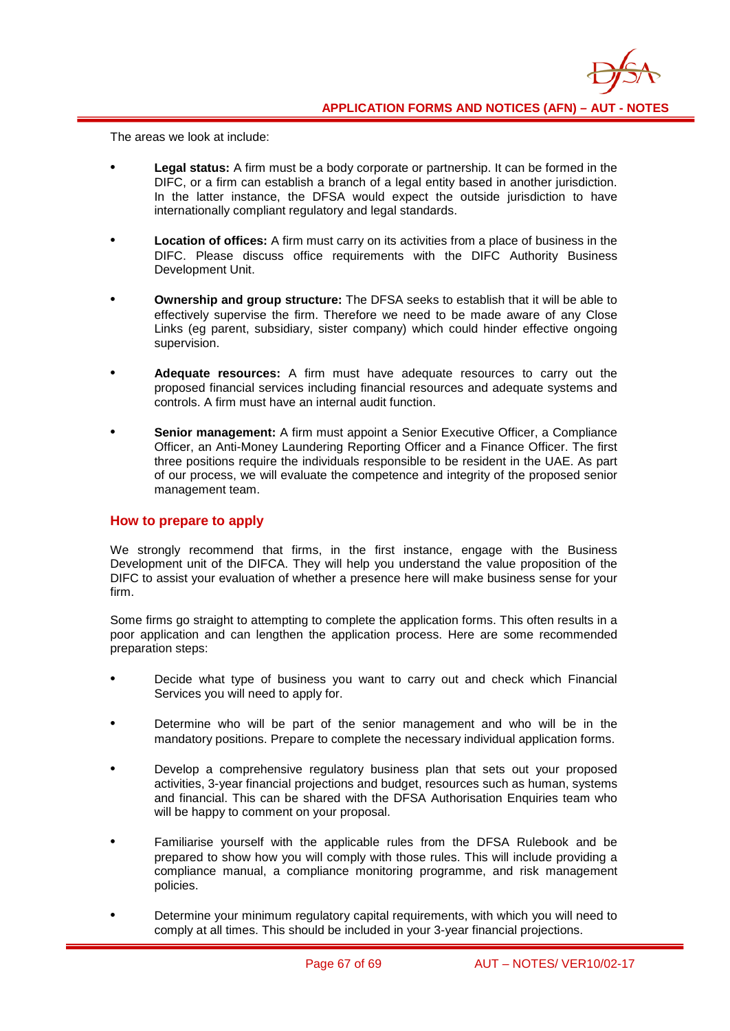The areas we look at include:

- **Legal status:** A firm must be a body corporate or partnership. It can be formed in the DIFC, or a firm can establish a branch of a legal entity based in another jurisdiction. In the latter instance, the DFSA would expect the outside jurisdiction to have internationally compliant regulatory and legal standards.

- **Location of offices:** A firm must carry on its activities from a place of business in the DIFC. Please discuss office requirements with the DIFC Authority Business Development Unit.

- **Ownership and group structure:** The DFSA seeks to establish that it will be able to effectively supervise the firm. Therefore we need to be made aware of any Close Links (eg parent, subsidiary, sister company) which could hinder effective ongoing supervision.

- **Adequate resources:** A firm must have adequate resources to carry out the proposed financial services including financial resources and adequate systems and controls. A firm must have an internal audit function.

- **Senior management:** A firm must appoint a Senior Executive Officer, a Compliance Officer, an Anti-Money Laundering Reporting Officer and a Finance Officer. The first three positions require the individuals responsible to be resident in the UAE. As part of our process, we will evaluate the competence and integrity of the proposed senior management team.

## How to prepare to apply

We strongly recommend that firms, in the first instance, engage with the Business Development unit of the DIFCA. They will help you understand the value proposition of the DIFC to assist your evaluation of whether a presence here will make business sense for your firm.

Some firms go straight to attempting to complete the application forms. This often results in a poor application and can lengthen the application process. Here are some recommended preparation steps:

- Decide what type of business you want to carry out and check which Financial Services you will need to apply for.

- Determine who will be part of the senior management and who will be in the mandatory positions. Prepare to complete the necessary individual application forms.

- Develop a comprehensive regulatory business plan that sets out your proposed activities, 3-year financial projections and budget, resources such as human, systems and financial. This can be shared with the DFSA Authorisation Enquiries team who will be happy to comment on your proposal.

- Familiarise yourself with the applicable rules from the DFSA Rulebook and be prepared to show how you will comply with those rules. This will include providing a compliance manual, a compliance monitoring programme, and risk management policies.

- Determine your minimum regulatory capital requirements, with which you will need to comply at all times. This should be included in your 3-year financial projections.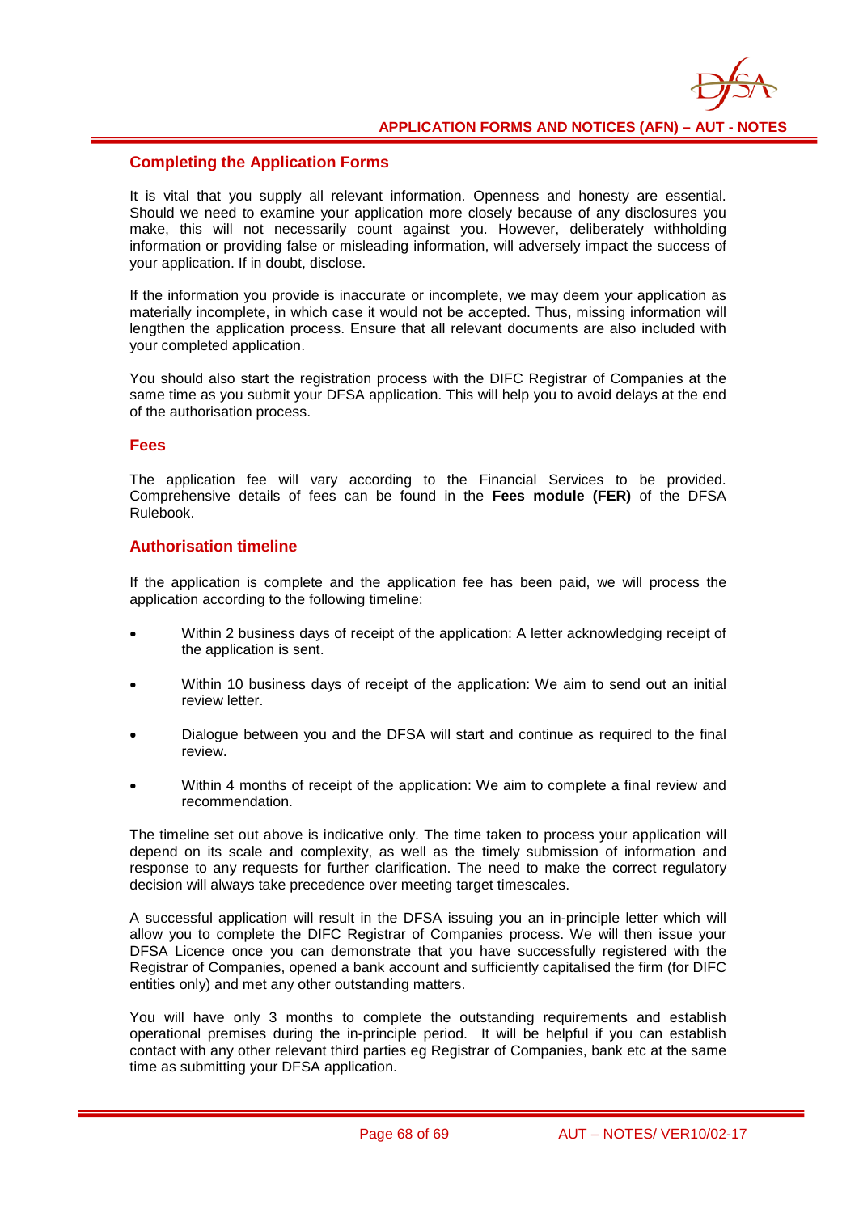## Completing the Application Forms

It is vital that you supply all relevant information. Openness and honesty are essential. Should we need to examine your application more closely because of any disclosures you make, this will not necessarily count against you. However, deliberately withholding information or providing false or misleading information, will adversely impact the success of your application. If in doubt, disclose.

If the information you provide is inaccurate or incomplete, we may deem your application as materially incomplete, in which case it would not be accepted. Thus, missing information will lengthen the application process. Ensure that all relevant documents are also included with your completed application.

You should also start the registration process with the DIFC Registrar of Companies at the same time as you submit your DFSA application. This will help you to avoid delays at the end of the authorisation process.

## Fees

The application fee will vary according to the Financial Services to be provided. Comprehensive details of fees can be found in the **Fees module (FER)** of the DFSA Rulebook.

## Authorisation timeline

If the application is complete and the application fee has been paid, we will process the application according to the following timeline:

- Within 2 business days of receipt of the application: A letter acknowledging receipt of the application is sent.
- Within 10 business days of receipt of the application: We aim to send out an initial review letter.
- Dialogue between you and the DFSA will start and continue as required to the final review.
- Within 4 months of receipt of the application: We aim to complete a final review and recommendation.

The timeline set out above is indicative only. The time taken to process your application will depend on its scale and complexity, as well as the timely submission of information and response to any requests for further clarification. The need to make the correct regulatory decision will always take precedence over meeting target timescales.

A successful application will result in the DFSA issuing you an in-principle letter which will allow you to complete the DIFC Registrar of Companies process. We will then issue your DFSA Licence once you can demonstrate that you have successfully registered with the Registrar of Companies, opened a bank account and sufficiently capitalised the firm (for DIFC entities only) and met any other outstanding matters.

You will have only 3 months to complete the outstanding requirements and establish operational premises during the in-principle period. It will be helpful if you can establish contact with any other relevant third parties eg Registrar of Companies, bank etc at the same time as submitting your DFSA application.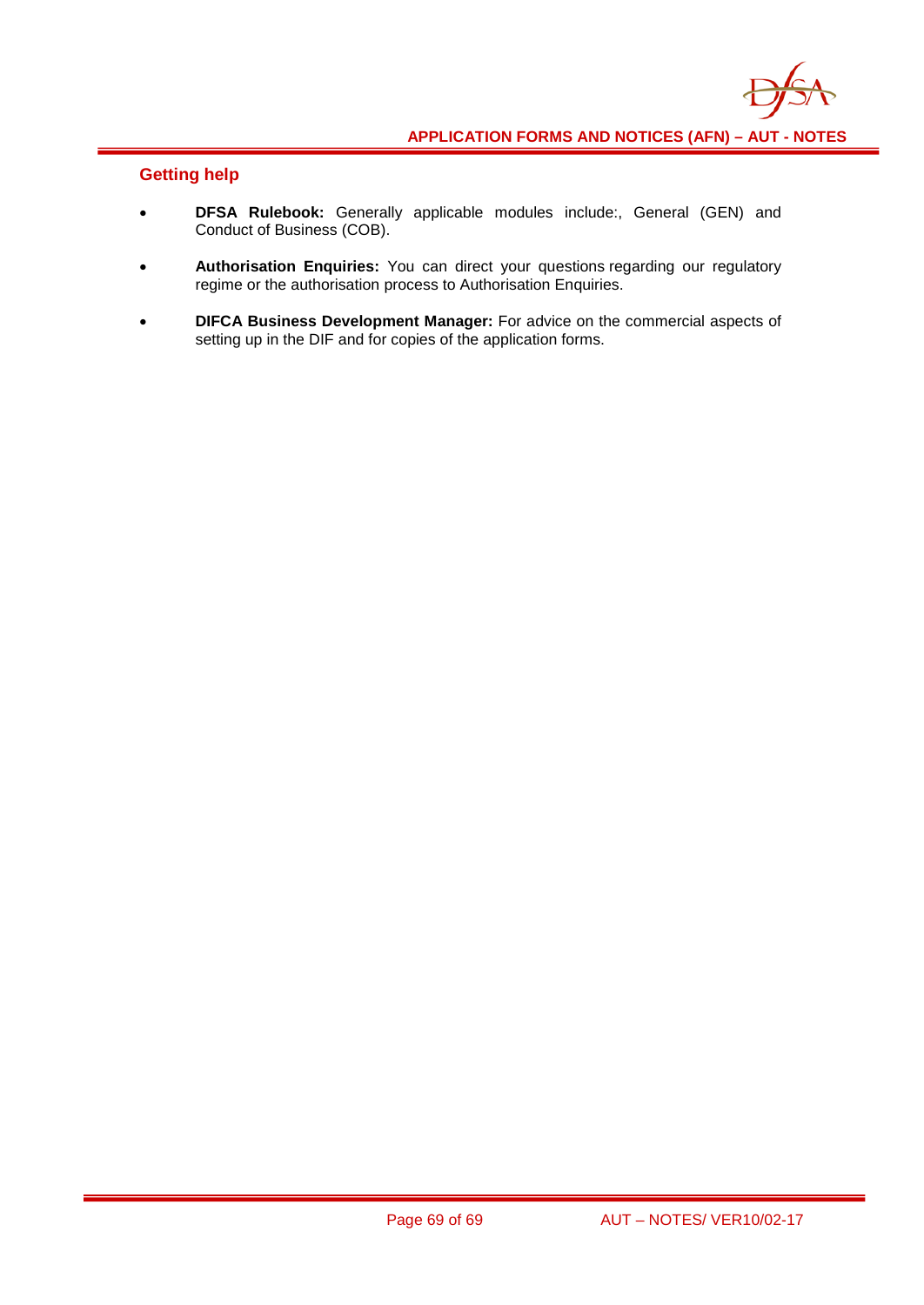## Getting help

- **DFSA Rulebook:** Generally applicable modules include:, General (GEN) and Conduct of Business (COB).

- **Authorisation Enquiries:** You can direct your questions regarding our regulatory regime or the authorisation process to Authorisation Enquiries.

- **DIFCA Business Development Manager:** For advice on the commercial aspects of setting up in the DIF and for copies of the application forms.